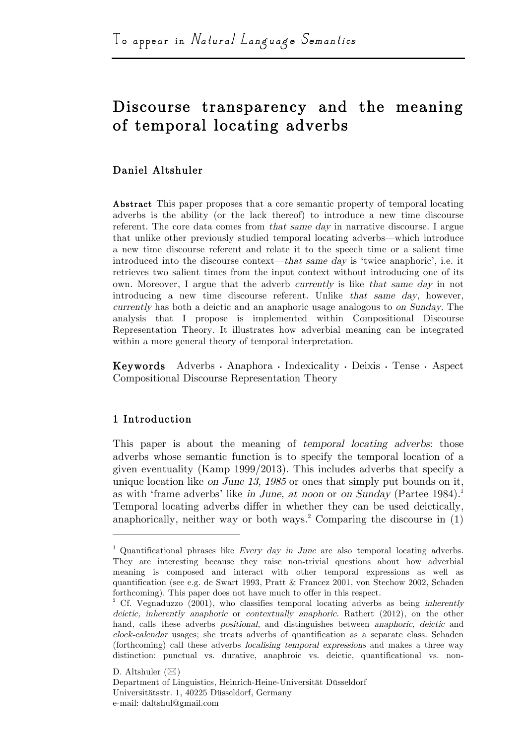To appear in *Natural Language Semantics*

# Discourse transparency and the meaning of temporal locating adverbs

**Daniel Altshuler**

**Abstract** This paper proposes that a core semantic property of temporal locating adverbs is the ability (or the lack thereof) to introduce a new time discourse referent. The core data comes from *that same day* in narrative discourse. I argue that unlike other previously studied temporal locating adverbs—which introduce a new time discourse referent and relate it to the speech time or a salient time introduced into the discourse context—*that same day* is 'twice anaphoric', i.e. it retrieves two salient times from the input context without introducing one of its own. Moreover, I argue that the adverb *currently* is like *that same day* in not introducing a new time discourse referent. Unlike *that same day*, however, *currently* has both a deictic and an anaphoric usage analogous to *on Sunday*. The analysis that I propose is implemented within Compositional Discourse Representation Theory. It illustrates how adverbial meaning can be integrated within a more general theory of temporal interpretation.

**Keywords** Adverbs · Anaphora · Indexicality · Deixis · Tense · Aspect Compositional Discourse Representation Theory

## 1 Introduction

This paper is about the meaning of *temporal locating adverbs*: those adverbs whose semantic function is to specify the temporal location of a given eventuality (Kamp 1999/2013). This includes adverbs that specify a unique location like *on June 13, 1985* or ones that simply put bounds on it, as with 'frame adverbs' like *in June, at noon* or *on Sunday* (Partee 1984).[1] Temporal locating adverbs differ in whether they can be used deictically, anaphorically, neither way or both ways.[2] Comparing the discourse in (1)

[1] Quantificational phrases like *Every day in June* are also temporal locating adverbs. They are interesting because they raise non-trivial questions about how adverbial meaning is composed and interact with other temporal expressions as well as quantification (see e.g. de Swart 1993, Pratt & Francez 2001, von Stechow 2002, Schaden forthcoming). This paper does not have much to offer in this respect.

[2] Cf. Vegnaduzzo (2001), who classifies temporal locating adverbs as being *inherently deictic, inherently anaphoric* or *contextually anaphoric.* Rathert (2012), on the other hand, calls these adverbs *positional*, and distinguishes between *anaphoric*, *deictic* and *clock-calendar* usages; she treats adverbs of quantification as a separate class. Schaden (forthcoming) call these adverbs *localising temporal expressions* and makes a three way distinction: punctual vs. durative, anaphroic vs. deictic, quantificational vs. non-

D. Altshuler (✉)
Department of Linguistics, Heinrich-Heine-Universität Düsseldorf
Universitätsstr. 1, 40225 Düsseldorf, Germany
e-mail: daltshul@gmail.com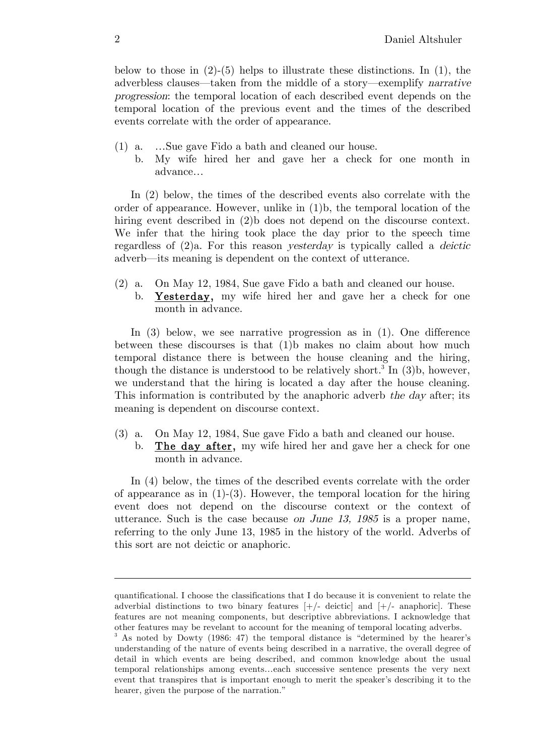below to those in (2)-(5) helps to illustrate these distinctions. In (1), the adverbless clauses—taken from the middle of a story—exemplify *narrative progression*: the temporal location of each described event depends on the temporal location of the previous event and the times of the described events correlate with the order of appearance.

(1) a. …Sue gave Fido a bath and cleaned our house.
  b. My wife hired her and gave her a check for one month in advance…

In (2) below, the times of the described events also correlate with the order of appearance. However, unlike in (1)b, the temporal location of the hiring event described in (2)b does not depend on the discourse context. We infer that the hiring took place the day prior to the speech time regardless of (2)a. For this reason *yesterday* is typically called a *deictic* adverb—its meaning is dependent on the context of utterance.

(2) a. On May 12, 1984, Sue gave Fido a bath and cleaned our house.
  b. **Yesterday,** my wife hired her and gave her a check for one month in advance.

In (3) below, we see narrative progression as in (1). One difference between these discourses is that (1)b makes no claim about how much temporal distance there is between the house cleaning and the hiring, though the distance is understood to be relatively short.[3] In (3)b, however, we understand that the hiring is located a day after the house cleaning. This information is contributed by the anaphoric adverb *the day* after; its meaning is dependent on discourse context.

(3) a. On May 12, 1984, Sue gave Fido a bath and cleaned our house.
  b. **The day after,** my wife hired her and gave her a check for one month in advance.

In (4) below, the times of the described events correlate with the order of appearance as in (1)-(3). However, the temporal location for the hiring event does not depend on the discourse context or the context of utterance. Such is the case because *on June 13, 1985* is a proper name, referring to the only June 13, 1985 in the history of the world. Adverbs of this sort are not deictic or anaphoric.

---

quantificational. I choose the classifications that I do because it is convenient to relate the adverbial distinctions to two binary features [+/- deictic] and [+/- anaphoric]. These features are not meaning components, but descriptive abbreviations. I acknowledge that other features may be revelant to account for the meaning of temporal locating adverbs.

[3] As noted by Dowty (1986: 47) the temporal distance is "determined by the hearer's understanding of the nature of events being described in a narrative, the overall degree of detail in which events are being described, and common knowledge about the usual temporal relationships among events…each successive sentence presents the very next event that transpires that is important enough to merit the speaker's describing it to the hearer, given the purpose of the narration."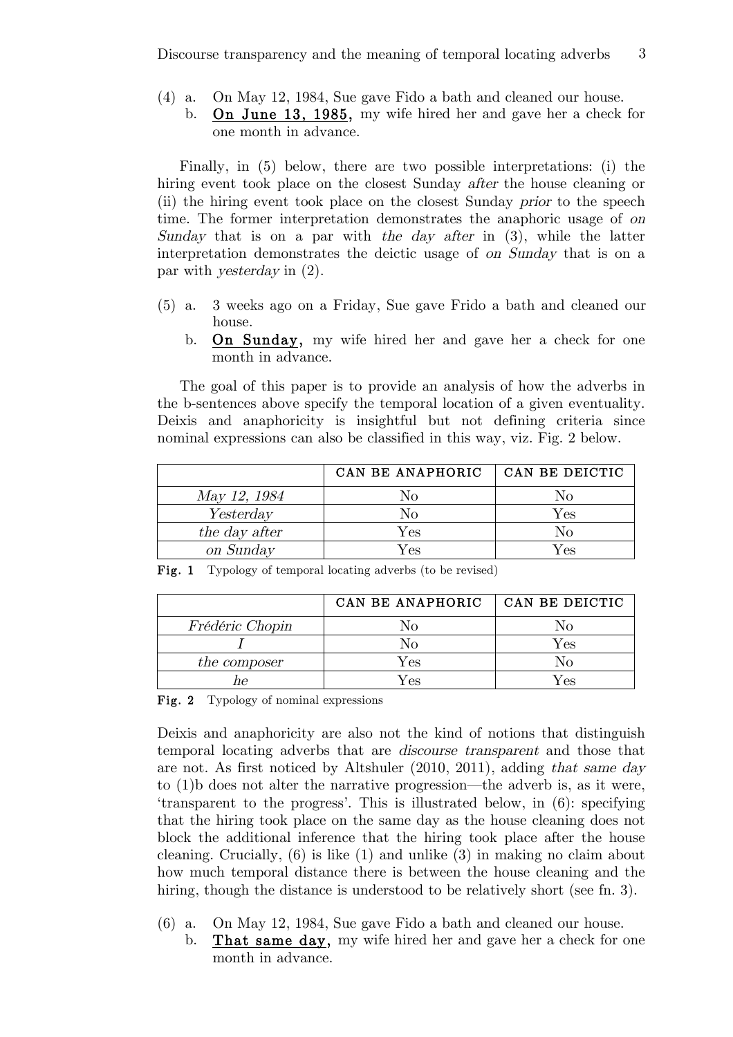(4) a. On May 12, 1984, Sue gave Fido a bath and cleaned our house.
  b. **On June 13, 1985,** my wife hired her and gave her a check for one month in advance.

Finally, in (5) below, there are two possible interpretations: (i) the hiring event took place on the closest Sunday *after* the house cleaning or (ii) the hiring event took place on the closest Sunday *prior* to the speech time. The former interpretation demonstrates the anaphoric usage of *on Sunday* that is on a par with *the day after* in (3), while the latter interpretation demonstrates the deictic usage of *on Sunday* that is on a par with *yesterday* in (2).

(5) a. 3 weeks ago on a Friday, Sue gave Frido a bath and cleaned our house.
  b. **On Sunday,** my wife hired her and gave her a check for one month in advance.

The goal of this paper is to provide an analysis of how the adverbs in the b-sentences above specify the temporal location of a given eventuality. Deixis and anaphoricity is insightful but not defining criteria since nominal expressions can also be classified in this way, viz. Fig. 2 below.

| | CAN BE ANAPHORIC | CAN BE DEICTIC |
|---|---|---|
| *May 12, 1984* | No | No |
| *Yesterday* | No | Yes |
| *the day after* | Yes | No |
| *on Sunday* | Yes | Yes |

**Fig. 1** Typology of temporal locating adverbs (to be revised)

| | CAN BE ANAPHORIC | CAN BE DEICTIC |
|---|---|---|
| *Frédéric Chopin* | No | No |
| *I* | No | Yes |
| *the composer* | Yes | No |
| *he* | Yes | Yes |

**Fig. 2** Typology of nominal expressions

Deixis and anaphoricity are also not the kind of notions that distinguish temporal locating adverbs that are *discourse transparent* and those that are not. As first noticed by Altshuler (2010, 2011), adding *that same day* to (1)b does not alter the narrative progression—the adverb is, as it were, 'transparent to the progress'. This is illustrated below, in (6): specifying that the hiring took place on the same day as the house cleaning does not block the additional inference that the hiring took place after the house cleaning. Crucially, (6) is like (1) and unlike (3) in making no claim about how much temporal distance there is between the house cleaning and the hiring, though the distance is understood to be relatively short (see fn. 3).

(6) a. On May 12, 1984, Sue gave Fido a bath and cleaned our house.
  b. **That same day,** my wife hired her and gave her a check for one month in advance.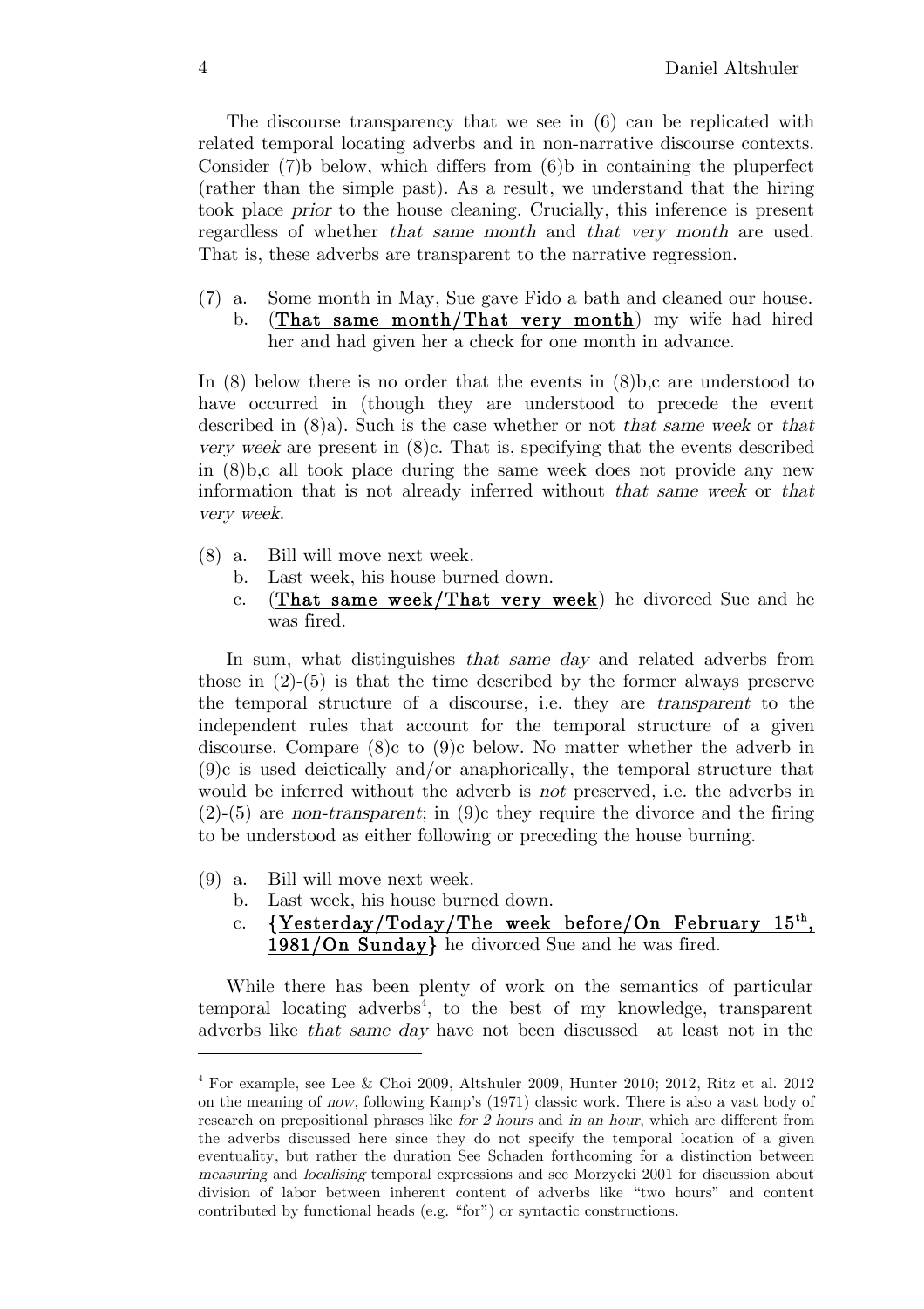The discourse transparency that we see in (6) can be replicated with related temporal locating adverbs and in non-narrative discourse contexts. Consider (7)b below, which differs from (6)b in containing the pluperfect (rather than the simple past). As a result, we understand that the hiring took place *prior* to the house cleaning. Crucially, this inference is present regardless of whether *that same month* and *that very month* are used. That is, these adverbs are transparent to the narrative regression.

(7) a. Some month in May, Sue gave Fido a bath and cleaned our house.
    b. (**That same month/That very month**) my wife had hired her and had given her a check for one month in advance.

In (8) below there is no order that the events in (8)b,c are understood to have occurred in (though they are understood to precede the event described in (8)a). Such is the case whether or not *that same week* or *that very week* are present in (8)c. That is, specifying that the events described in (8)b,c all took place during the same week does not provide any new information that is not already inferred without *that same week* or *that very week*.

(8) a. Bill will move next week.
    b. Last week, his house burned down.
    c. (**That same week/That very week**) he divorced Sue and he was fired.

In sum, what distinguishes *that same day* and related adverbs from those in (2)-(5) is that the time described by the former always preserve the temporal structure of a discourse, i.e. they are *transparent* to the independent rules that account for the temporal structure of a given discourse. Compare (8)c to (9)c below. No matter whether the adverb in (9)c is used deictically and/or anaphorically, the temporal structure that would be inferred without the adverb is *not* preserved, i.e. the adverbs in (2)-(5) are *non-transparent*; in (9)c they require the divorce and the firing to be understood as either following or preceding the house burning.

(9) a. Bill will move next week.
    b. Last week, his house burned down.
    c. {**Yesterday/Today/The week before/On February 15th, 1981/On Sunday**} he divorced Sue and he was fired.

While there has been plenty of work on the semantics of particular temporal locating adverbs[4], to the best of my knowledge, transparent adverbs like *that same day* have not been discussed—at least not in the

[4] For example, see Lee & Choi 2009, Altshuler 2009, Hunter 2010; 2012, Ritz et al. 2012 on the meaning of *now*, following Kamp's (1971) classic work. There is also a vast body of research on prepositional phrases like *for 2 hours* and *in an hour*, which are different from the adverbs discussed here since they do not specify the temporal location of a given eventuality, but rather the duration See Schaden forthcoming for a distinction between *measuring* and *localising* temporal expressions and see Morzycki 2001 for discussion about division of labor between inherent content of adverbs like "two hours" and content contributed by functional heads (e.g. "for") or syntactic constructions.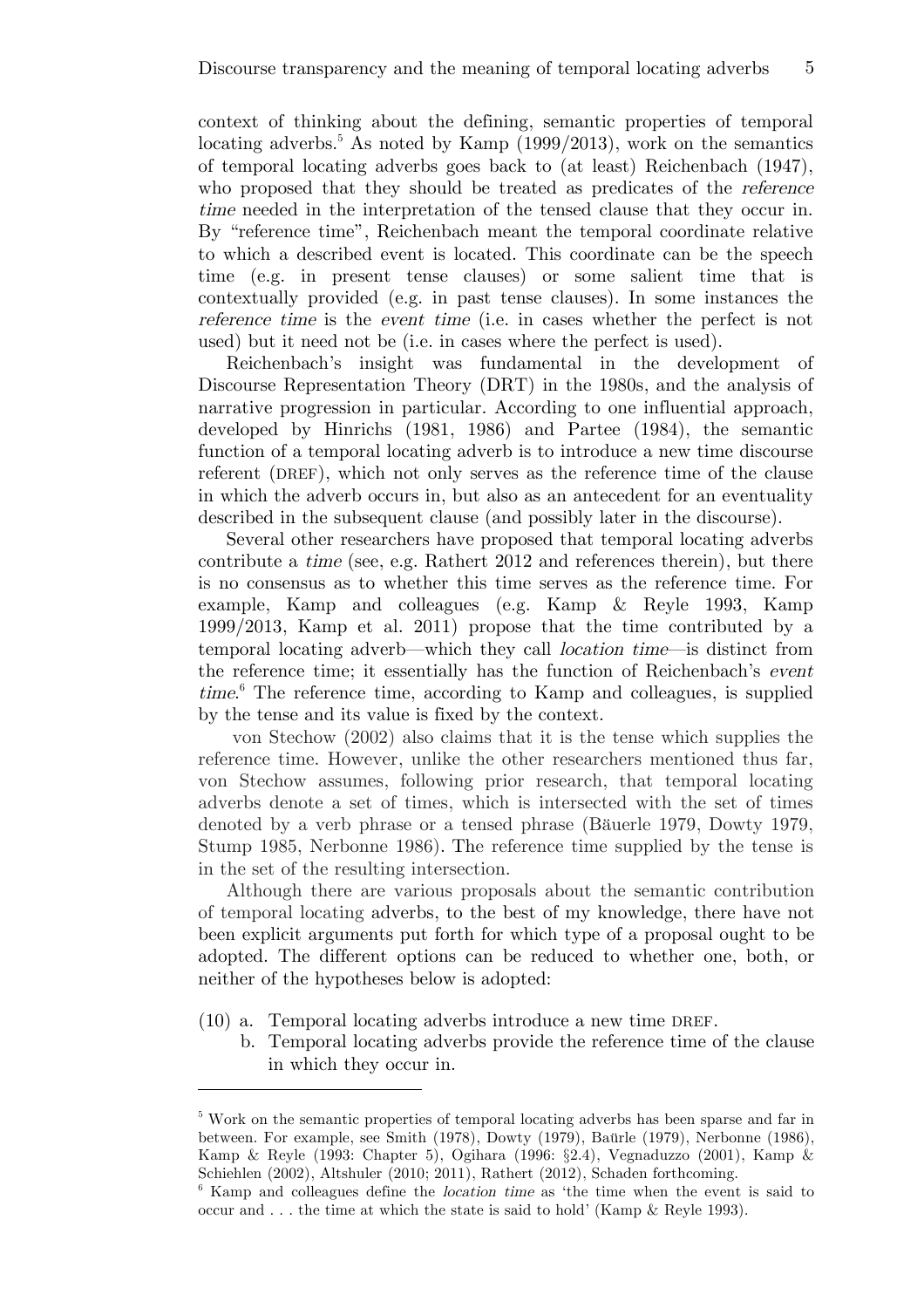context of thinking about the defining, semantic properties of temporal locating adverbs.[5] As noted by Kamp (1999/2013), work on the semantics of temporal locating adverbs goes back to (at least) Reichenbach (1947), who proposed that they should be treated as predicates of the *reference time* needed in the interpretation of the tensed clause that they occur in. By "reference time", Reichenbach meant the temporal coordinate relative to which a described event is located. This coordinate can be the speech time (e.g. in present tense clauses) or some salient time that is contextually provided (e.g. in past tense clauses). In some instances the *reference time* is the *event time* (i.e. in cases whether the perfect is not used) but it need not be (i.e. in cases where the perfect is used).

Reichenbach's insight was fundamental in the development of Discourse Representation Theory (DRT) in the 1980s, and the analysis of narrative progression in particular. According to one influential approach, developed by Hinrichs (1981, 1986) and Partee (1984), the semantic function of a temporal locating adverb is to introduce a new time discourse referent (DREF), which not only serves as the reference time of the clause in which the adverb occurs in, but also as an antecedent for an eventuality described in the subsequent clause (and possibly later in the discourse).

Several other researchers have proposed that temporal locating adverbs contribute a *time* (see, e.g. Rathert 2012 and references therein), but there is no consensus as to whether this time serves as the reference time. For example, Kamp and colleagues (e.g. Kamp & Reyle 1993, Kamp 1999/2013, Kamp et al. 2011) propose that the time contributed by a temporal locating adverb—which they call *location time*—is distinct from the reference time; it essentially has the function of Reichenbach's *event time*.[6] The reference time, according to Kamp and colleagues, is supplied by the tense and its value is fixed by the context.

von Stechow (2002) also claims that it is the tense which supplies the reference time. However, unlike the other researchers mentioned thus far, von Stechow assumes, following prior research, that temporal locating adverbs denote a set of times, which is intersected with the set of times denoted by a verb phrase or a tensed phrase (Bäuerle 1979, Dowty 1979, Stump 1985, Nerbonne 1986). The reference time supplied by the tense is in the set of the resulting intersection.

Although there are various proposals about the semantic contribution of temporal locating adverbs, to the best of my knowledge, there have not been explicit arguments put forth for which type of a proposal ought to be adopted. The different options can be reduced to whether one, both, or neither of the hypotheses below is adopted:

(10) a. Temporal locating adverbs introduce a new time DREF.
b. Temporal locating adverbs provide the reference time of the clause in which they occur in.

[5] Work on the semantic properties of temporal locating adverbs has been sparse and far in between. For example, see Smith (1978), Dowty (1979), Baürle (1979), Nerbonne (1986), Kamp & Reyle (1993: Chapter 5), Ogihara (1996: §2.4), Vegnaduzzo (2001), Kamp & Schiehlen (2002), Altshuler (2010; 2011), Rathert (2012), Schaden forthcoming.

[6] Kamp and colleagues define the *location time* as 'the time when the event is said to occur and . . . the time at which the state is said to hold' (Kamp & Reyle 1993).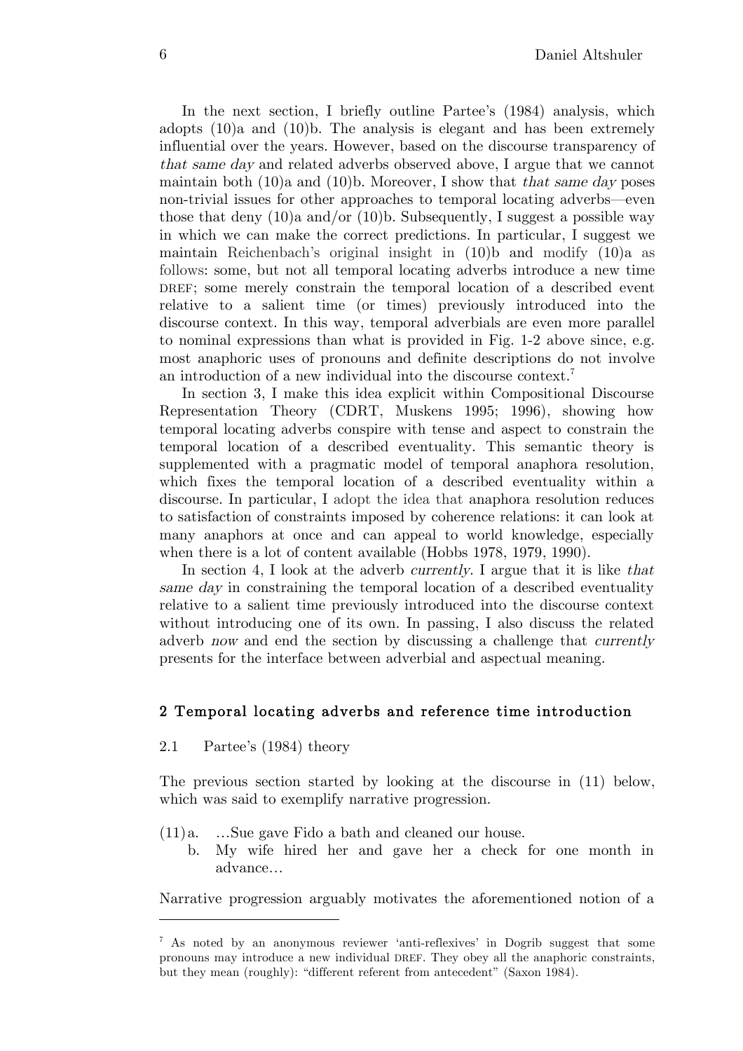In the next section, I briefly outline Partee's (1984) analysis, which adopts (10)a and (10)b. The analysis is elegant and has been extremely influential over the years. However, based on the discourse transparency of *that same day* and related adverbs observed above, I argue that we cannot maintain both (10)a and (10)b. Moreover, I show that *that same day* poses non-trivial issues for other approaches to temporal locating adverbs—even those that deny (10)a and/or (10)b. Subsequently, I suggest a possible way in which we can make the correct predictions. In particular, I suggest we maintain Reichenbach's original insight in (10)b and modify (10)a as follows: some, but not all temporal locating adverbs introduce a new time DREF; some merely constrain the temporal location of a described event relative to a salient time (or times) previously introduced into the discourse context. In this way, temporal adverbials are even more parallel to nominal expressions than what is provided in Fig. 1-2 above since, e.g. most anaphoric uses of pronouns and definite descriptions do not involve an introduction of a new individual into the discourse context.[7]

In section 3, I make this idea explicit within Compositional Discourse Representation Theory (CDRT, Muskens 1995; 1996), showing how temporal locating adverbs conspire with tense and aspect to constrain the temporal location of a described eventuality. This semantic theory is supplemented with a pragmatic model of temporal anaphora resolution, which fixes the temporal location of a described eventuality within a discourse. In particular, I adopt the idea that anaphora resolution reduces to satisfaction of constraints imposed by coherence relations: it can look at many anaphors at once and can appeal to world knowledge, especially when there is a lot of content available (Hobbs 1978, 1979, 1990).

In section 4, I look at the adverb *currently*. I argue that it is like *that same day* in constraining the temporal location of a described eventuality relative to a salient time previously introduced into the discourse context without introducing one of its own. In passing, I also discuss the related adverb *now* and end the section by discussing a challenge that *currently* presents for the interface between adverbial and aspectual meaning.

## 2 Temporal locating adverbs and reference time introduction

### 2.1 Partee's (1984) theory

The previous section started by looking at the discourse in (11) below, which was said to exemplify narrative progression.

(11) a. …Sue gave Fido a bath and cleaned our house.
 b. My wife hired her and gave her a check for one month in advance…

Narrative progression arguably motivates the aforementioned notion of a

[7] As noted by an anonymous reviewer 'anti-reflexives' in Dogrib suggest that some pronouns may introduce a new individual DREF. They obey all the anaphoric constraints, but they mean (roughly): "different referent from antecedent" (Saxon 1984).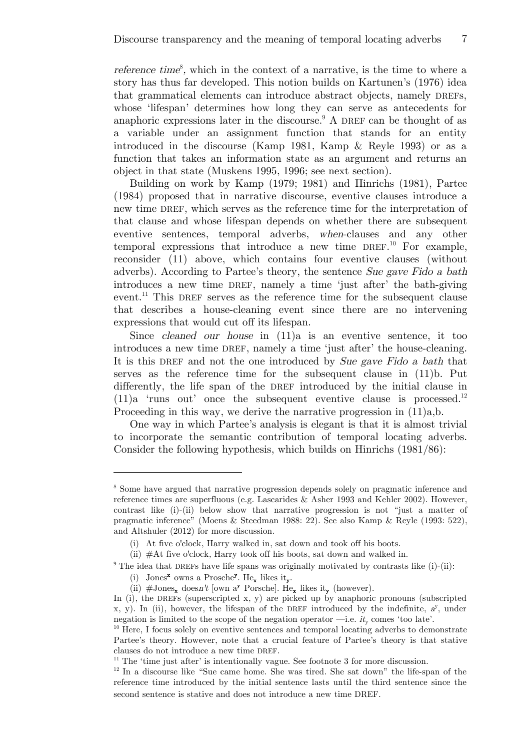*reference time*[8], which in the context of a narrative, is the time to where a story has thus far developed. This notion builds on Kartunen's (1976) idea that grammatical elements can introduce abstract objects, namely DREFs, whose 'lifespan' determines how long they can serve as antecedents for anaphoric expressions later in the discourse.[9] A DREF can be thought of as a variable under an assignment function that stands for an entity introduced in the discourse (Kamp 1981, Kamp & Reyle 1993) or as a function that takes an information state as an argument and returns an object in that state (Muskens 1995, 1996; see next section).

Building on work by Kamp (1979; 1981) and Hinrichs (1981), Partee (1984) proposed that in narrative discourse, eventive clauses introduce a new time DREF, which serves as the reference time for the interpretation of that clause and whose lifespan depends on whether there are subsequent eventive sentences, temporal adverbs, *when*-clauses and any other temporal expressions that introduce a new time DREF.[10] For example, reconsider (11) above, which contains four eventive clauses (without adverbs). According to Partee's theory, the sentence *Sue gave Fido a bath* introduces a new time DREF, namely a time 'just after' the bath-giving event.[11] This DREF serves as the reference time for the subsequent clause that describes a house-cleaning event since there are no intervening expressions that would cut off its lifespan.

Since *cleaned our house* in (11)a is an eventive sentence, it too introduces a new time DREF, namely a time 'just after' the house-cleaning. It is this DREF and not the one introduced by *Sue gave Fido a bath* that serves as the reference time for the subsequent clause in (11)b. Put differently, the life span of the DREF introduced by the initial clause in (11)a 'runs out' once the subsequent eventive clause is processed.[12] Proceeding in this way, we derive the narrative progression in (11)a,b.

One way in which Partee's analysis is elegant is that it is almost trivial to incorporate the semantic contribution of temporal locating adverbs. Consider the following hypothesis, which builds on Hinrichs (1981/86):

---

[8] Some have argued that narrative progression depends solely on pragmatic inference and reference times are superfluous (e.g. Lascarides & Asher 1993 and Kehler 2002). However, contrast like (i)-(ii) below show that narrative progression is not "just a matter of pragmatic inference" (Moens & Steedman 1988: 22). See also Kamp & Reyle (1993: 522), and Altshuler (2012) for more discussion.

(i) At five o'clock, Harry walked in, sat down and took off his boots.

(ii) #At five o'clock, Harry took off his boots, sat down and walked in.

[9] The idea that DREFs have life spans was originally motivated by contrasts like (i)-(ii):

(i) Jones$^{\mathbf{x}}$ owns a Prosche$^{\mathbf{y}}$. He$_{\mathbf{x}}$ likes it$_{\mathbf{y}}$.

(ii) #Jones$_{\mathbf{x}}$ does*n't* [own a$^{\mathbf{y}}$ Porsche]. He$_{\mathbf{x}}$ likes it$_{\mathbf{y}}$ (however).

In (i), the DREFs (superscripted x, y) are picked up by anaphoric pronouns (subscripted x, y). In (ii), however, the lifespan of the DREF introduced by the indefinite, *a*$^{y}$, under negation is limited to the scope of the negation operator —i.e. *it*$_{y}$ comes 'too late'.

[10] Here, I focus solely on eventive sentences and temporal locating adverbs to demonstrate Partee's theory. However, note that a crucial feature of Partee's theory is that stative clauses do not introduce a new time DREF.

[11] The 'time just after' is intentionally vague. See footnote 3 for more discussion.

[12] In a discourse like "Sue came home. She was tired. She sat down" the life-span of the reference time introduced by the initial sentence lasts until the third sentence since the second sentence is stative and does not introduce a new time DREF.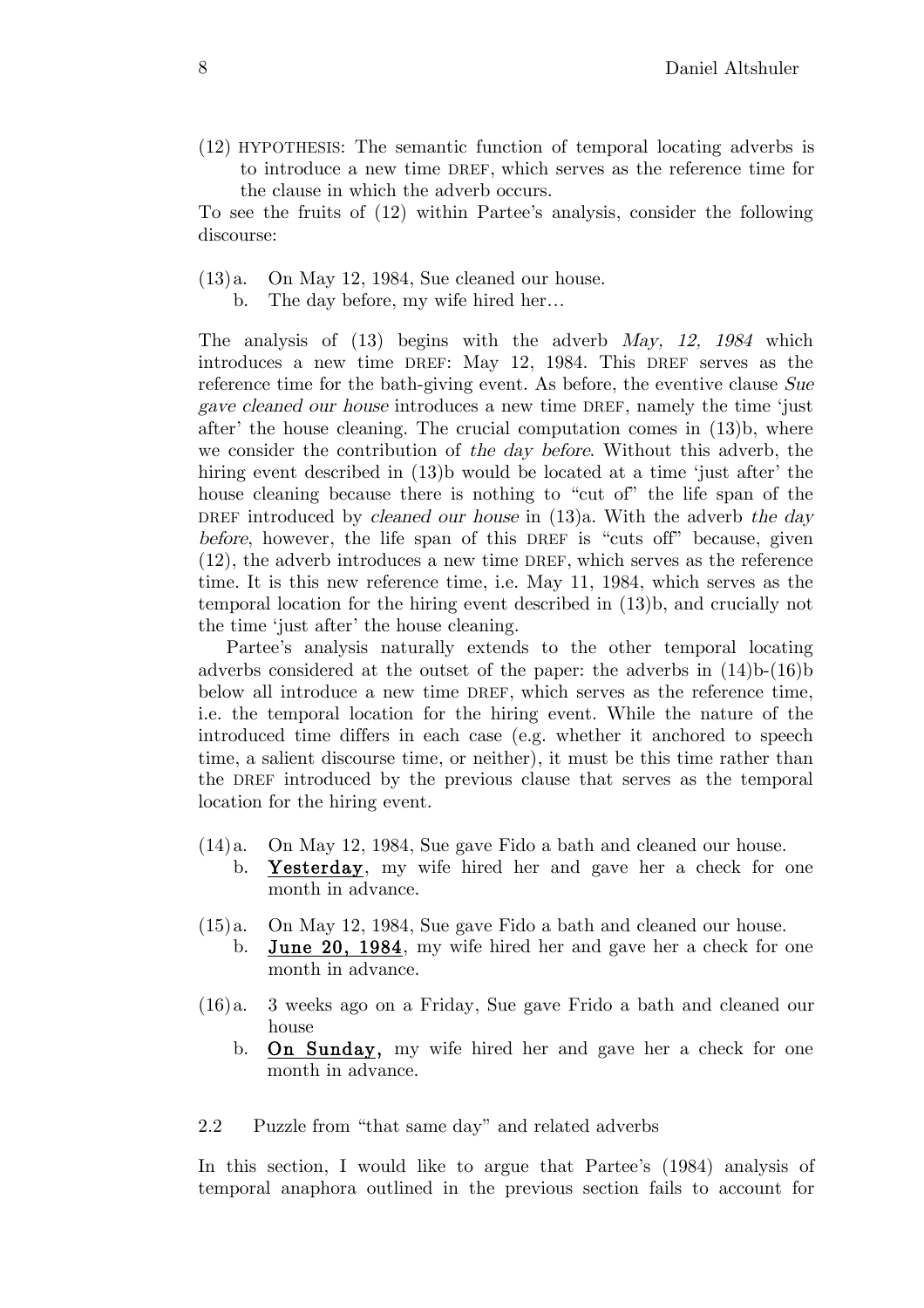(12) HYPOTHESIS: The semantic function of temporal locating adverbs is to introduce a new time DREF, which serves as the reference time for the clause in which the adverb occurs.

To see the fruits of (12) within Partee's analysis, consider the following discourse:

(13) a. On May 12, 1984, Sue cleaned our house.
  b. The day before, my wife hired her…

The analysis of (13) begins with the adverb *May, 12, 1984* which introduces a new time DREF: May 12, 1984. This DREF serves as the reference time for the bath-giving event. As before, the eventive clause *Sue gave cleaned our house* introduces a new time DREF, namely the time 'just after' the house cleaning. The crucial computation comes in (13)b, where we consider the contribution of *the day before*. Without this adverb, the hiring event described in (13)b would be located at a time 'just after' the house cleaning because there is nothing to "cut of" the life span of the DREF introduced by *cleaned our house* in (13)a. With the adverb *the day before*, however, the life span of this DREF is "cuts off" because, given (12), the adverb introduces a new time DREF, which serves as the reference time. It is this new reference time, i.e. May 11, 1984, which serves as the temporal location for the hiring event described in (13)b, and crucially not the time 'just after' the house cleaning.

Partee's analysis naturally extends to the other temporal locating adverbs considered at the outset of the paper: the adverbs in (14)b-(16)b below all introduce a new time DREF, which serves as the reference time, i.e. the temporal location for the hiring event. While the nature of the introduced time differs in each case (e.g. whether it anchored to speech time, a salient discourse time, or neither), it must be this time rather than the DREF introduced by the previous clause that serves as the temporal location for the hiring event.

(14) a. On May 12, 1984, Sue gave Fido a bath and cleaned our house.
  b. **Yesterday**, my wife hired her and gave her a check for one month in advance.

(15) a. On May 12, 1984, Sue gave Fido a bath and cleaned our house.
  b. **June 20, 1984**, my wife hired her and gave her a check for one month in advance.

(16) a. 3 weeks ago on a Friday, Sue gave Frido a bath and cleaned our house
  b. **On Sunday,** my wife hired her and gave her a check for one month in advance.

### 2.2 Puzzle from "that same day" and related adverbs

In this section, I would like to argue that Partee's (1984) analysis of temporal anaphora outlined in the previous section fails to account for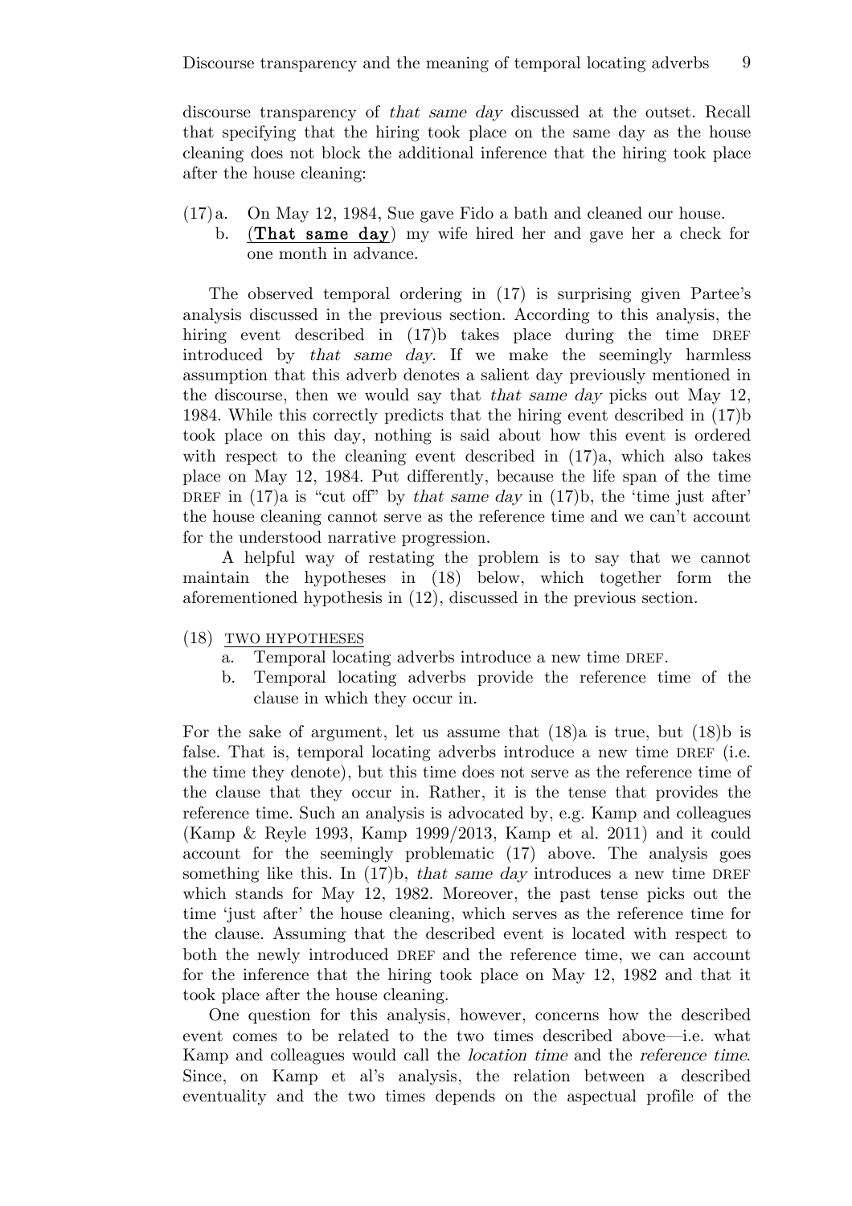discourse transparency of *that same day* discussed at the outset. Recall that specifying that the hiring took place on the same day as the house cleaning does not block the additional inference that the hiring took place after the house cleaning:

(17) a. On May 12, 1984, Sue gave Fido a bath and cleaned our house.
 b. (**That same day**) my wife hired her and gave her a check for one month in advance.

The observed temporal ordering in (17) is surprising given Partee's analysis discussed in the previous section. According to this analysis, the hiring event described in (17)b takes place during the time DREF introduced by *that same day*. If we make the seemingly harmless assumption that this adverb denotes a salient day previously mentioned in the discourse, then we would say that *that same day* picks out May 12, 1984. While this correctly predicts that the hiring event described in (17)b took place on this day, nothing is said about how this event is ordered with respect to the cleaning event described in (17)a, which also takes place on May 12, 1984. Put differently, because the life span of the time DREF in (17)a is "cut off" by *that same day* in (17)b, the 'time just after' the house cleaning cannot serve as the reference time and we can't account for the understood narrative progression.

A helpful way of restating the problem is to say that we cannot maintain the hypotheses in (18) below, which together form the aforementioned hypothesis in (12), discussed in the previous section.

(18) TWO HYPOTHESES
 a. Temporal locating adverbs introduce a new time DREF.
 b. Temporal locating adverbs provide the reference time of the clause in which they occur in.

For the sake of argument, let us assume that (18)a is true, but (18)b is false. That is, temporal locating adverbs introduce a new time DREF (i.e. the time they denote), but this time does not serve as the reference time of the clause that they occur in. Rather, it is the tense that provides the reference time. Such an analysis is advocated by, e.g. Kamp and colleagues (Kamp & Reyle 1993, Kamp 1999/2013, Kamp et al. 2011) and it could account for the seemingly problematic (17) above. The analysis goes something like this. In (17)b, *that same day* introduces a new time DREF which stands for May 12, 1982. Moreover, the past tense picks out the time 'just after' the house cleaning, which serves as the reference time for the clause. Assuming that the described event is located with respect to both the newly introduced DREF and the reference time, we can account for the inference that the hiring took place on May 12, 1982 and that it took place after the house cleaning.

One question for this analysis, however, concerns how the described event comes to be related to the two times described above—i.e. what Kamp and colleagues would call the *location time* and the *reference time*. Since, on Kamp et al's analysis, the relation between a described eventuality and the two times depends on the aspectual profile of the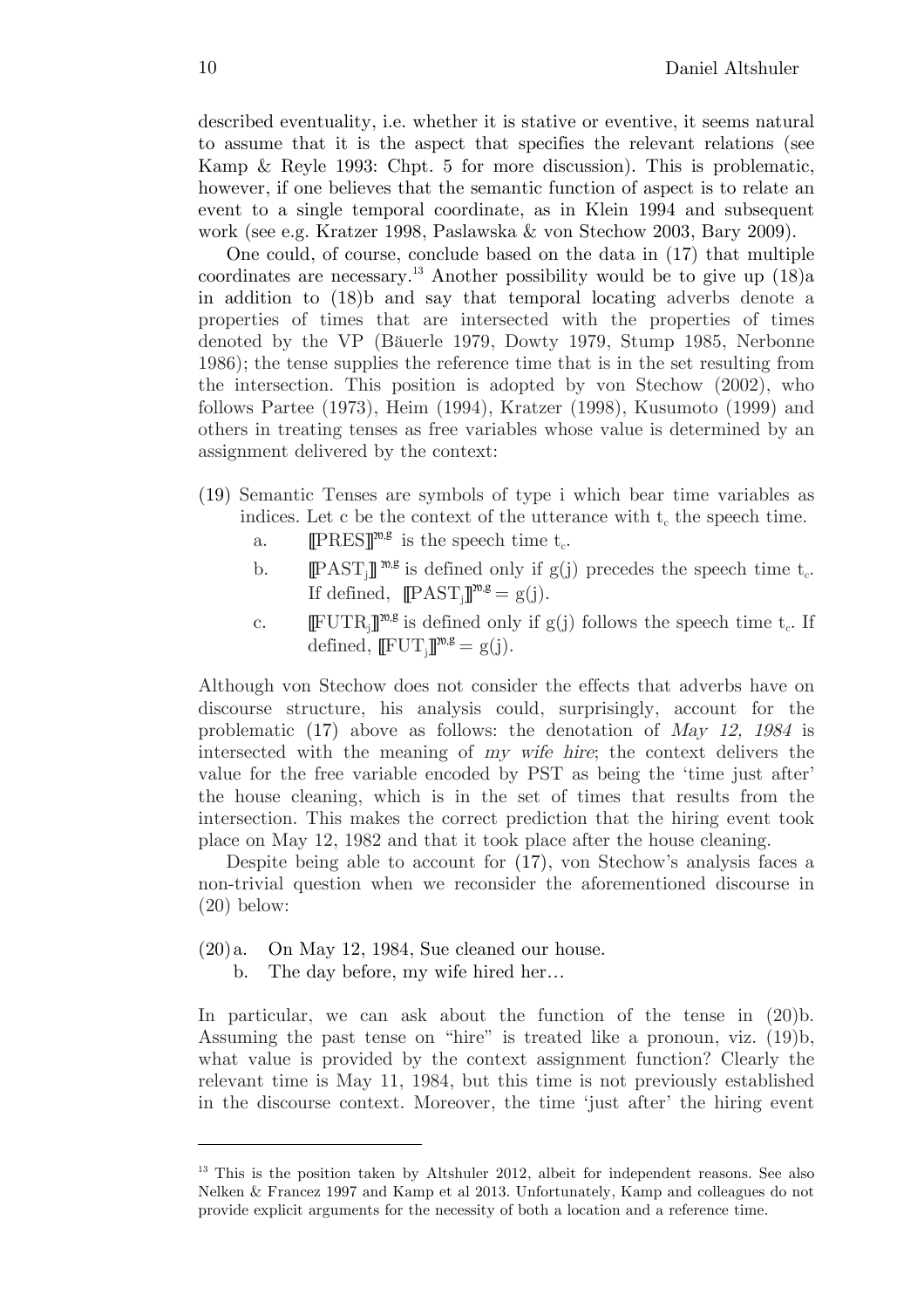described eventuality, i.e. whether it is stative or eventive, it seems natural to assume that it is the aspect that specifies the relevant relations (see Kamp & Reyle 1993: Chpt. 5 for more discussion). This is problematic, however, if one believes that the semantic function of aspect is to relate an event to a single temporal coordinate, as in Klein 1994 and subsequent work (see e.g. Kratzer 1998, Paslawska & von Stechow 2003, Bary 2009).

One could, of course, conclude based on the data in (17) that multiple coordinates are necessary.[13] Another possibility would be to give up (18)a in addition to (18)b and say that temporal locating adverbs denote a properties of times that are intersected with the properties of times denoted by the VP (Bäuerle 1979, Dowty 1979, Stump 1985, Nerbonne 1986); the tense supplies the reference time that is in the set resulting from the intersection. This position is adopted by von Stechow (2002), who follows Partee (1973), Heim (1994), Kratzer (1998), Kusumoto (1999) and others in treating tenses as free variables whose value is determined by an assignment delivered by the context:

(19) Semantic Tenses are symbols of type i which bear time variables as indices. Let c be the context of the utterance with $t_c$ the speech time.
   a. $[\![\text{PRES}]\!]^{w,g}$ is the speech time $t_c$.
   b. $[\![\text{PAST}_j]\!]^{w,g}$ is defined only if g(j) precedes the speech time $t_c$. If defined, $[\![\text{PAST}_j]\!]^{w,g} = g(j)$.
   c. $[\![\text{FUTR}_j]\!]^{w,g}$ is defined only if g(j) follows the speech time $t_c$. If defined, $[\![\text{FUT}_j]\!]^{w,g} = g(j)$.

Although von Stechow does not consider the effects that adverbs have on discourse structure, his analysis could, surprisingly, account for the problematic (17) above as follows: the denotation of *May 12, 1984* is intersected with the meaning of *my wife hire*; the context delivers the value for the free variable encoded by PST as being the 'time just after' the house cleaning, which is in the set of times that results from the intersection. This makes the correct prediction that the hiring event took place on May 12, 1982 and that it took place after the house cleaning.

Despite being able to account for (17), von Stechow's analysis faces a non-trivial question when we reconsider the aforementioned discourse in (20) below:

(20) a. On May 12, 1984, Sue cleaned our house.
   b. The day before, my wife hired her…

In particular, we can ask about the function of the tense in (20)b. Assuming the past tense on "hire" is treated like a pronoun, viz. (19)b, what value is provided by the context assignment function? Clearly the relevant time is May 11, 1984, but this time is not previously established in the discourse context. Moreover, the time 'just after' the hiring event

---

[13] This is the position taken by Altshuler 2012, albeit for independent reasons. See also Nelken & Francez 1997 and Kamp et al 2013. Unfortunately, Kamp and colleagues do not provide explicit arguments for the necessity of both a location and a reference time.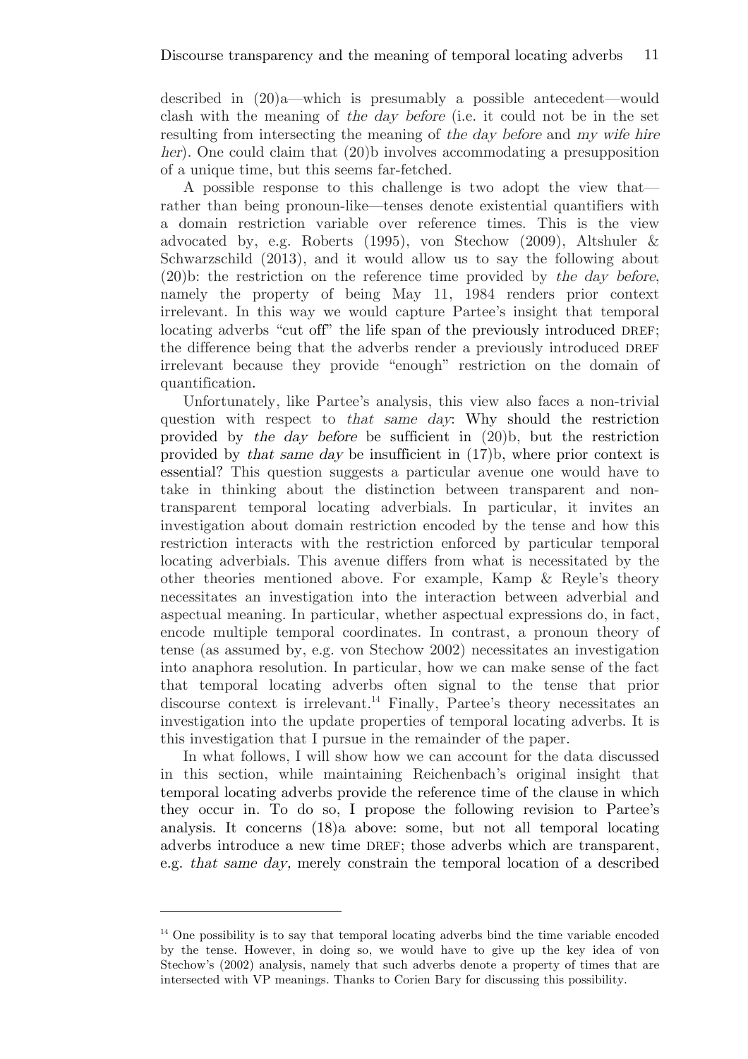described in (20)a—which is presumably a possible antecedent—would clash with the meaning of *the day before* (i.e. it could not be in the set resulting from intersecting the meaning of *the day before* and *my wife hire her*). One could claim that (20)b involves accommodating a presupposition of a unique time, but this seems far-fetched.

A possible response to this challenge is two adopt the view that—rather than being pronoun-like—tenses denote existential quantifiers with a domain restriction variable over reference times. This is the view advocated by, e.g. Roberts (1995), von Stechow (2009), Altshuler & Schwarzschild (2013), and it would allow us to say the following about (20)b: the restriction on the reference time provided by *the day before*, namely the property of being May 11, 1984 renders prior context irrelevant. In this way we would capture Partee's insight that temporal locating adverbs "cut off" the life span of the previously introduced DREF; the difference being that the adverbs render a previously introduced DREF irrelevant because they provide "enough" restriction on the domain of quantification.

Unfortunately, like Partee's analysis, this view also faces a non-trivial question with respect to *that same day*: Why should the restriction provided by *the day before* be sufficient in (20)b, but the restriction provided by *that same day* be insufficient in (17)b, where prior context is essential? This question suggests a particular avenue one would have to take in thinking about the distinction between transparent and non-transparent temporal locating adverbials. In particular, it invites an investigation about domain restriction encoded by the tense and how this restriction interacts with the restriction enforced by particular temporal locating adverbials. This avenue differs from what is necessitated by the other theories mentioned above. For example, Kamp & Reyle's theory necessitates an investigation into the interaction between adverbial and aspectual meaning. In particular, whether aspectual expressions do, in fact, encode multiple temporal coordinates. In contrast, a pronoun theory of tense (as assumed by, e.g. von Stechow 2002) necessitates an investigation into anaphora resolution. In particular, how we can make sense of the fact that temporal locating adverbs often signal to the tense that prior discourse context is irrelevant.[14] Finally, Partee's theory necessitates an investigation into the update properties of temporal locating adverbs. It is this investigation that I pursue in the remainder of the paper.

In what follows, I will show how we can account for the data discussed in this section, while maintaining Reichenbach's original insight that temporal locating adverbs provide the reference time of the clause in which they occur in. To do so, I propose the following revision to Partee's analysis. It concerns (18)a above: some, but not all temporal locating adverbs introduce a new time DREF; those adverbs which are transparent, e.g. *that same day,* merely constrain the temporal location of a described

---

[14] One possibility is to say that temporal locating adverbs bind the time variable encoded by the tense. However, in doing so, we would have to give up the key idea of von Stechow's (2002) analysis, namely that such adverbs denote a property of times that are intersected with VP meanings. Thanks to Corien Bary for discussing this possibility.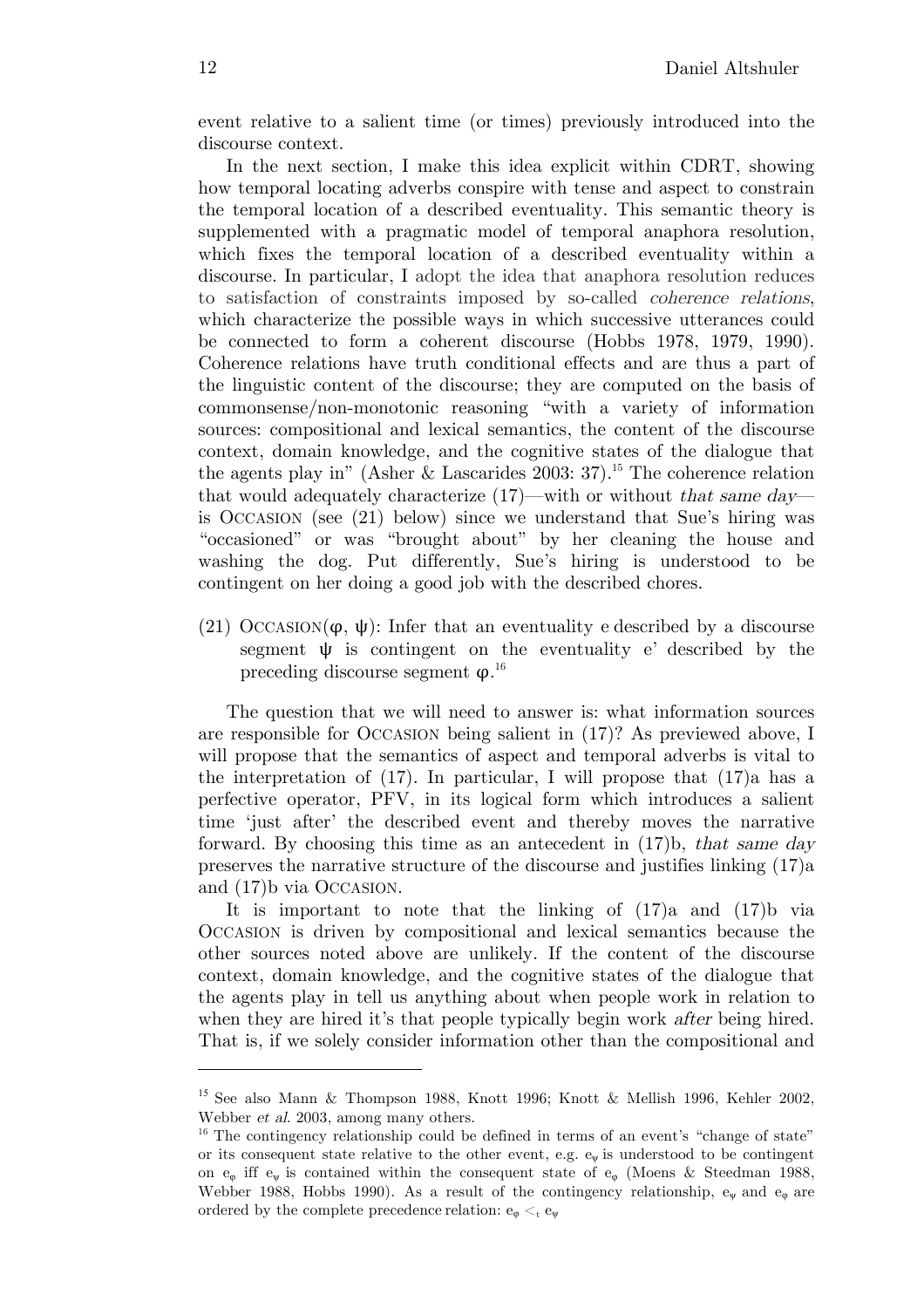event relative to a salient time (or times) previously introduced into the discourse context.

In the next section, I make this idea explicit within CDRT, showing how temporal locating adverbs conspire with tense and aspect to constrain the temporal location of a described eventuality. This semantic theory is supplemented with a pragmatic model of temporal anaphora resolution, which fixes the temporal location of a described eventuality within a discourse. In particular, I adopt the idea that anaphora resolution reduces to satisfaction of constraints imposed by so-called *coherence relations*, which characterize the possible ways in which successive utterances could be connected to form a coherent discourse (Hobbs 1978, 1979, 1990). Coherence relations have truth conditional effects and are thus a part of the linguistic content of the discourse; they are computed on the basis of commonsense/non-monotonic reasoning "with a variety of information sources: compositional and lexical semantics, the content of the discourse context, domain knowledge, and the cognitive states of the dialogue that the agents play in" (Asher & Lascarides 2003: 37).[15] The coherence relation that would adequately characterize (17)—with or without *that same day*—is OCCASION (see (21) below) since we understand that Sue's hiring was "occasioned" or was "brought about" by her cleaning the house and washing the dog. Put differently, Sue's hiring is understood to be contingent on her doing a good job with the described chores.

(21) OCCASION($\varphi$, $\psi$): Infer that an eventuality e described by a discourse segment $\psi$ is contingent on the eventuality e' described by the preceding discourse segment $\varphi$.[16]

The question that we will need to answer is: what information sources are responsible for OCCASION being salient in (17)? As previewed above, I will propose that the semantics of aspect and temporal adverbs is vital to the interpretation of (17). In particular, I will propose that (17)a has a perfective operator, PFV, in its logical form which introduces a salient time 'just after' the described event and thereby moves the narrative forward. By choosing this time as an antecedent in (17)b, *that same day* preserves the narrative structure of the discourse and justifies linking (17)a and (17)b via OCCASION.

It is important to note that the linking of (17)a and (17)b via OCCASION is driven by compositional and lexical semantics because the other sources noted above are unlikely. If the content of the discourse context, domain knowledge, and the cognitive states of the dialogue that the agents play in tell us anything about when people work in relation to when they are hired it's that people typically begin work *after* being hired. That is, if we solely consider information other than the compositional and

---

[15] See also Mann & Thompson 1988, Knott 1996; Knott & Mellish 1996, Kehler 2002, Webber *et al.* 2003, among many others.

[16] The contingency relationship could be defined in terms of an event's "change of state" or its consequent state relative to the other event, e.g. $e_\psi$ is understood to be contingent on $e_\varphi$ iff $e_\psi$ is contained within the consequent state of $e_\varphi$ (Moens & Steedman 1988, Webber 1988, Hobbs 1990). As a result of the contingency relationship, $e_\psi$ and $e_\varphi$ are ordered by the complete precedence relation: $e_\varphi <_t e_\psi$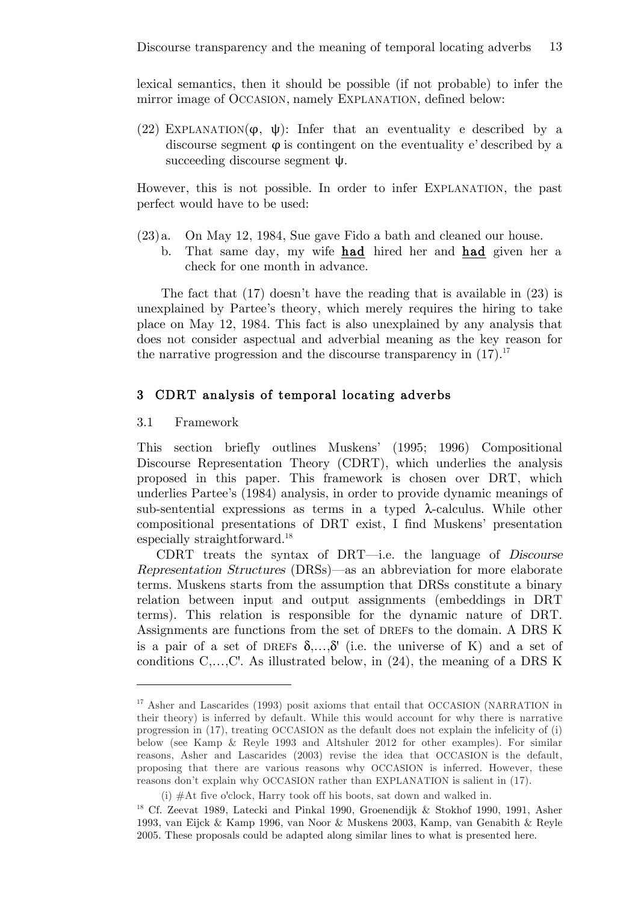lexical semantics, then it should be possible (if not probable) to infer the mirror image of OCCASION, namely EXPLANATION, defined below:

(22) EXPLANATION(φ, ψ): Infer that an eventuality e described by a discourse segment φ is contingent on the eventuality e' described by a succeeding discourse segment ψ.

However, this is not possible. In order to infer EXPLANATION, the past perfect would have to be used:

(23) a. On May 12, 1984, Sue gave Fido a bath and cleaned our house.
  b. That same day, my wife **had** hired her and **had** given her a check for one month in advance.

The fact that (17) doesn't have the reading that is available in (23) is unexplained by Partee's theory, which merely requires the hiring to take place on May 12, 1984. This fact is also unexplained by any analysis that does not consider aspectual and adverbial meaning as the key reason for the narrative progression and the discourse transparency in (17).[17]

## 3 CDRT analysis of temporal locating adverbs

### 3.1 Framework

This section briefly outlines Muskens' (1995; 1996) Compositional Discourse Representation Theory (CDRT), which underlies the analysis proposed in this paper. This framework is chosen over DRT, which underlies Partee's (1984) analysis, in order to provide dynamic meanings of sub-sentential expressions as terms in a typed λ-calculus. While other compositional presentations of DRT exist, I find Muskens' presentation especially straightforward.[18]

CDRT treats the syntax of DRT—i.e. the language of *Discourse Representation Structures* (DRSs)—as an abbreviation for more elaborate terms. Muskens starts from the assumption that DRSs constitute a binary relation between input and output assignments (embeddings in DRT terms). This relation is responsible for the dynamic nature of DRT. Assignments are functions from the set of DREFs to the domain. A DRS K is a pair of a set of DREFs δ,...,δ' (i.e. the universe of K) and a set of conditions C,...,C'. As illustrated below, in (24), the meaning of a DRS K

---

[17] Asher and Lascarides (1993) posit axioms that entail that OCCASION (NARRATION in their theory) is inferred by default. While this would account for why there is narrative progression in (17), treating OCCASION as the default does not explain the infelicity of (i) below (see Kamp & Reyle 1993 and Altshuler 2012 for other examples). For similar reasons, Asher and Lascarides (2003) revise the idea that OCCASION is the default, proposing that there are various reasons why OCCASION is inferred. However, these reasons don't explain why OCCASION rather than EXPLANATION is salient in (17).

(i) #At five o'clock, Harry took off his boots, sat down and walked in.

[18] Cf. Zeevat 1989, Latecki and Pinkal 1990, Groenendijk & Stokhof 1990, 1991, Asher 1993, van Eijck & Kamp 1996, van Noor & Muskens 2003, Kamp, van Genabith & Reyle 2005. These proposals could be adapted along similar lines to what is presented here.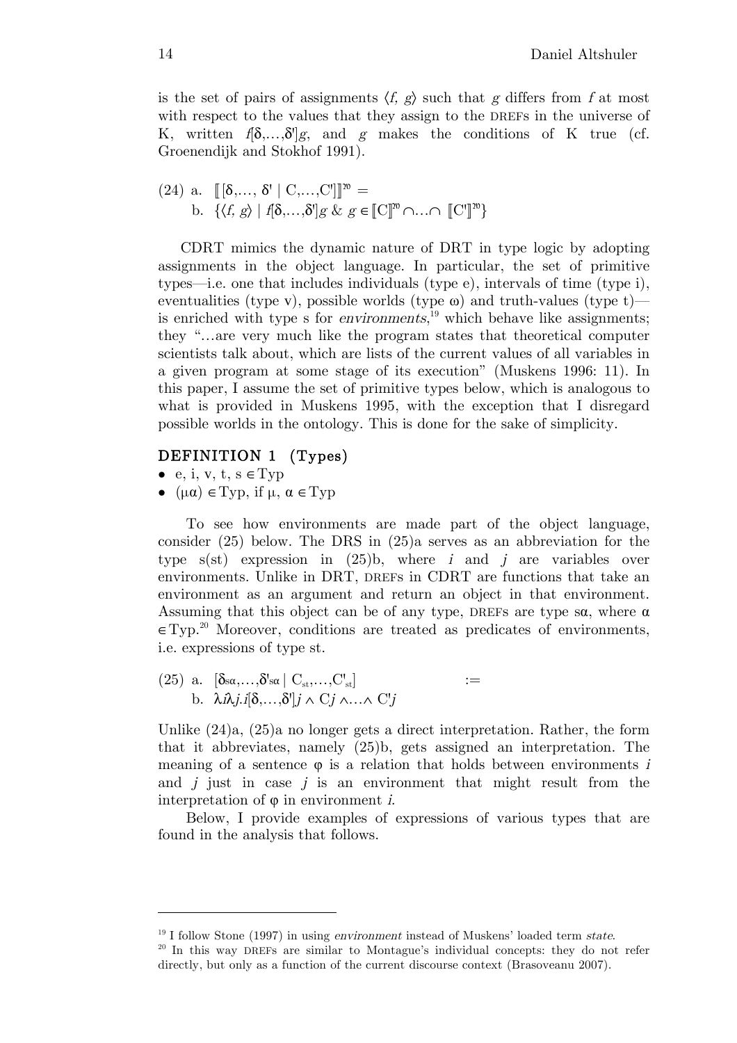is the set of pairs of assignments $\langle f, g\rangle$ such that $g$ differs from $f$ at most with respect to the values that they assign to the DREFs in the universe of K, written $f[\delta,\ldots,\delta']g$, and $g$ makes the conditions of K true (cf. Groenendijk and Stokhof 1991).

(24) a. $[\![ [\delta,\ldots, \delta' \mid C,\ldots,C'] ]\!]^{\mathfrak{M}} =$

b. $\{\langle f, g\rangle \mid f[\delta,\ldots,\delta']g \;\&\; g \in [\![C]\!]^{\mathfrak{M}} \cap\ldots\cap [\![C']\!]^{\mathfrak{M}}\}$

CDRT mimics the dynamic nature of DRT in type logic by adopting assignments in the object language. In particular, the set of primitive types—i.e. one that includes individuals (type e), intervals of time (type i), eventualities (type v), possible worlds (type $\omega$) and truth-values (type t)—is enriched with type s for *environments*,[19] which behave like assignments; they "…are very much like the program states that theoretical computer scientists talk about, which are lists of the current values of all variables in a given program at some stage of its execution" (Muskens 1996: 11). In this paper, I assume the set of primitive types below, which is analogous to what is provided in Muskens 1995, with the exception that I disregard possible worlds in the ontology. This is done for the sake of simplicity.

**DEFINITION 1 (Types)**

- e, i, v, t, s $\in$ Typ
- $(\mu\alpha) \in$ Typ, if $\mu, \alpha \in$ Typ

To see how environments are made part of the object language, consider (25) below. The DRS in (25)a serves as an abbreviation for the type s(st) expression in (25)b, where $i$ and $j$ are variables over environments. Unlike in DRT, DREFs in CDRT are functions that take an environment as an argument and return an object in that environment. Assuming that this object can be of any type, DREFs are type s$\alpha$, where $\alpha \in$ Typ.[20] Moreover, conditions are treated as predicates of environments, i.e. expressions of type st.

(25) a. $[\delta_{s\alpha},\ldots,\delta'_{s\alpha} \mid C_{st},\ldots,C'_{st}]$ $:=$

b. $\lambda i\lambda j.i[\delta,\ldots,\delta']j \wedge Cj \wedge\ldots\wedge C'j$

Unlike (24)a, (25)a no longer gets a direct interpretation. Rather, the form that it abbreviates, namely (25)b, gets assigned an interpretation. The meaning of a sentence $\varphi$ is a relation that holds between environments $i$ and $j$ just in case $j$ is an environment that might result from the interpretation of $\varphi$ in environment $i$.

Below, I provide examples of expressions of various types that are found in the analysis that follows.

---

[19] I follow Stone (1997) in using *environment* instead of Muskens' loaded term *state*.

[20] In this way DREFs are similar to Montague's individual concepts: they do not refer directly, but only as a function of the current discourse context (Brasoveanu 2007).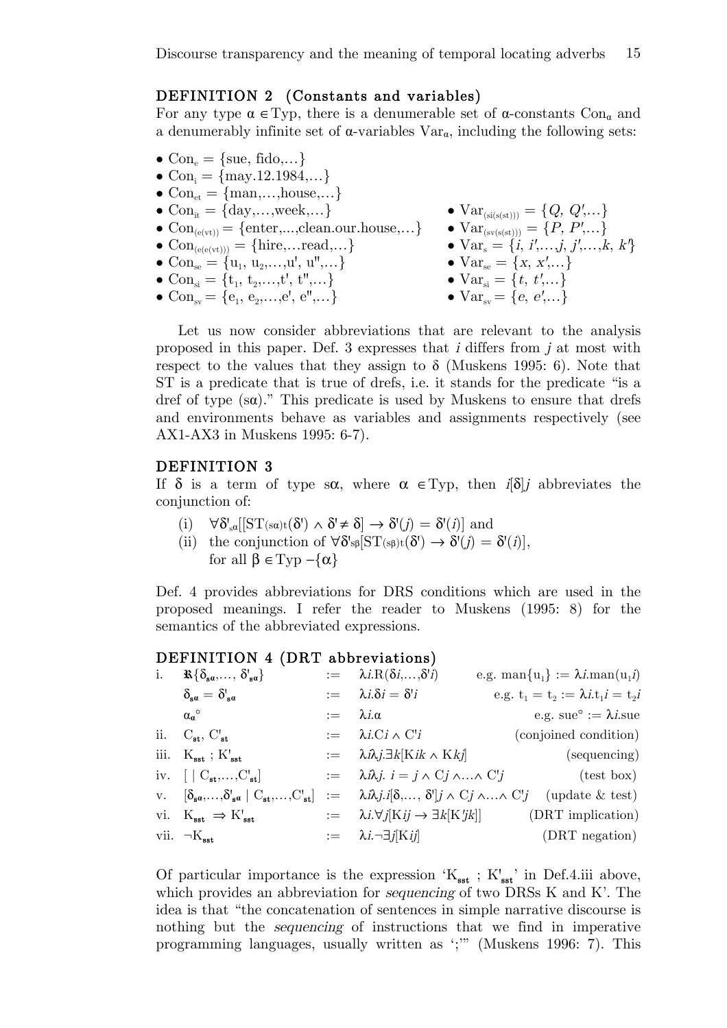### DEFINITION 2 (Constants and variables)

For any type $\alpha \in \text{Typ}$, there is a denumerable set of $\alpha$-constants $\text{Con}_\alpha$ and a denumerably infinite set of $\alpha$-variables $\text{Var}_\alpha$, including the following sets:

- $\text{Con}_e = \{\text{sue, fido,}\ldots\}$
- $\text{Con}_i = \{\text{may.12.1984,}\ldots\}$
- $\text{Con}_{et} = \{\text{man,}\ldots\text{,house,}\ldots\}$
- $\text{Con}_{it} = \{\text{day,}\ldots\text{,week,}\ldots\}$
- $\text{Con}_{(e(vt))} = \{\text{enter,}\ldots\text{,clean.our.house,}\ldots\}$
- $\text{Con}_{(e(e(vt)))} = \{\text{hire,}\ldots\text{read,}\ldots\}$
- $\text{Con}_{se} = \{\text{u}_1, \text{u}_2, \ldots, \text{u}', \text{u}'', \ldots\}$
- $\text{Con}_{si} = \{\text{t}_1, \text{t}_2, \ldots, \text{t}', \text{t}'', \ldots\}$
- $\text{Con}_{sv} = \{\text{e}_1, \text{e}_2, \ldots, \text{e}', \text{e}'', \ldots\}$
- $\text{Var}_{(si(s(st)))} = \{Q, Q', \ldots\}$
- $\text{Var}_{(sv(s(st)))} = \{P, P', \ldots\}$
- $\text{Var}_s = \{i, i', \ldots, j, j', \ldots, k, k'\}$
- $\text{Var}_{se} = \{x, x', \ldots\}$
- $\text{Var}_{si} = \{t, t', \ldots\}$
- $\text{Var}_{sv} = \{e, e', \ldots\}$

Let us now consider abbreviations that are relevant to the analysis proposed in this paper. Def. 3 expresses that $i$ differs from $j$ at most with respect to the values that they assign to $\delta$ (Muskens 1995: 6). Note that ST is a predicate that is true of drefs, i.e. it stands for the predicate "is a dref of type (s$\alpha$)." This predicate is used by Muskens to ensure that drefs and environments behave as variables and assignments respectively (see AX1-AX3 in Muskens 1995: 6-7).

### DEFINITION 3

If $\delta$ is a term of type s$\alpha$, where $\alpha \in \text{Typ}$, then $i[\delta]j$ abbreviates the conjunction of:

(i) $\forall \delta'_{s\alpha}[[\text{ST}_{(s\alpha)t}(\delta') \wedge \delta' \neq \delta] \rightarrow \delta'(j) = \delta'(i)]$ and

(ii) the conjunction of $\forall \delta'_{s\beta}[\text{ST}_{(s\beta)t}(\delta') \rightarrow \delta'(j) = \delta'(i)]$, for all $\beta \in \text{Typ} - \{\alpha\}$

Def. 4 provides abbreviations for DRS conditions which are used in the proposed meanings. I refer the reader to Muskens (1995: 8) for the semantics of the abbreviated expressions.

### DEFINITION 4 (DRT abbreviations)

| | | | | |
|---|---|---|---|---|
| i. | $\mathfrak{R}\{\delta_{s\alpha}, \ldots, \delta'_{s\alpha}\}$ | $:=$ | $\lambda i.\text{R}(\delta i, \ldots, \delta' i)$ | e.g. $\text{man}\{\text{u}_1\} := \lambda i.\text{man}(\text{u}_1 i)$ |
| | $\delta_{s\alpha} = \delta'_{s\alpha}$ | $:=$ | $\lambda i.\delta i = \delta' i$ | e.g. $\text{t}_1 = \text{t}_2 := \lambda i.\text{t}_1 i = \text{t}_2 i$ |
| | $\alpha_\alpha{}^\circ$ | $:=$ | $\lambda i.\alpha$ | e.g. $\text{sue}^\circ := \lambda i.\text{sue}$ |
| ii. | $\text{C}_{st}, \text{C}'_{st}$ | $:=$ | $\lambda i.\text{C}i \wedge \text{C}'i$ | (conjoined condition) |
| iii. | $\text{K}_{sst} \,;\, \text{K}'_{sst}$ | $:=$ | $\lambda i\lambda j.\exists k[\text{K}ik \wedge \text{K}kj]$ | (sequencing) |
| iv. | $[\mid \text{C}_{st}, \ldots, \text{C}'_{st}]$ | $:=$ | $\lambda i\lambda j.\ i = j \wedge \text{C}j \wedge \ldots \wedge \text{C}'j$ | (test box) |
| v. | $[\delta_{s\alpha}, \ldots, \delta'_{s\alpha} \mid \text{C}_{st}, \ldots, \text{C}'_{st}]$ | $:=$ | $\lambda i\lambda j.i[\delta, \ldots, \delta']j \wedge \text{C}j \wedge \ldots \wedge \text{C}'j$ | (update & test) |
| vi. | $\text{K}_{sst} \Rightarrow \text{K}'_{sst}$ | $:=$ | $\lambda i.\forall j[\text{K}ij \rightarrow \exists k[\text{K}'jk]]$ | (DRT implication) |
| vii. | $\neg \text{K}_{sst}$ | $:=$ | $\lambda i.\neg\exists j[\text{K}ij]$ | (DRT negation) |

Of particular importance is the expression '$\text{K}_{sst} \,;\, \text{K}'_{sst}$' in Def.4.iii above, which provides an abbreviation for *sequencing* of two DRSs K and K'. The idea is that "the concatenation of sentences in simple narrative discourse is nothing but the *sequencing* of instructions that we find in imperative programming languages, usually written as ';'" (Muskens 1996: 7). This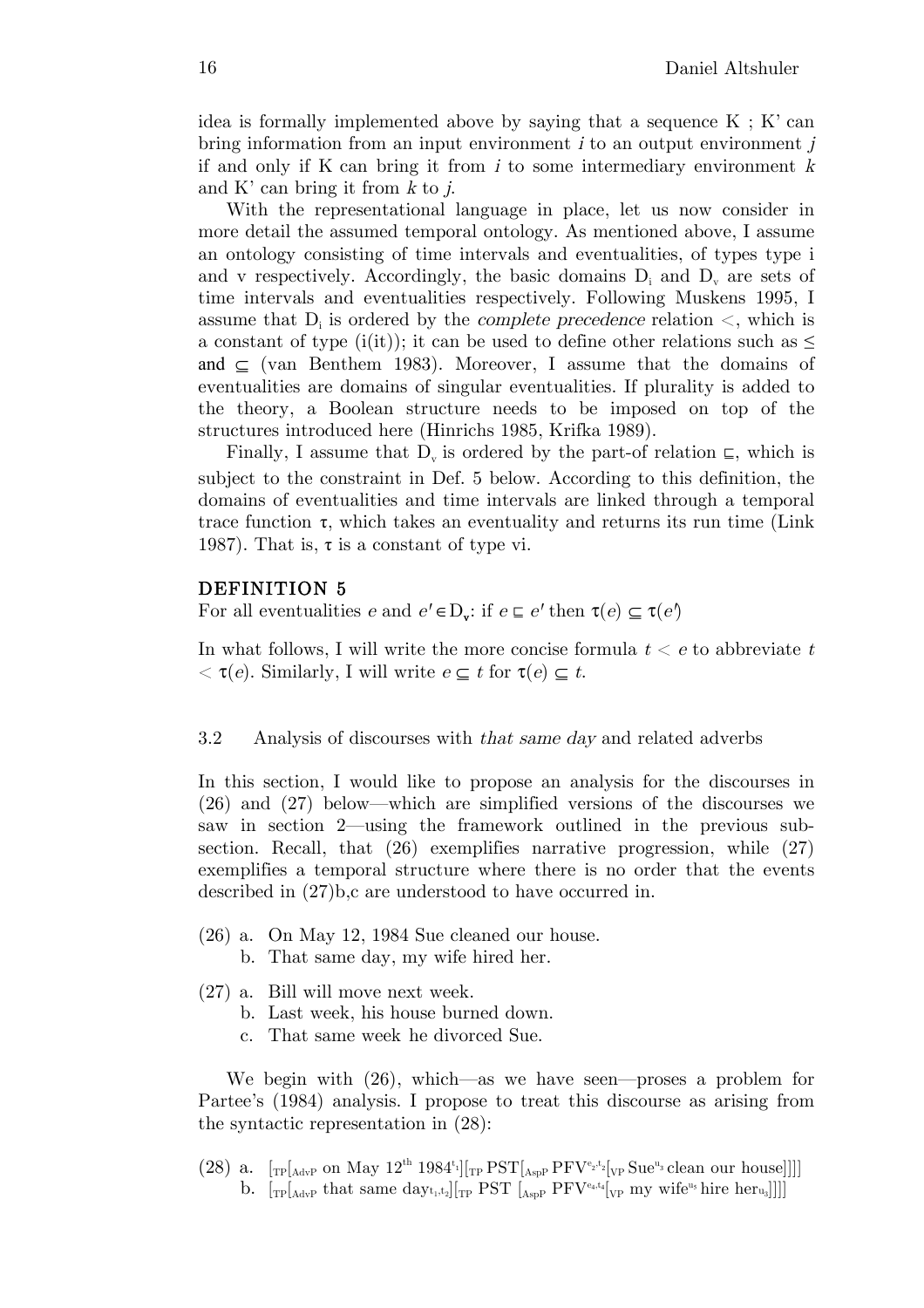idea is formally implemented above by saying that a sequence K ; K' can bring information from an input environment $i$ to an output environment $j$ if and only if K can bring it from $i$ to some intermediary environment $k$ and K' can bring it from $k$ to $j$.

With the representational language in place, let us now consider in more detail the assumed temporal ontology. As mentioned above, I assume an ontology consisting of time intervals and eventualities, of types type i and v respectively. Accordingly, the basic domains $D_i$ and $D_v$ are sets of time intervals and eventualities respectively. Following Muskens 1995, I assume that $D_i$ is ordered by the *complete precedence* relation $<$, which is a constant of type (i(it)); it can be used to define other relations such as $\leq$ and $\subseteq$ (van Benthem 1983). Moreover, I assume that the domains of eventualities are domains of singular eventualities. If plurality is added to the theory, a Boolean structure needs to be imposed on top of the structures introduced here (Hinrichs 1985, Krifka 1989).

Finally, I assume that $D_v$ is ordered by the part-of relation $\sqsubseteq$, which is subject to the constraint in Def. 5 below. According to this definition, the domains of eventualities and time intervals are linked through a temporal trace function $\tau$, which takes an eventuality and returns its run time (Link 1987). That is, $\tau$ is a constant of type vi.

**DEFINITION 5**

For all eventualities $e$ and $e' \in D_v$: if $e \sqsubseteq e'$ then $\tau(e) \subseteq \tau(e')$

In what follows, I will write the more concise formula $t < e$ to abbreviate $t < \tau(e)$. Similarly, I will write $e \subseteq t$ for $\tau(e) \subseteq t$.

### 3.2 Analysis of discourses with *that same day* and related adverbs

In this section, I would like to propose an analysis for the discourses in (26) and (27) below—which are simplified versions of the discourses we saw in section 2—using the framework outlined in the previous subsection. Recall, that (26) exemplifies narrative progression, while (27) exemplifies a temporal structure where there is no order that the events described in (27)b,c are understood to have occurred in.

(26) a. On May 12, 1984 Sue cleaned our house.
  b. That same day, my wife hired her.

(27) a. Bill will move next week.
  b. Last week, his house burned down.
  c. That same week he divorced Sue.

We begin with (26), which—as we have seen—proses a problem for Partee's (1984) analysis. I propose to treat this discourse as arising from the syntactic representation in (28):

(28) a. $[_{TP}[_{AdvP}$ on May $12^{th}$ $1984^{t_1}]$$[_{TP}$ PST$[_{AspP}$ PFV$^{e_2,t_2}$$[_{VP}$ Sue$^{u_3}$ clean our house$]]]]$
  b. $[_{TP}[_{AdvP}$ that same day$_{t_1,t_2}]$$[_{TP}$ PST $[_{AspP}$ PFV$^{e_4,t_4}$$[_{VP}$ my wife$^{u_5}$ hire her$_{u_3}]]]]$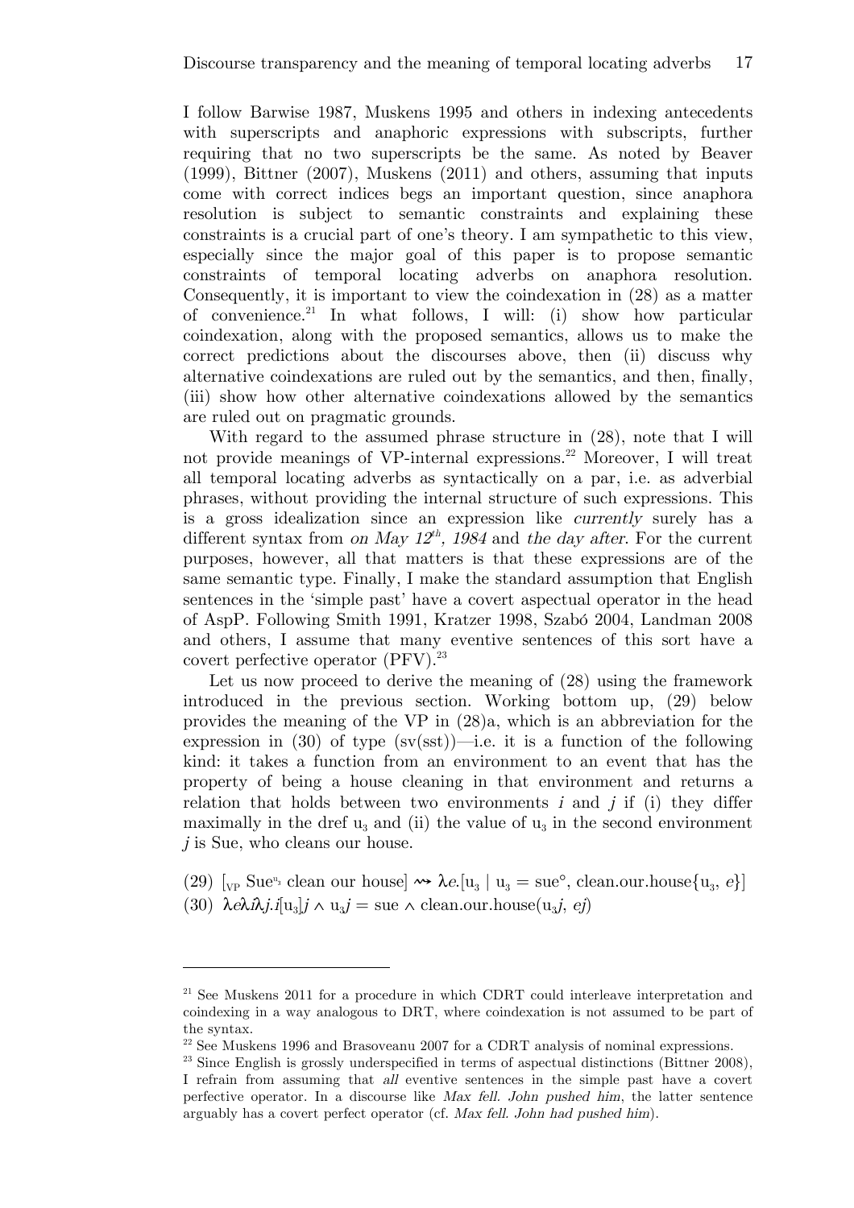I follow Barwise 1987, Muskens 1995 and others in indexing antecedents with superscripts and anaphoric expressions with subscripts, further requiring that no two superscripts be the same. As noted by Beaver (1999), Bittner (2007), Muskens (2011) and others, assuming that inputs come with correct indices begs an important question, since anaphora resolution is subject to semantic constraints and explaining these constraints is a crucial part of one's theory. I am sympathetic to this view, especially since the major goal of this paper is to propose semantic constraints of temporal locating adverbs on anaphora resolution. Consequently, it is important to view the coindexation in (28) as a matter of convenience.[21] In what follows, I will: (i) show how particular coindexation, along with the proposed semantics, allows us to make the correct predictions about the discourses above, then (ii) discuss why alternative coindexations are ruled out by the semantics, and then, finally, (iii) show how other alternative coindexations allowed by the semantics are ruled out on pragmatic grounds.

With regard to the assumed phrase structure in (28), note that I will not provide meanings of VP-internal expressions.[22] Moreover, I will treat all temporal locating adverbs as syntactically on a par, i.e. as adverbial phrases, without providing the internal structure of such expressions. This is a gross idealization since an expression like *currently* surely has a different syntax from *on May 12$^{th}$, 1984* and *the day after*. For the current purposes, however, all that matters is that these expressions are of the same semantic type. Finally, I make the standard assumption that English sentences in the 'simple past' have a covert aspectual operator in the head of AspP. Following Smith 1991, Kratzer 1998, Szabó 2004, Landman 2008 and others, I assume that many eventive sentences of this sort have a covert perfective operator (PFV).[23]

Let us now proceed to derive the meaning of (28) using the framework introduced in the previous section. Working bottom up, (29) below provides the meaning of the VP in (28)a, which is an abbreviation for the expression in (30) of type (sv(sst))—i.e. it is a function of the following kind: it takes a function from an environment to an event that has the property of being a house cleaning in that environment and returns a relation that holds between two environments *i* and *j* if (i) they differ maximally in the dref $u_3$ and (ii) the value of $u_3$ in the second environment *j* is Sue, who cleans our house.

(29) $[_{\text{VP}}\ \text{Sue}^{u_3}$ clean our house$]$ $\rightsquigarrow \lambda e.[u_3 \mid u_3 = \text{sue}^{\circ}, \text{clean.our.house}\{u_3, e\}]$

(30) $\lambda e \lambda i \lambda j.i[u_3]j \wedge u_3 j = \text{sue} \wedge \text{clean.our.house}(u_3 j, ej)$

---

[21] See Muskens 2011 for a procedure in which CDRT could interleave interpretation and coindexing in a way analogous to DRT, where coindexation is not assumed to be part of the syntax.

[22] See Muskens 1996 and Brasoveanu 2007 for a CDRT analysis of nominal expressions.

[23] Since English is grossly underspecified in terms of aspectual distinctions (Bittner 2008), I refrain from assuming that *all* eventive sentences in the simple past have a covert perfective operator. In a discourse like *Max fell. John pushed him*, the latter sentence arguably has a covert perfect operator (cf. *Max fell. John had pushed him*).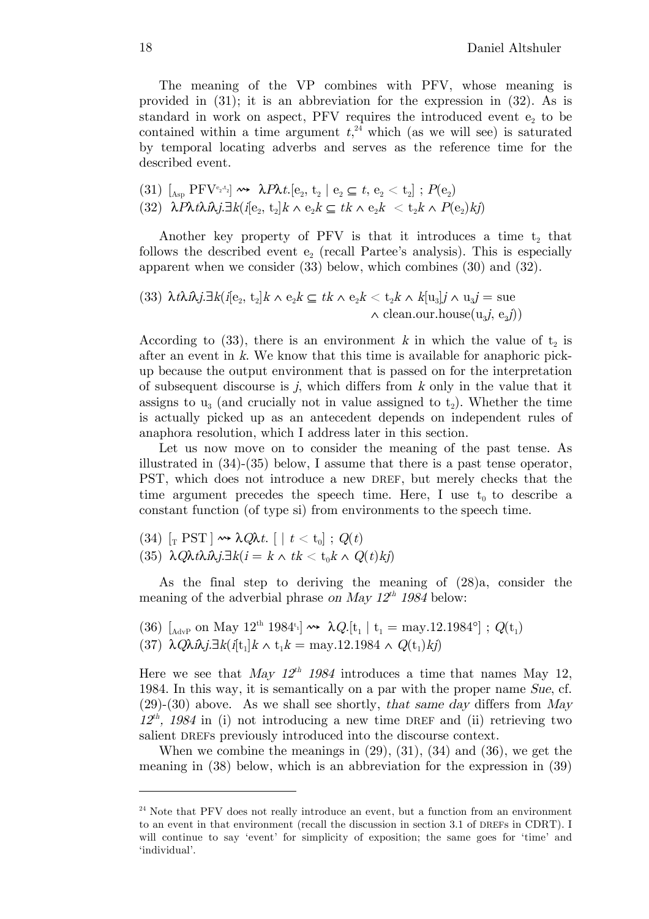The meaning of the VP combines with PFV, whose meaning is provided in (31); it is an abbreviation for the expression in (32). As is standard in work on aspect, PFV requires the introduced event $e_2$ to be contained within a time argument $t$,[24] which (as we will see) is saturated by temporal locating adverbs and serves as the reference time for the described event.

(31) $[_{\text{Asp}}\ \text{PFV}^{e_2,t_2}] \rightsquigarrow\ \lambda P \lambda t.[e_2,\ t_2 \mid e_2 \subseteq t,\ e_2 < t_2]\ ;\ P(e_2)$

(32) $\lambda P \lambda t \lambda i \lambda j.\exists k(i[e_2,\ t_2]k \wedge e_2k \subseteq tk \wedge e_2k\ < t_2k \wedge P(e_2)kj)$

Another key property of PFV is that it introduces a time $t_2$ that follows the described event $e_2$ (recall Partee's analysis). This is especially apparent when we consider (33) below, which combines (30) and (32).

(33) $\lambda t \lambda i \lambda j.\exists k(i[e_2,\ t_2]k \wedge e_2k \subseteq tk \wedge e_2k < t_2k \wedge k[u_3]j \wedge u_3j = \text{sue}$
$\wedge\ \text{clean.our.house}(u_3j,\ e_2j))$

According to (33), there is an environment $k$ in which the value of $t_2$ is after an event in $k$. We know that this time is available for anaphoric pick-up because the output environment that is passed on for the interpretation of subsequent discourse is $j$, which differs from $k$ only in the value that it assigns to $u_3$ (and crucially not in value assigned to $t_2$). Whether the time is actually picked up as an antecedent depends on independent rules of anaphora resolution, which I address later in this section.

Let us now move on to consider the meaning of the past tense. As illustrated in (34)-(35) below, I assume that there is a past tense operator, PST, which does not introduce a new DREF, but merely checks that the time argument precedes the speech time. Here, I use $t_0$ to describe a constant function (of type si) from environments to the speech time.

(34) $[_{\text{T}}\ \text{PST}\ ] \rightsquigarrow \lambda Q \lambda t.\ [\ \mid\ t < t_0]\ ;\ Q(t)$

(35) $\lambda Q \lambda t \lambda i \lambda j.\exists k(i = k \wedge tk < t_0k \wedge Q(t)kj)$

As the final step to deriving the meaning of (28)a, consider the meaning of the adverbial phrase *on May 12th 1984* below:

(36) $[_{\text{AdvP}}\ \text{on May } 12^{\text{th}}\ 1984^{t_1}] \rightsquigarrow\ \lambda Q.[t_1 \mid t_1 = \text{may.12.1984}^{\circ}]\ ;\ Q(t_1)$

(37) $\lambda Q \lambda i \lambda j.\exists k(i[t_1]k \wedge t_1k = \text{may.12.1984} \wedge Q(t_1)kj)$

Here we see that *May 12th 1984* introduces a time that names May 12, 1984. In this way, it is semantically on a par with the proper name *Sue*, cf. (29)-(30) above. As we shall see shortly, *that same day* differs from *May 12th, 1984* in (i) not introducing a new time DREF and (ii) retrieving two salient DREFs previously introduced into the discourse context.

When we combine the meanings in (29), (31), (34) and (36), we get the meaning in (38) below, which is an abbreviation for the expression in (39)

---

[24] Note that PFV does not really introduce an event, but a function from an environment to an event in that environment (recall the discussion in section 3.1 of DREFs in CDRT). I will continue to say 'event' for simplicity of exposition; the same goes for 'time' and 'individual'.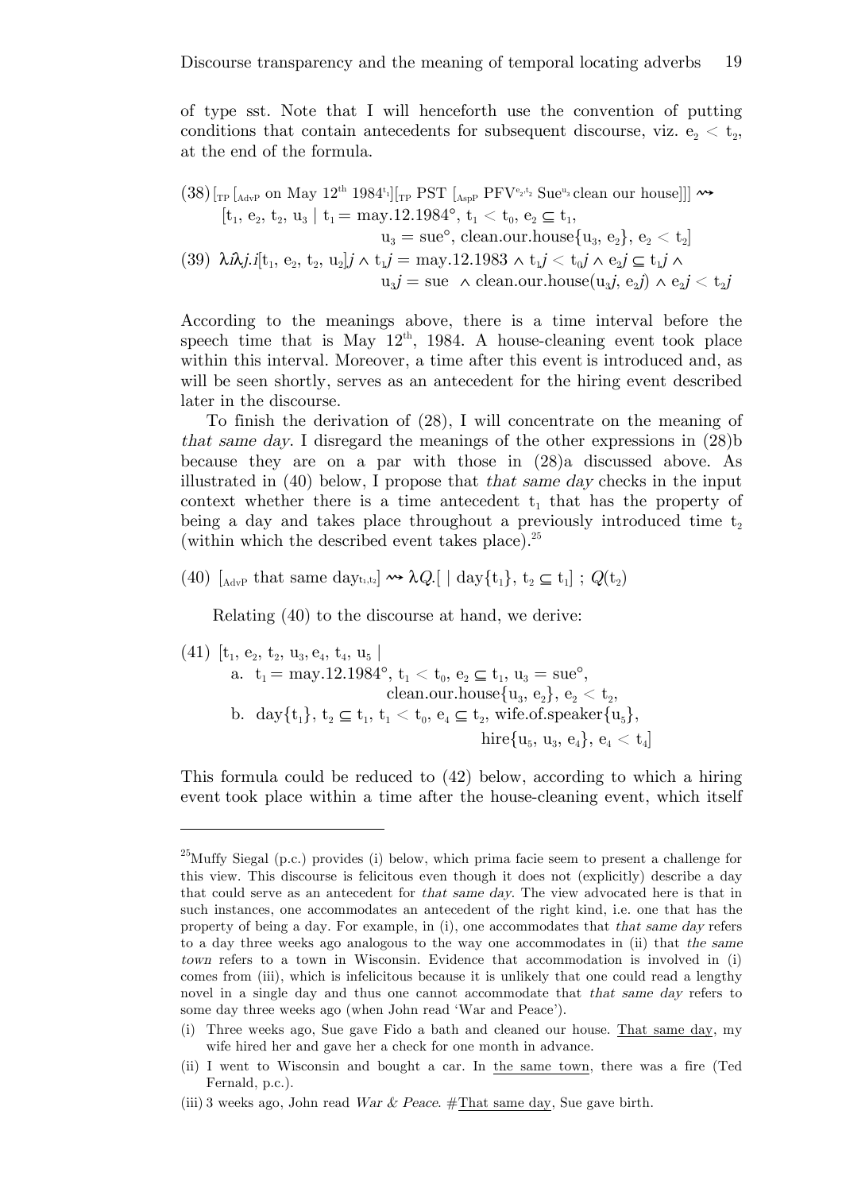of type sst. Note that I will henceforth use the convention of putting conditions that contain antecedents for subsequent discourse, viz. $e_2 < t_2$, at the end of the formula.

(38) $[_{TP}\ [_{AdvP}$ on May 12$^{th}$ 1984$^{t_1}]\ [_{TP}$ PST $[_{AspP}$ PFV$^{e_2, t_2}$ Sue$^{u_3}$ clean our house$]]] \rightsquigarrow$
$[t_1, e_2, t_2, u_3 \mid t_1 = \text{may.12.1984}^\circ,\ t_1 < t_0,\ e_2 \subseteq t_1,$
$u_3 = \text{sue}^\circ,\ \text{clean.our.house}\{u_3, e_2\},\ e_2 < t_2]$

(39) $\lambda i \lambda j.i[t_1, e_2, t_2, u_2]j \wedge t_1 j = \text{may.12.1983} \wedge t_1 j < t_0 j \wedge e_2 j \subseteq t_1 j \wedge$
$u_3 j = \text{sue} \wedge \text{clean.our.house}(u_3 j, e_2 j) \wedge e_2 j < t_2 j$

According to the meanings above, there is a time interval before the speech time that is May 12$^{th}$, 1984. A house-cleaning event took place within this interval. Moreover, a time after this event is introduced and, as will be seen shortly, serves as an antecedent for the hiring event described later in the discourse.

To finish the derivation of (28), I will concentrate on the meaning of *that same day*. I disregard the meanings of the other expressions in (28)b because they are on a par with those in (28)a discussed above. As illustrated in (40) below, I propose that *that same day* checks in the input context whether there is a time antecedent $t_1$ that has the property of being a day and takes place throughout a previously introduced time $t_2$ (within which the described event takes place).[25]

(40) $[_{AdvP}$ that same day$_{t_1, t_2}] \rightsquigarrow \lambda Q.[\ \mid \text{day}\{t_1\},\ t_2 \subseteq t_1]\ ;\ Q(t_2)$

Relating (40) to the discourse at hand, we derive:

(41) $[t_1, e_2, t_2, u_3, e_4, t_4, u_5 \mid$
a. $t_1 = \text{may.12.1984}^\circ,\ t_1 < t_0,\ e_2 \subseteq t_1,\ u_3 = \text{sue}^\circ,$
$\text{clean.our.house}\{u_3, e_2\},\ e_2 < t_2,$
b. $\text{day}\{t_1\},\ t_2 \subseteq t_1,\ t_1 < t_0,\ e_4 \subseteq t_2,\ \text{wife.of.speaker}\{u_5\},$
$\text{hire}\{u_5, u_3, e_4\},\ e_4 < t_4]$

This formula could be reduced to (42) below, according to which a hiring event took place within a time after the house-cleaning event, which itself

---

[25] Muffy Siegal (p.c.) provides (i) below, which prima facie seem to present a challenge for this view. This discourse is felicitous even though it does not (explicitly) describe a day that could serve as an antecedent for *that same day*. The view advocated here is that in such instances, one accommodates an antecedent of the right kind, i.e. one that has the property of being a day. For example, in (i), one accommodates that *that same day* refers to a day three weeks ago analogous to the way one accommodates in (ii) that *the same town* refers to a town in Wisconsin. Evidence that accommodation is involved in (i) comes from (iii), which is infelicitous because it is unlikely that one could read a lengthy novel in a single day and thus one cannot accommodate that *that same day* refers to some day three weeks ago (when John read 'War and Peace').

(i) Three weeks ago, Sue gave Fido a bath and cleaned our house. <u>That same day</u>, my wife hired her and gave her a check for one month in advance.

(ii) I went to Wisconsin and bought a car. In <u>the same town</u>, there was a fire (Ted Fernald, p.c.).

(iii) 3 weeks ago, John read *War & Peace*. #<u>That same day</u>, Sue gave birth.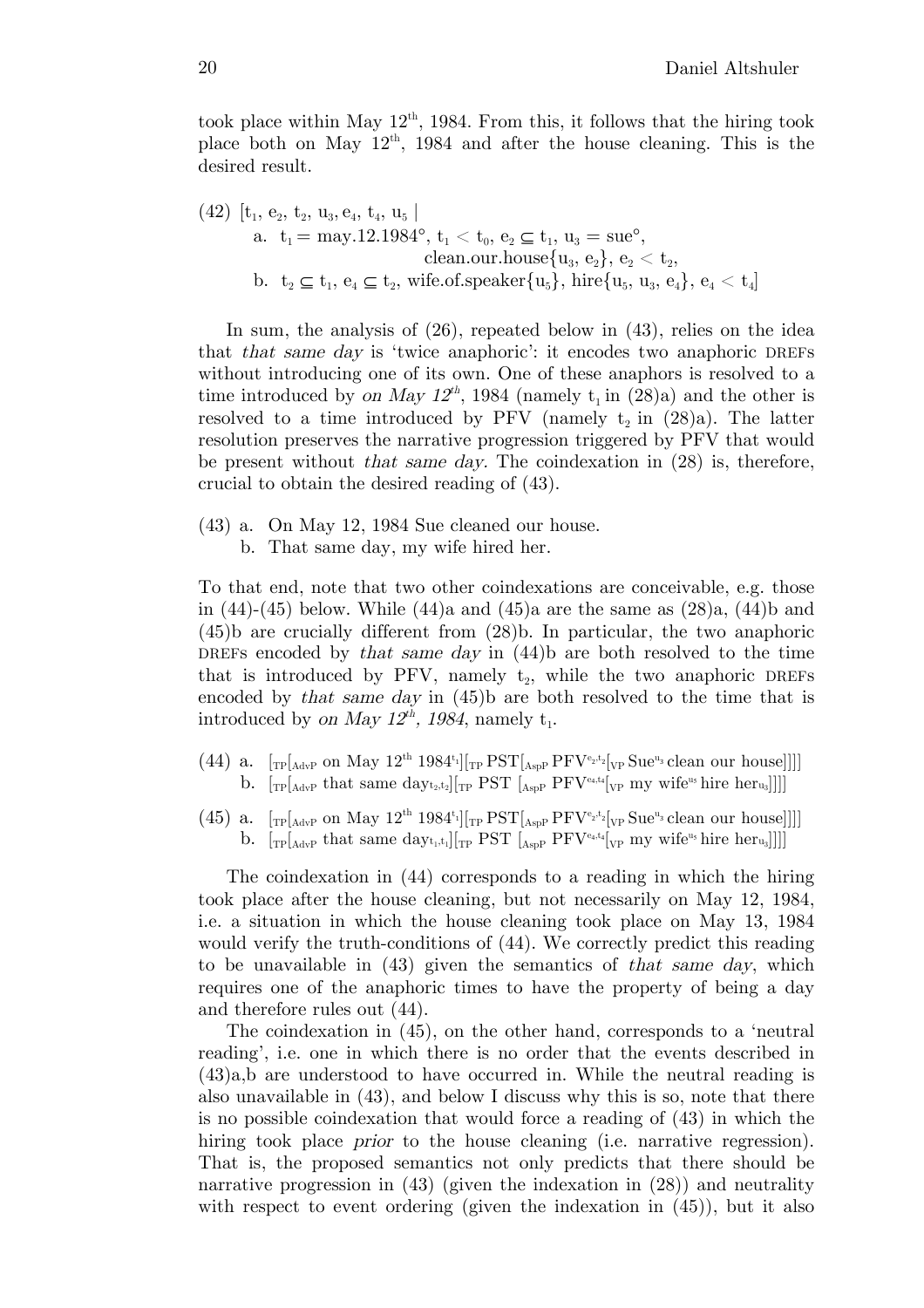took place within May 12th, 1984. From this, it follows that the hiring took place both on May 12th, 1984 and after the house cleaning. This is the desired result.

(42) $[t_1, e_2, t_2, u_3, e_4, t_4, u_5 \mid$
  a. $t_1 = \text{may.12.1984}°$, $t_1 < t_0$, $e_2 \subseteq t_1$, $u_3 = \text{sue}°$, clean.our.house$\{u_3, e_2\}$, $e_2 < t_2$,
  b. $t_2 \subseteq t_1$, $e_4 \subseteq t_2$, wife.of.speaker$\{u_5\}$, hire$\{u_5, u_3, e_4\}$, $e_4 < t_4]$

In sum, the analysis of (26), repeated below in (43), relies on the idea that *that same day* is 'twice anaphoric': it encodes two anaphoric DREFs without introducing one of its own. One of these anaphors is resolved to a time introduced by *on May 12th*, 1984 (namely $t_1$ in (28)a) and the other is resolved to a time introduced by PFV (namely $t_2$ in (28)a). The latter resolution preserves the narrative progression triggered by PFV that would be present without *that same day.* The coindexation in (28) is, therefore, crucial to obtain the desired reading of (43).

(43) a. On May 12, 1984 Sue cleaned our house.
  b. That same day, my wife hired her.

To that end, note that two other coindexations are conceivable, e.g. those in (44)-(45) below. While (44)a and (45)a are the same as (28)a, (44)b and (45)b are crucially different from (28)b. In particular, the two anaphoric DREFs encoded by *that same day* in (44)b are both resolved to the time that is introduced by PFV, namely $t_2$, while the two anaphoric DREFs encoded by *that same day* in (45)b are both resolved to the time that is introduced by *on May 12th, 1984*, namely $t_1$.

(44) a. $[_{TP}[_{AdvP}$ on May 12th 1984$^{t_1}][_{TP}$ PST$[_{AspP}$ PFV$^{e_2,t_2}[_{VP}$ Sue$^{u_3}$ clean our house$]]]]$
  b. $[_{TP}[_{AdvP}$ that same day$_{t_2,t_2}][_{TP}$ PST $[_{AspP}$ PFV$^{e_4,t_4}[_{VP}$ my wife$^{u_5}$ hire her$_{u_3}]]]]$

(45) a. $[_{TP}[_{AdvP}$ on May 12th 1984$^{t_1}][_{TP}$ PST$[_{AspP}$ PFV$^{e_2,t_2}[_{VP}$ Sue$^{u_3}$ clean our house$]]]]$
  b. $[_{TP}[_{AdvP}$ that same day$_{t_1,t_1}][_{TP}$ PST $[_{AspP}$ PFV$^{e_4,t_4}[_{VP}$ my wife$^{u_5}$ hire her$_{u_3}]]]]$

The coindexation in (44) corresponds to a reading in which the hiring took place after the house cleaning, but not necessarily on May 12, 1984, i.e. a situation in which the house cleaning took place on May 13, 1984 would verify the truth-conditions of (44). We correctly predict this reading to be unavailable in (43) given the semantics of *that same day*, which requires one of the anaphoric times to have the property of being a day and therefore rules out (44).

The coindexation in (45), on the other hand, corresponds to a 'neutral reading', i.e. one in which there is no order that the events described in (43)a,b are understood to have occurred in. While the neutral reading is also unavailable in (43), and below I discuss why this is so, note that there is no possible coindexation that would force a reading of (43) in which the hiring took place *prior* to the house cleaning (i.e. narrative regression). That is, the proposed semantics not only predicts that there should be narrative progression in (43) (given the indexation in (28)) and neutrality with respect to event ordering (given the indexation in (45)), but it also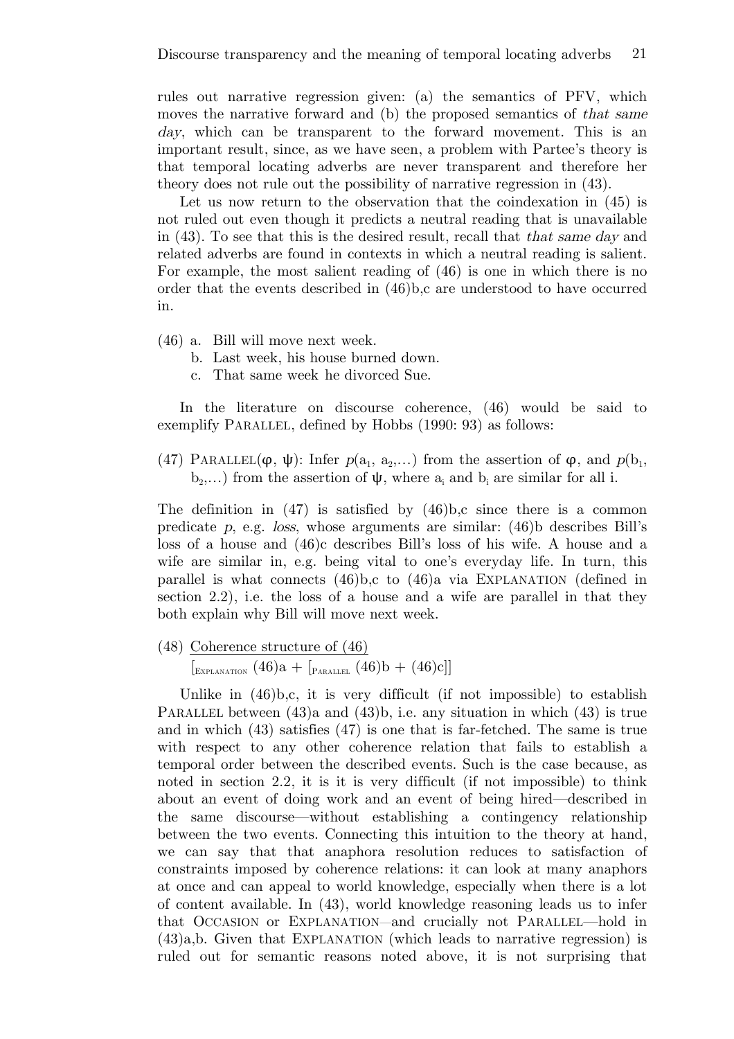rules out narrative regression given: (a) the semantics of PFV, which moves the narrative forward and (b) the proposed semantics of *that same day*, which can be transparent to the forward movement. This is an important result, since, as we have seen, a problem with Partee's theory is that temporal locating adverbs are never transparent and therefore her theory does not rule out the possibility of narrative regression in (43).

Let us now return to the observation that the coindexation in (45) is not ruled out even though it predicts a neutral reading that is unavailable in (43). To see that this is the desired result, recall that *that same day* and related adverbs are found in contexts in which a neutral reading is salient. For example, the most salient reading of (46) is one in which there is no order that the events described in (46)b,c are understood to have occurred in.

(46) a. Bill will move next week.
  b. Last week, his house burned down.
  c. That same week he divorced Sue.

In the literature on discourse coherence, (46) would be said to exemplify PARALLEL, defined by Hobbs (1990: 93) as follows:

(47) PARALLEL($\varphi$, $\psi$): Infer $p(a_1, a_2, \ldots)$ from the assertion of $\varphi$, and $p(b_1, b_2, \ldots)$ from the assertion of $\psi$, where $a_i$ and $b_i$ are similar for all i.

The definition in (47) is satisfied by (46)b,c since there is a common predicate *p*, e.g. *loss*, whose arguments are similar: (46)b describes Bill's loss of a house and (46)c describes Bill's loss of his wife. A house and a wife are similar in, e.g. being vital to one's everyday life. In turn, this parallel is what connects (46)b,c to (46)a via EXPLANATION (defined in section 2.2), i.e. the loss of a house and a wife are parallel in that they both explain why Bill will move next week.

(48) Coherence structure of (46)
  $[_{\text{EXPLANATION}}$ (46)a + $[_{\text{PARALLEL}}$ (46)b + (46)c$]]$

Unlike in (46)b,c, it is very difficult (if not impossible) to establish PARALLEL between (43)a and (43)b, i.e. any situation in which (43) is true and in which (43) satisfies (47) is one that is far-fetched. The same is true with respect to any other coherence relation that fails to establish a temporal order between the described events. Such is the case because, as noted in section 2.2, it is it is very difficult (if not impossible) to think about an event of doing work and an event of being hired—described in the same discourse—without establishing a contingency relationship between the two events. Connecting this intuition to the theory at hand, we can say that that anaphora resolution reduces to satisfaction of constraints imposed by coherence relations: it can look at many anaphors at once and can appeal to world knowledge, especially when there is a lot of content available. In (43), world knowledge reasoning leads us to infer that OCCASION or EXPLANATION—and crucially not PARALLEL—hold in (43)a,b. Given that EXPLANATION (which leads to narrative regression) is ruled out for semantic reasons noted above, it is not surprising that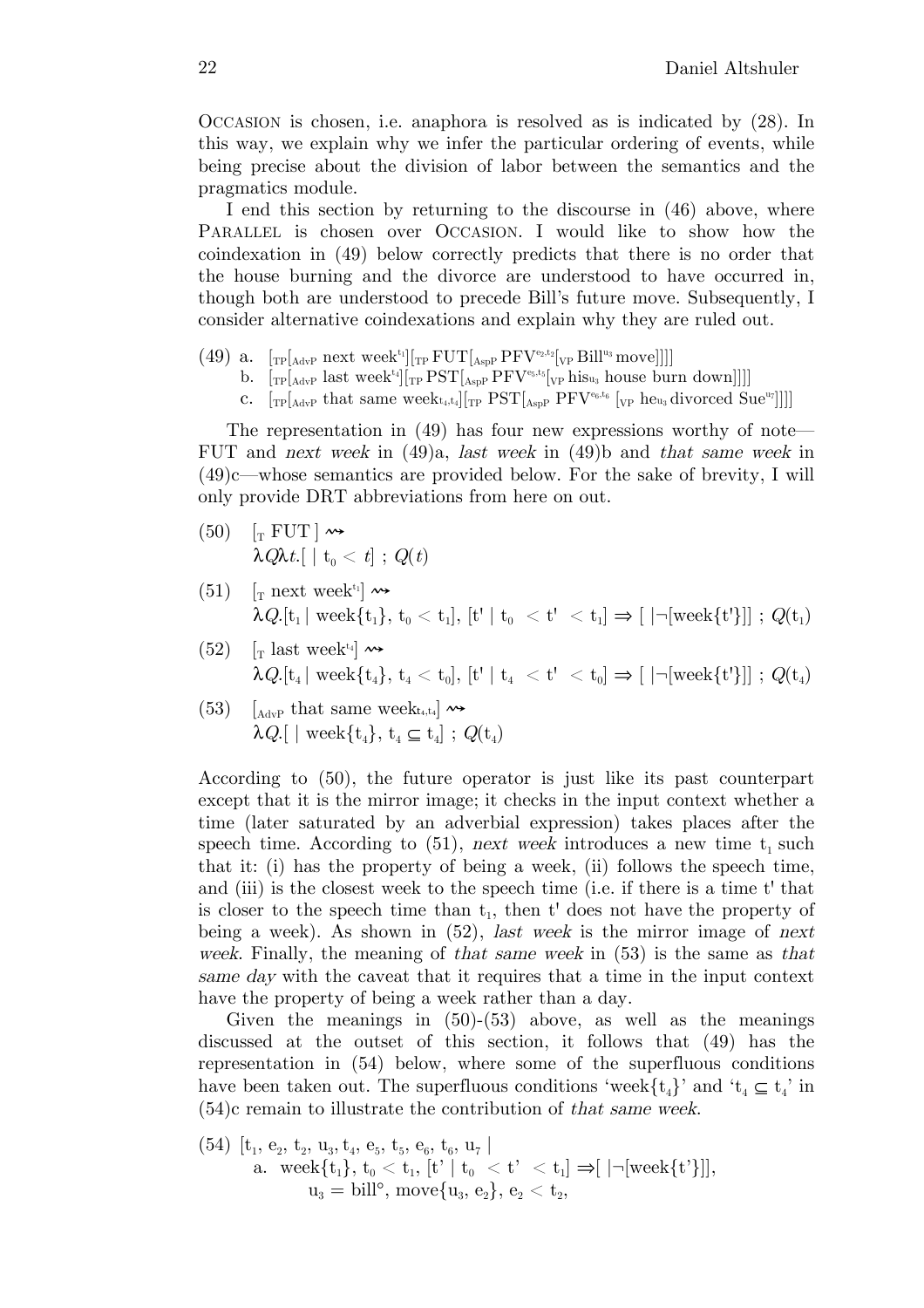OCCASION is chosen, i.e. anaphora is resolved as is indicated by (28). In this way, we explain why we infer the particular ordering of events, while being precise about the division of labor between the semantics and the pragmatics module.

I end this section by returning to the discourse in (46) above, where PARALLEL is chosen over OCCASION. I would like to show how the coindexation in (49) below correctly predicts that there is no order that the house burning and the divorce are understood to have occurred in, though both are understood to precede Bill's future move. Subsequently, I consider alternative coindexations and explain why they are ruled out.

(49) a. $[_{TP}[_{AdvP}$ next week$^{t_1}][_{TP}$ FUT$[_{AspP}$ PFV$^{e_2,t_2}[_{VP}$ Bill$^{u_3}$ move$]]]]$
b. $[_{TP}[_{AdvP}$ last week$^{t_4}][_{TP}$ PST$[_{AspP}$ PFV$^{e_5,t_5}[_{VP}$ his$_{u_3}$ house burn down$]]]]$
c. $[_{TP}[_{AdvP}$ that same week$_{t_4,t_4}][_{TP}$ PST$[_{AspP}$ PFV$^{e_6,t_6}$ $[_{VP}$ he$_{u_3}$ divorced Sue$^{u_7}]]]]$

The representation in (49) has four new expressions worthy of note—FUT and *next week* in (49)a, *last week* in (49)b and *that same week* in (49)c—whose semantics are provided below. For the sake of brevity, I will only provide DRT abbreviations from here on out.

(50) $[_{T}$ FUT $]$ $\rightsquigarrow$
$\lambda Q\lambda t.[\ |\ t_0 < t]\ ;\ Q(t)$

(51) $[_{T}$ next week$^{t_1}]$ $\rightsquigarrow$
$\lambda Q.[t_1\ |\ \text{week}\{t_1\},\ t_0 < t_1],\ [t'\ |\ t_0\ < t'\ < t_1] \Rightarrow [\ |\neg[\text{week}\{t'\}]]\ ;\ Q(t_1)$

(52) $[_{T}$ last week$^{t_4}]$ $\rightsquigarrow$
$\lambda Q.[t_4\ |\ \text{week}\{t_4\},\ t_4 < t_0],\ [t'\ |\ t_4\ < t'\ < t_0] \Rightarrow [\ |\neg[\text{week}\{t'\}]]\ ;\ Q(t_4)$

(53) $[_{AdvP}$ that same week$_{t_4,t_4}]$ $\rightsquigarrow$
$\lambda Q.[\ |\ \text{week}\{t_4\},\ t_4 \subseteq t_4]\ ;\ Q(t_4)$

According to (50), the future operator is just like its past counterpart except that it is the mirror image; it checks in the input context whether a time (later saturated by an adverbial expression) takes places after the speech time. According to (51), *next week* introduces a new time $t_1$ such that it: (i) has the property of being a week, (ii) follows the speech time, and (iii) is the closest week to the speech time (i.e. if there is a time t' that is closer to the speech time than $t_1$, then t' does not have the property of being a week). As shown in (52), *last week* is the mirror image of *next week*. Finally, the meaning of *that same week* in (53) is the same as *that same day* with the caveat that it requires that a time in the input context have the property of being a week rather than a day.

Given the meanings in (50)-(53) above, as well as the meanings discussed at the outset of this section, it follows that (49) has the representation in (54) below, where some of the superfluous conditions have been taken out. The superfluous conditions 'week$\{t_4\}$' and '$t_4 \subseteq t_4$' in (54)c remain to illustrate the contribution of *that same week*.

(54) $[t_1,\ e_2,\ t_2,\ u_3,\ t_4,\ e_5,\ t_5,\ e_6,\ t_6,\ u_7\ |$
a. $\text{week}\{t_1\},\ t_0 < t_1,\ [t'\ |\ t_0\ < t'\ < t_1] \Rightarrow [\ |\neg[\text{week}\{t'\}]],$
$u_3 = \text{bill}^{\circ},\ \text{move}\{u_3,\ e_2\},\ e_2 < t_2,$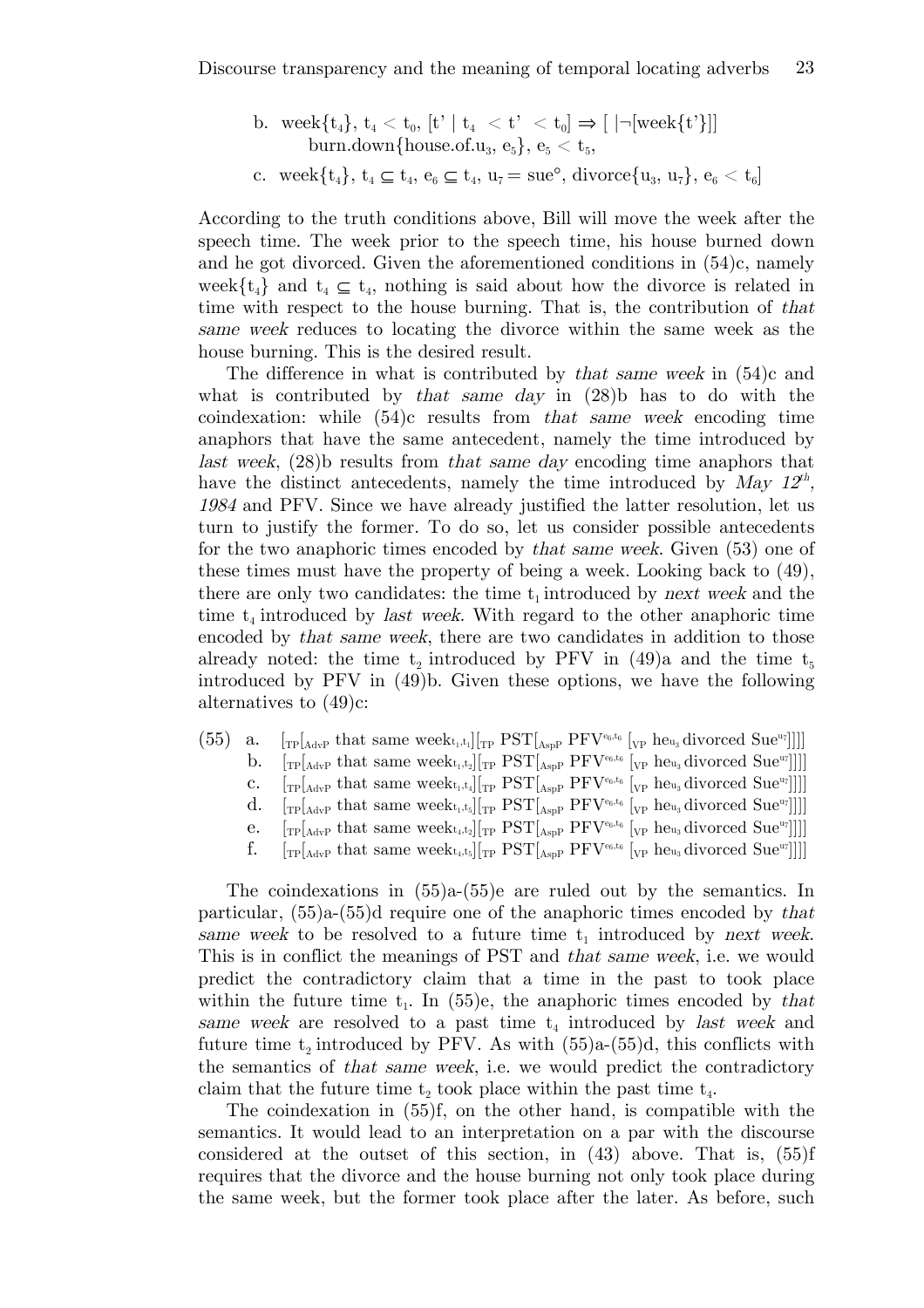b. $\text{week}\{t_4\}$, $t_4 < t_0$, $[t' \mid t_4 < t' < t_0] \Rightarrow [\ \mid \neg[\text{week}\{t'\}]]$
   $\text{burn.down}\{\text{house.of.}u_3, e_5\}$, $e_5 < t_5$,

c. $\text{week}\{t_4\}$, $t_4 \subseteq t_4$, $e_6 \subseteq t_4$, $u_7 = \text{sue}^\circ$, $\text{divorce}\{u_3, u_7\}$, $e_6 < t_6]$

According to the truth conditions above, Bill will move the week after the speech time. The week prior to the speech time, his house burned down and he got divorced. Given the aforementioned conditions in (54)c, namely $\text{week}\{t_4\}$ and $t_4 \subseteq t_4$, nothing is said about how the divorce is related in time with respect to the house burning. That is, the contribution of *that same week* reduces to locating the divorce within the same week as the house burning. This is the desired result.

The difference in what is contributed by *that same week* in (54)c and what is contributed by *that same day* in (28)b has to do with the coindexation: while (54)c results from *that same week* encoding time anaphors that have the same antecedent, namely the time introduced by *last week*, (28)b results from *that same day* encoding time anaphors that have the distinct antecedents, namely the time introduced by *May 12$^{th}$, 1984* and PFV. Since we have already justified the latter resolution, let us turn to justify the former. To do so, let us consider possible antecedents for the two anaphoric times encoded by *that same week*. Given (53) one of these times must have the property of being a week. Looking back to (49), there are only two candidates: the time $t_1$ introduced by *next week* and the time $t_4$ introduced by *last week*. With regard to the other anaphoric time encoded by *that same week*, there are two candidates in addition to those already noted: the time $t_2$ introduced by PFV in (49)a and the time $t_5$ introduced by PFV in (49)b. Given these options, we have the following alternatives to (49)c:

(55) a. $[_{TP}[_{AdvP}$ that same week$_{t_1,t_1}][_{TP}$ PST$[_{AspP}$ PFV$^{e_6,t_6}$ $[_{VP}$ he$_{u_3}$ divorced Sue$^{u_7}]]]]$
b. $[_{TP}[_{AdvP}$ that same week$_{t_1,t_2}][_{TP}$ PST$[_{AspP}$ PFV$^{e_6,t_6}$ $[_{VP}$ he$_{u_3}$ divorced Sue$^{u_7}]]]]$
c. $[_{TP}[_{AdvP}$ that same week$_{t_1,t_4}][_{TP}$ PST$[_{AspP}$ PFV$^{e_6,t_6}$ $[_{VP}$ he$_{u_3}$ divorced Sue$^{u_7}]]]]$
d. $[_{TP}[_{AdvP}$ that same week$_{t_1,t_5}][_{TP}$ PST$[_{AspP}$ PFV$^{e_6,t_6}$ $[_{VP}$ he$_{u_3}$ divorced Sue$^{u_7}]]]]$
e. $[_{TP}[_{AdvP}$ that same week$_{t_4,t_2}][_{TP}$ PST$[_{AspP}$ PFV$^{e_6,t_6}$ $[_{VP}$ he$_{u_3}$ divorced Sue$^{u_7}]]]]$
f. $[_{TP}[_{AdvP}$ that same week$_{t_4,t_5}][_{TP}$ PST$[_{AspP}$ PFV$^{e_6,t_6}$ $[_{VP}$ he$_{u_3}$ divorced Sue$^{u_7}]]]]$

The coindexations in (55)a-(55)e are ruled out by the semantics. In particular, (55)a-(55)d require one of the anaphoric times encoded by *that same week* to be resolved to a future time $t_1$ introduced by *next week*. This is in conflict the meanings of PST and *that same week*, i.e. we would predict the contradictory claim that a time in the past to took place within the future time $t_1$. In (55)e, the anaphoric times encoded by *that same week* are resolved to a past time $t_4$ introduced by *last week* and future time $t_2$ introduced by PFV. As with (55)a-(55)d, this conflicts with the semantics of *that same week*, i.e. we would predict the contradictory claim that the future time $t_2$ took place within the past time $t_4$.

The coindexation in (55)f, on the other hand, is compatible with the semantics. It would lead to an interpretation on a par with the discourse considered at the outset of this section, in (43) above. That is, (55)f requires that the divorce and the house burning not only took place during the same week, but the former took place after the later. As before, such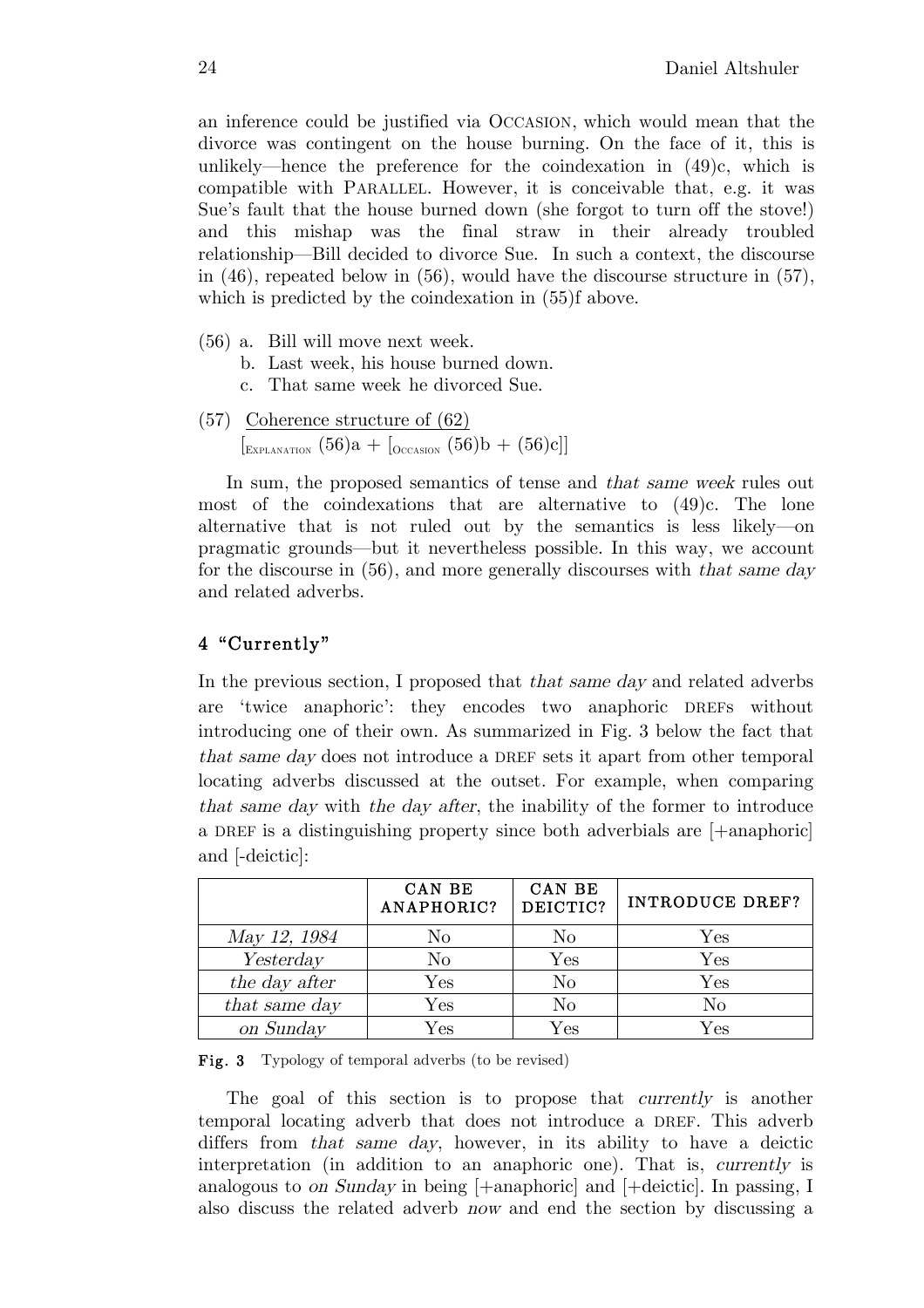an inference could be justified via OCCASION, which would mean that the divorce was contingent on the house burning. On the face of it, this is unlikely—hence the preference for the coindexation in (49)c, which is compatible with PARALLEL. However, it is conceivable that, e.g. it was Sue's fault that the house burned down (she forgot to turn off the stove!) and this mishap was the final straw in their already troubled relationship—Bill decided to divorce Sue. In such a context, the discourse in (46), repeated below in (56), would have the discourse structure in (57), which is predicted by the coindexation in (55)f above.

(56) a. Bill will move next week.
  b. Last week, his house burned down.
  c. That same week he divorced Sue.

(57) Coherence structure of (62)
  [$_{\text{EXPLANATION}}$ (56)a + [$_{\text{OCCASION}}$ (56)b + (56)c]]

In sum, the proposed semantics of tense and *that same week* rules out most of the coindexations that are alternative to (49)c. The lone alternative that is not ruled out by the semantics is less likely—on pragmatic grounds—but it nevertheless possible. In this way, we account for the discourse in (56), and more generally discourses with *that same day* and related adverbs.

## 4 "Currently"

In the previous section, I proposed that *that same day* and related adverbs are 'twice anaphoric': they encodes two anaphoric DREFs without introducing one of their own. As summarized in Fig. 3 below the fact that *that same day* does not introduce a DREF sets it apart from other temporal locating adverbs discussed at the outset. For example, when comparing *that same day* with *the day after*, the inability of the former to introduce a DREF is a distinguishing property since both adverbials are [+anaphoric] and [-deictic]:

| | CAN BE ANAPHORIC? | CAN BE DEICTIC? | INTRODUCE DREF? |
|---|---|---|---|
| *May 12, 1984* | No | No | Yes |
| *Yesterday* | No | Yes | Yes |
| *the day after* | Yes | No | Yes |
| *that same day* | Yes | No | No |
| *on Sunday* | Yes | Yes | Yes |

**Fig. 3** Typology of temporal adverbs (to be revised)

The goal of this section is to propose that *currently* is another temporal locating adverb that does not introduce a DREF. This adverb differs from *that same day*, however, in its ability to have a deictic interpretation (in addition to an anaphoric one). That is, *currently* is analogous to *on Sunday* in being [+anaphoric] and [+deictic]. In passing, I also discuss the related adverb *now* and end the section by discussing a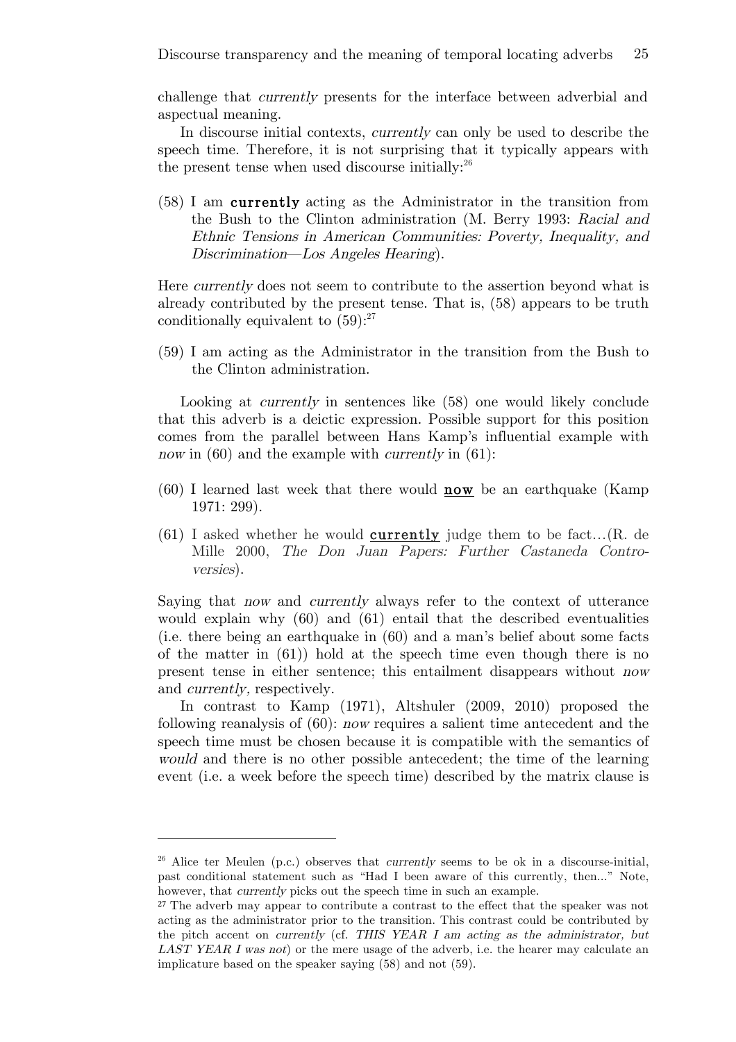challenge that *currently* presents for the interface between adverbial and aspectual meaning.

In discourse initial contexts, *currently* can only be used to describe the speech time. Therefore, it is not surprising that it typically appears with the present tense when used discourse initially:[26]

(58) I am **currently** acting as the Administrator in the transition from the Bush to the Clinton administration (M. Berry 1993: *Racial and Ethnic Tensions in American Communities: Poverty, Inequality, and Discrimination—Los Angeles Hearing*).

Here *currently* does not seem to contribute to the assertion beyond what is already contributed by the present tense. That is, (58) appears to be truth conditionally equivalent to (59):[27]

(59) I am acting as the Administrator in the transition from the Bush to the Clinton administration.

Looking at *currently* in sentences like (58) one would likely conclude that this adverb is a deictic expression. Possible support for this position comes from the parallel between Hans Kamp's influential example with *now* in (60) and the example with *currently* in (61):

(60) I learned last week that there would **now** be an earthquake (Kamp 1971: 299).

(61) I asked whether he would **currently** judge them to be fact…(R. de Mille 2000, *The Don Juan Papers: Further Castaneda Controversies*).

Saying that *now* and *currently* always refer to the context of utterance would explain why (60) and (61) entail that the described eventualities (i.e. there being an earthquake in (60) and a man's belief about some facts of the matter in (61)) hold at the speech time even though there is no present tense in either sentence; this entailment disappears without *now* and *currently*, respectively.

In contrast to Kamp (1971), Altshuler (2009, 2010) proposed the following reanalysis of (60): *now* requires a salient time antecedent and the speech time must be chosen because it is compatible with the semantics of *would* and there is no other possible antecedent; the time of the learning event (i.e. a week before the speech time) described by the matrix clause is

---

[26] Alice ter Meulen (p.c.) observes that *currently* seems to be ok in a discourse-initial, past conditional statement such as "Had I been aware of this currently, then..." Note, however, that *currently* picks out the speech time in such an example.

[27] The adverb may appear to contribute a contrast to the effect that the speaker was not acting as the administrator prior to the transition. This contrast could be contributed by the pitch accent on *currently* (cf. *THIS YEAR I am acting as the administrator, but LAST YEAR I was not*) or the mere usage of the adverb, i.e. the hearer may calculate an implicature based on the speaker saying (58) and not (59).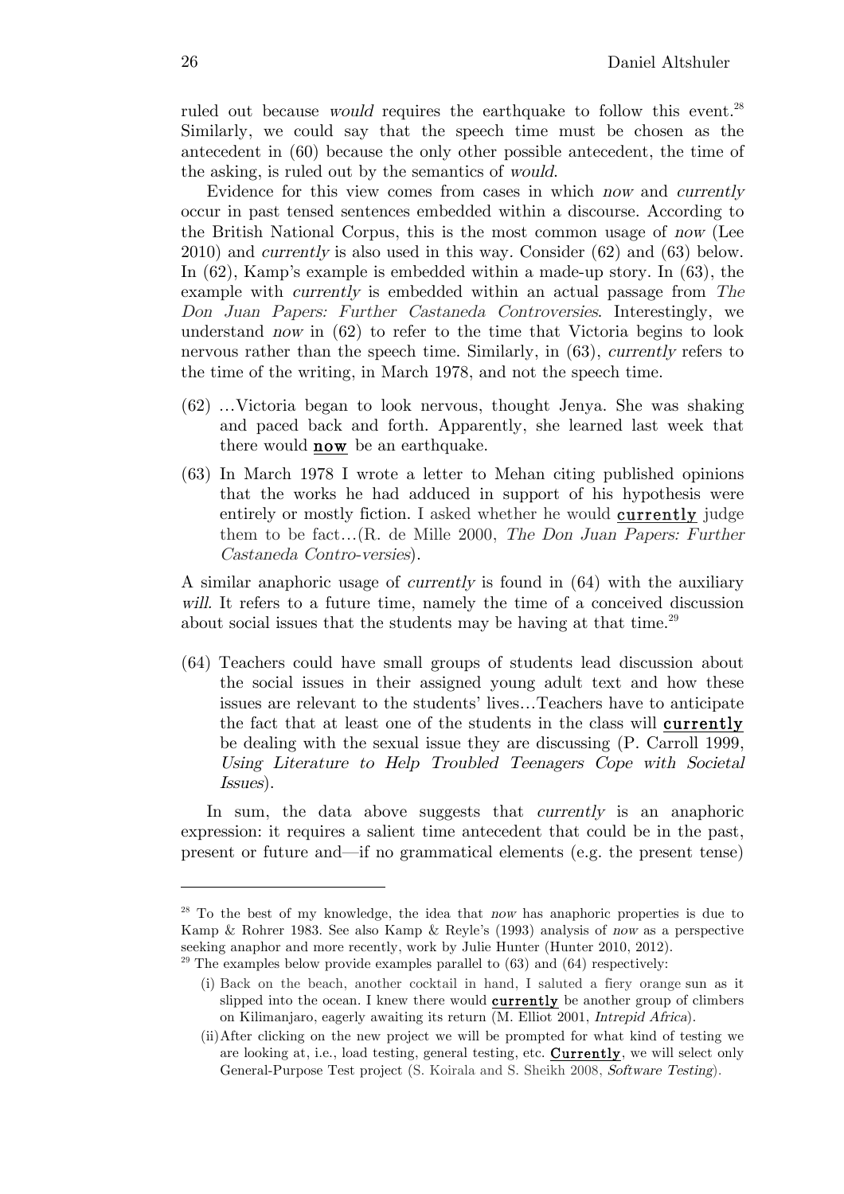ruled out because *would* requires the earthquake to follow this event.[28] Similarly, we could say that the speech time must be chosen as the antecedent in (60) because the only other possible antecedent, the time of the asking, is ruled out by the semantics of *would*.

Evidence for this view comes from cases in which *now* and *currently* occur in past tensed sentences embedded within a discourse. According to the British National Corpus, this is the most common usage of *now* (Lee 2010) and *currently* is also used in this way. Consider (62) and (63) below. In (62), Kamp's example is embedded within a made-up story. In (63), the example with *currently* is embedded within an actual passage from *The Don Juan Papers: Further Castaneda Controversies*. Interestingly, we understand *now* in (62) to refer to the time that Victoria begins to look nervous rather than the speech time. Similarly, in (63), *currently* refers to the time of the writing, in March 1978, and not the speech time.

(62) …Victoria began to look nervous, thought Jenya. She was shaking and paced back and forth. Apparently, she learned last week that there would **now** be an earthquake.

(63) In March 1978 I wrote a letter to Mehan citing published opinions that the works he had adduced in support of his hypothesis were entirely or mostly fiction. I asked whether he would **currently** judge them to be fact…(R. de Mille 2000, *The Don Juan Papers: Further Castaneda Contro-versies*).

A similar anaphoric usage of *currently* is found in (64) with the auxiliary *will*. It refers to a future time, namely the time of a conceived discussion about social issues that the students may be having at that time.[29]

(64) Teachers could have small groups of students lead discussion about the social issues in their assigned young adult text and how these issues are relevant to the students' lives…Teachers have to anticipate the fact that at least one of the students in the class will **currently** be dealing with the sexual issue they are discussing (P. Carroll 1999, *Using Literature to Help Troubled Teenagers Cope with Societal Issues*).

In sum, the data above suggests that *currently* is an anaphoric expression: it requires a salient time antecedent that could be in the past, present or future and—if no grammatical elements (e.g. the present tense)

---

[28] To the best of my knowledge, the idea that *now* has anaphoric properties is due to Kamp & Rohrer 1983. See also Kamp & Reyle's (1993) analysis of *now* as a perspective seeking anaphor and more recently, work by Julie Hunter (Hunter 2010, 2012).

[29] The examples below provide examples parallel to (63) and (64) respectively:

(i) Back on the beach, another cocktail in hand, I saluted a fiery orange sun as it slipped into the ocean. I knew there would **currently** be another group of climbers on Kilimanjaro, eagerly awaiting its return (M. Elliot 2001, *Intrepid Africa*).

(ii) After clicking on the new project we will be prompted for what kind of testing we are looking at, i.e., load testing, general testing, etc. **Currently**, we will select only General-Purpose Test project (S. Koirala and S. Sheikh 2008, *Software Testing*).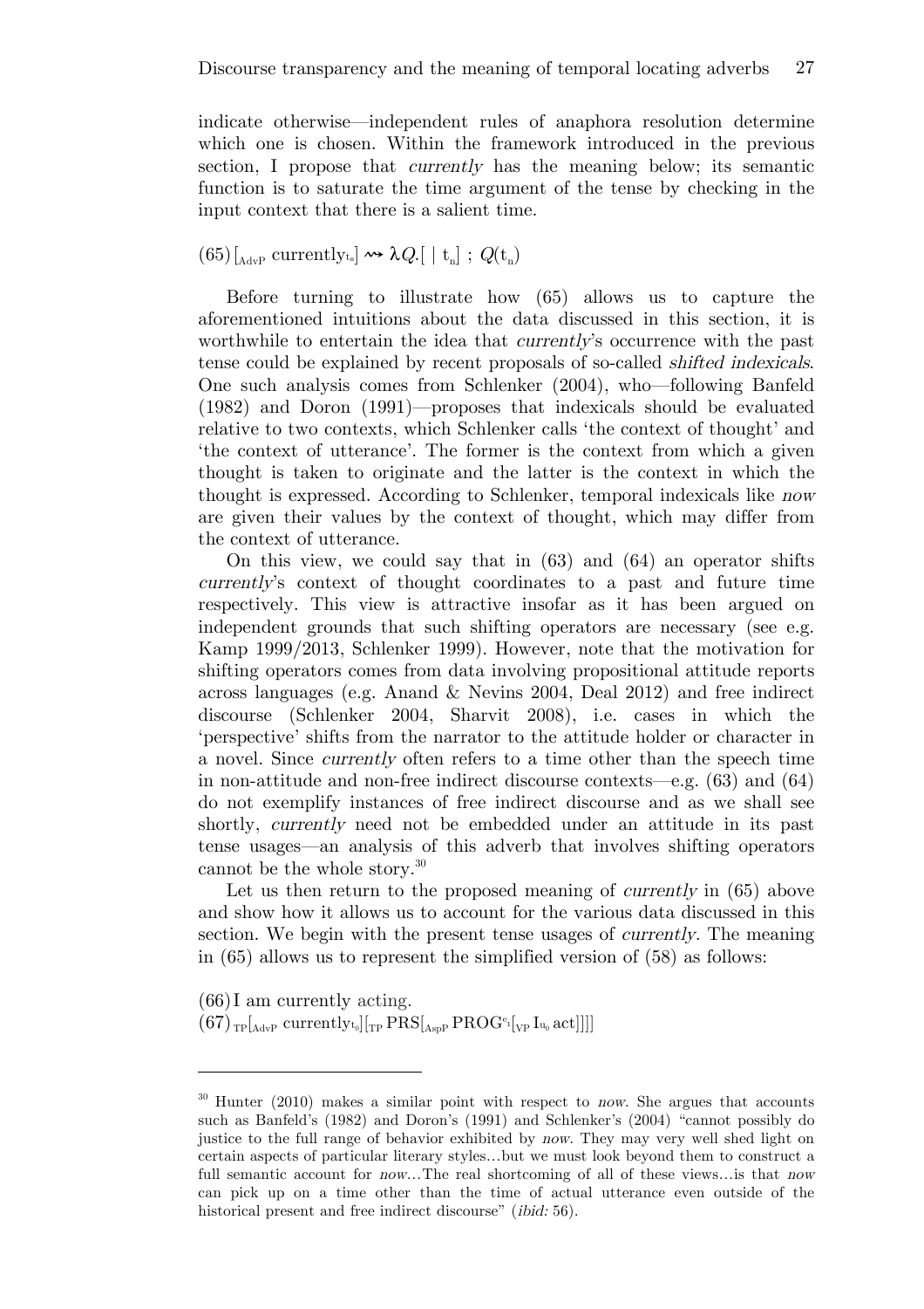indicate otherwise—independent rules of anaphora resolution determine which one is chosen. Within the framework introduced in the previous section, I propose that *currently* has the meaning below; its semantic function is to saturate the time argument of the tense by checking in the input context that there is a salient time.

(65) $[_{\text{AdvP}}\ \text{currently}_{t_n}] \rightsquigarrow \lambda Q.[\ |\ t_n]\ ;\ Q(t_n)$

Before turning to illustrate how (65) allows us to capture the aforementioned intuitions about the data discussed in this section, it is worthwhile to entertain the idea that *currently*'s occurrence with the past tense could be explained by recent proposals of so-called *shifted indexicals*. One such analysis comes from Schlenker (2004), who—following Banfeld (1982) and Doron (1991)—proposes that indexicals should be evaluated relative to two contexts, which Schlenker calls 'the context of thought' and 'the context of utterance'. The former is the context from which a given thought is taken to originate and the latter is the context in which the thought is expressed. According to Schlenker, temporal indexicals like *now* are given their values by the context of thought, which may differ from the context of utterance.

On this view, we could say that in (63) and (64) an operator shifts *currently*'s context of thought coordinates to a past and future time respectively. This view is attractive insofar as it has been argued on independent grounds that such shifting operators are necessary (see e.g. Kamp 1999/2013, Schlenker 1999). However, note that the motivation for shifting operators comes from data involving propositional attitude reports across languages (e.g. Anand & Nevins 2004, Deal 2012) and free indirect discourse (Schlenker 2004, Sharvit 2008), i.e. cases in which the 'perspective' shifts from the narrator to the attitude holder or character in a novel. Since *currently* often refers to a time other than the speech time in non-attitude and non-free indirect discourse contexts—e.g. (63) and (64) do not exemplify instances of free indirect discourse and as we shall see shortly, *currently* need not be embedded under an attitude in its past tense usages—an analysis of this adverb that involves shifting operators cannot be the whole story.[30]

Let us then return to the proposed meaning of *currently* in (65) above and show how it allows us to account for the various data discussed in this section. We begin with the present tense usages of *currently*. The meaning in (65) allows us to represent the simplified version of (58) as follows:

(66) I am currently acting.

(67) $_{\text{TP}}[_{\text{AdvP}}\ \text{currently}_{t_0}][_{\text{TP}}\ \text{PRS}[_{\text{AspP}}\ \text{PROG}^{e_1}[_{\text{VP}}\ \text{I}_{u_0}\ \text{act}]]]]$

---

[30] Hunter (2010) makes a similar point with respect to *now*. She argues that accounts such as Banfeld's (1982) and Doron's (1991) and Schlenker's (2004) "cannot possibly do justice to the full range of behavior exhibited by *now*. They may very well shed light on certain aspects of particular literary styles…but we must look beyond them to construct a full semantic account for *now*…The real shortcoming of all of these views…is that *now* can pick up on a time other than the time of actual utterance even outside of the historical present and free indirect discourse" (*ibid:* 56).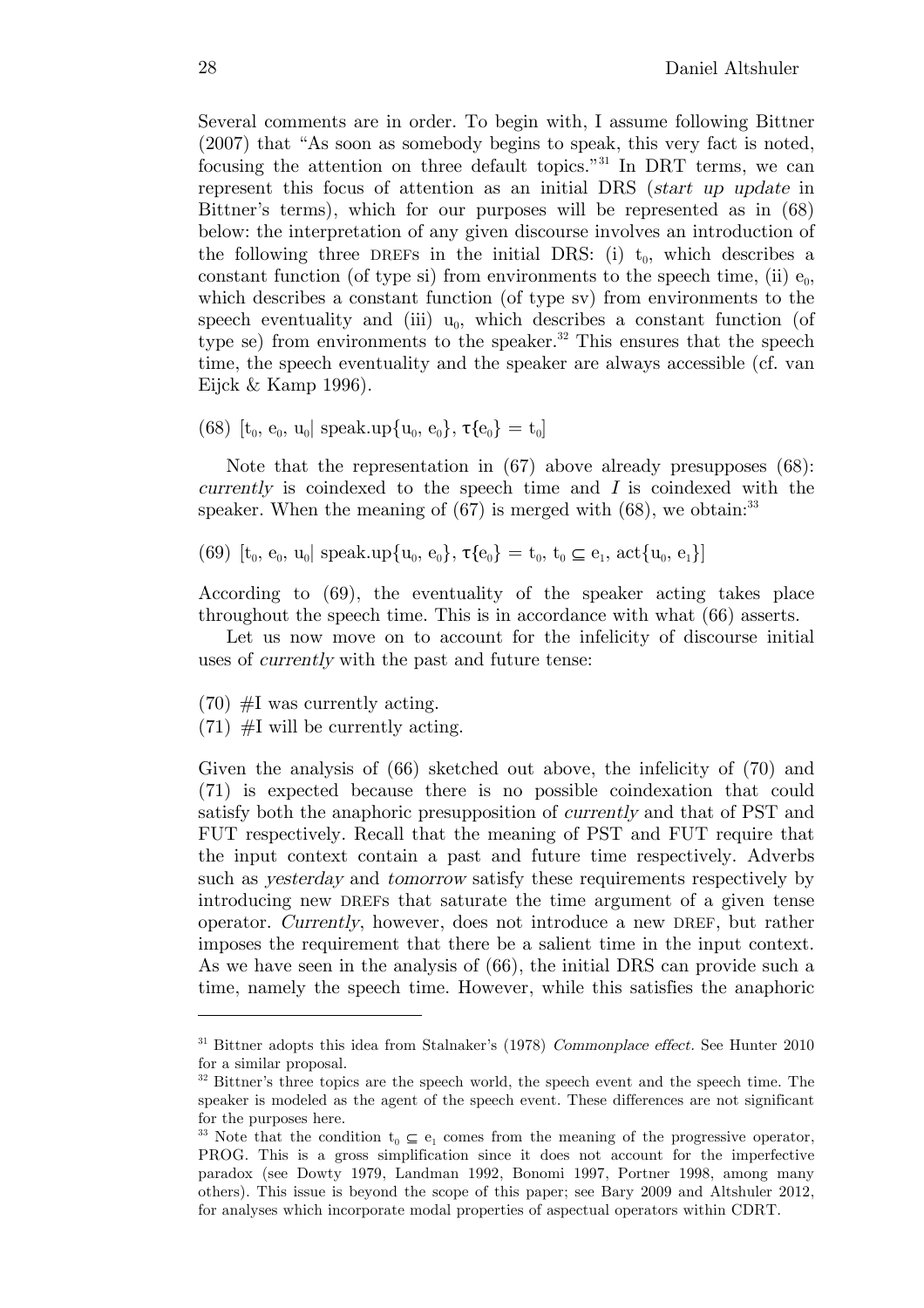Several comments are in order. To begin with, I assume following Bittner (2007) that "As soon as somebody begins to speak, this very fact is noted, focusing the attention on three default topics."[31] In DRT terms, we can represent this focus of attention as an initial DRS (*start up update* in Bittner's terms), which for our purposes will be represented as in (68) below: the interpretation of any given discourse involves an introduction of the following three DREFs in the initial DRS: (i) $t_0$, which describes a constant function (of type si) from environments to the speech time, (ii) $e_0$, which describes a constant function (of type sv) from environments to the speech eventuality and (iii) $u_0$, which describes a constant function (of type se) from environments to the speaker.[32] This ensures that the speech time, the speech eventuality and the speaker are always accessible (cf. van Eijck & Kamp 1996).

(68) $[t_0, e_0, u_0 |\ \text{speak.up}\{u_0, e_0\}, \tau\{e_0\} = t_0]$

Note that the representation in (67) above already presupposes (68): *currently* is coindexed to the speech time and *I* is coindexed with the speaker. When the meaning of (67) is merged with (68), we obtain:[33]

(69) $[t_0, e_0, u_0 |\ \text{speak.up}\{u_0, e_0\}, \tau\{e_0\} = t_0, t_0 \subseteq e_1, \text{act}\{u_0, e_1\}]$

According to (69), the eventuality of the speaker acting takes place throughout the speech time. This is in accordance with what (66) asserts.

Let us now move on to account for the infelicity of discourse initial uses of *currently* with the past and future tense:

(70) #I was currently acting.
(71) #I will be currently acting.

Given the analysis of (66) sketched out above, the infelicity of (70) and (71) is expected because there is no possible coindexation that could satisfy both the anaphoric presupposition of *currently* and that of PST and FUT respectively. Recall that the meaning of PST and FUT require that the input context contain a past and future time respectively. Adverbs such as *yesterday* and *tomorrow* satisfy these requirements respectively by introducing new DREFs that saturate the time argument of a given tense operator. *Currently*, however, does not introduce a new DREF, but rather imposes the requirement that there be a salient time in the input context. As we have seen in the analysis of (66), the initial DRS can provide such a time, namely the speech time. However, while this satisfies the anaphoric

---

[31] Bittner adopts this idea from Stalnaker's (1978) *Commonplace effect*. See Hunter 2010 for a similar proposal.

[32] Bittner's three topics are the speech world, the speech event and the speech time. The speaker is modeled as the agent of the speech event. These differences are not significant for the purposes here.

[33] Note that the condition $t_0 \subseteq e_1$ comes from the meaning of the progressive operator, PROG. This is a gross simplification since it does not account for the imperfective paradox (see Dowty 1979, Landman 1992, Bonomi 1997, Portner 1998, among many others). This issue is beyond the scope of this paper; see Bary 2009 and Altshuler 2012, for analyses which incorporate modal properties of aspectual operators within CDRT.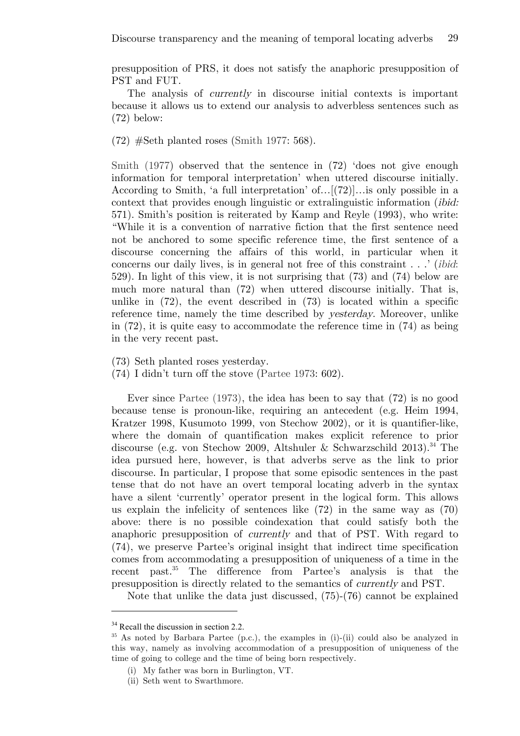presupposition of PRS, it does not satisfy the anaphoric presupposition of PST and FUT.

The analysis of *currently* in discourse initial contexts is important because it allows us to extend our analysis to adverbless sentences such as (72) below:

(72) #Seth planted roses (Smith 1977: 568).

Smith (1977) observed that the sentence in (72) 'does not give enough information for temporal interpretation' when uttered discourse initially. According to Smith, 'a full interpretation' of…[(72)]…is only possible in a context that provides enough linguistic or extralinguistic information (*ibid:* 571). Smith's position is reiterated by Kamp and Reyle (1993), who write: "While it is a convention of narrative fiction that the first sentence need not be anchored to some specific reference time, the first sentence of a discourse concerning the affairs of this world, in particular when it concerns our daily lives, is in general not free of this constraint . . .' (*ibid*: 529). In light of this view, it is not surprising that (73) and (74) below are much more natural than (72) when uttered discourse initially. That is, unlike in (72), the event described in (73) is located within a specific reference time, namely the time described by *yesterday*. Moreover, unlike in (72), it is quite easy to accommodate the reference time in (74) as being in the very recent past.

(73) Seth planted roses yesterday.
(74) I didn't turn off the stove (Partee 1973: 602).

Ever since Partee (1973), the idea has been to say that (72) is no good because tense is pronoun-like, requiring an antecedent (e.g. Heim 1994, Kratzer 1998, Kusumoto 1999, von Stechow 2002), or it is quantifier-like, where the domain of quantification makes explicit reference to prior discourse (e.g. von Stechow 2009, Altshuler & Schwarzschild 2013).[34] The idea pursued here, however, is that adverbs serve as the link to prior discourse. In particular, I propose that some episodic sentences in the past tense that do not have an overt temporal locating adverb in the syntax have a silent 'currently' operator present in the logical form. This allows us explain the infelicity of sentences like (72) in the same way as (70) above: there is no possible coindexation that could satisfy both the anaphoric presupposition of *currently* and that of PST. With regard to (74), we preserve Partee's original insight that indirect time specification comes from accommodating a presupposition of uniqueness of a time in the recent past.[35] The difference from Partee's analysis is that the presupposition is directly related to the semantics of *currently* and PST.

Note that unlike the data just discussed, (75)-(76) cannot be explained

---

[34] Recall the discussion in section 2.2.

[35] As noted by Barbara Partee (p.c.), the examples in (i)-(ii) could also be analyzed in this way, namely as involving accommodation of a presupposition of uniqueness of the time of going to college and the time of being born respectively.

(i) My father was born in Burlington, VT.
(ii) Seth went to Swarthmore.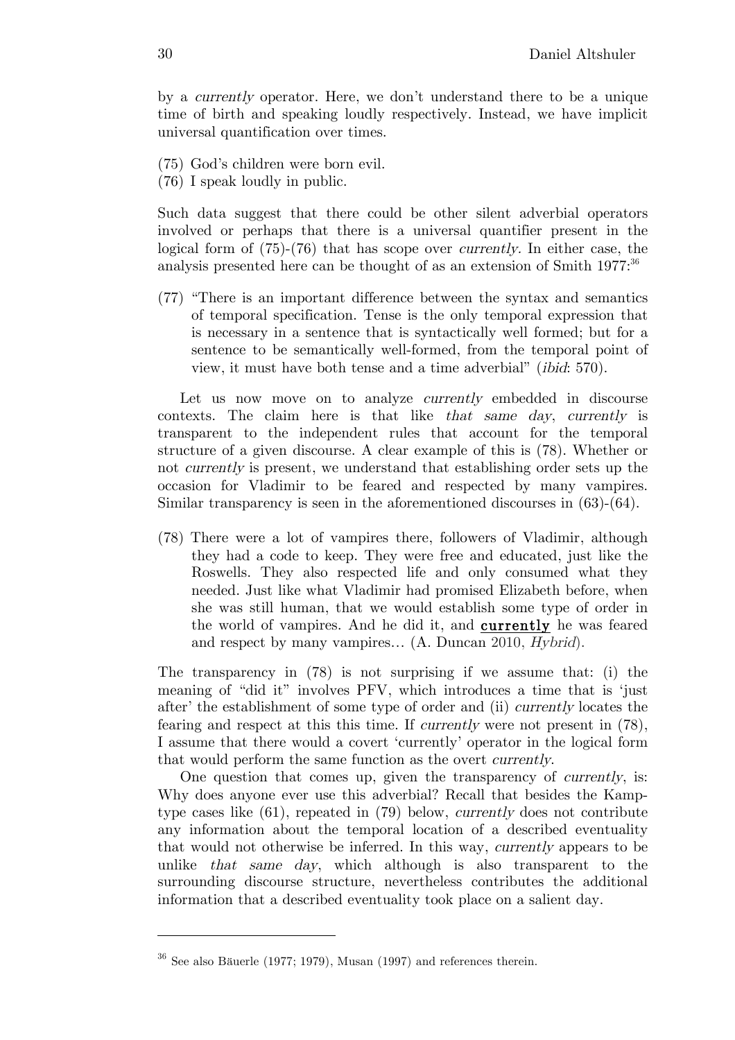by a *currently* operator. Here, we don't understand there to be a unique time of birth and speaking loudly respectively. Instead, we have implicit universal quantification over times.

(75) God's children were born evil.
(76) I speak loudly in public.

Such data suggest that there could be other silent adverbial operators involved or perhaps that there is a universal quantifier present in the logical form of (75)-(76) that has scope over *currently*. In either case, the analysis presented here can be thought of as an extension of Smith 1977:[36]

(77) "There is an important difference between the syntax and semantics of temporal specification. Tense is the only temporal expression that is necessary in a sentence that is syntactically well formed; but for a sentence to be semantically well-formed, from the temporal point of view, it must have both tense and a time adverbial" (*ibid*: 570).

Let us now move on to analyze *currently* embedded in discourse contexts. The claim here is that like *that same day*, *currently* is transparent to the independent rules that account for the temporal structure of a given discourse. A clear example of this is (78). Whether or not *currently* is present, we understand that establishing order sets up the occasion for Vladimir to be feared and respected by many vampires. Similar transparency is seen in the aforementioned discourses in (63)-(64).

(78) There were a lot of vampires there, followers of Vladimir, although they had a code to keep. They were free and educated, just like the Roswells. They also respected life and only consumed what they needed. Just like what Vladimir had promised Elizabeth before, when she was still human, that we would establish some type of order in the world of vampires. And he did it, and **currently** he was feared and respect by many vampires… (A. Duncan 2010, *Hybrid*).

The transparency in (78) is not surprising if we assume that: (i) the meaning of "did it" involves PFV, which introduces a time that is 'just after' the establishment of some type of order and (ii) *currently* locates the fearing and respect at this this time. If *currently* were not present in (78), I assume that there would a covert 'currently' operator in the logical form that would perform the same function as the overt *currently*.

One question that comes up, given the transparency of *currently*, is: Why does anyone ever use this adverbial? Recall that besides the Kamp-type cases like (61), repeated in (79) below, *currently* does not contribute any information about the temporal location of a described eventuality that would not otherwise be inferred. In this way, *currently* appears to be unlike *that same day*, which although is also transparent to the surrounding discourse structure, nevertheless contributes the additional information that a described eventuality took place on a salient day.

---

[36] See also Bäuerle (1977; 1979), Musan (1997) and references therein.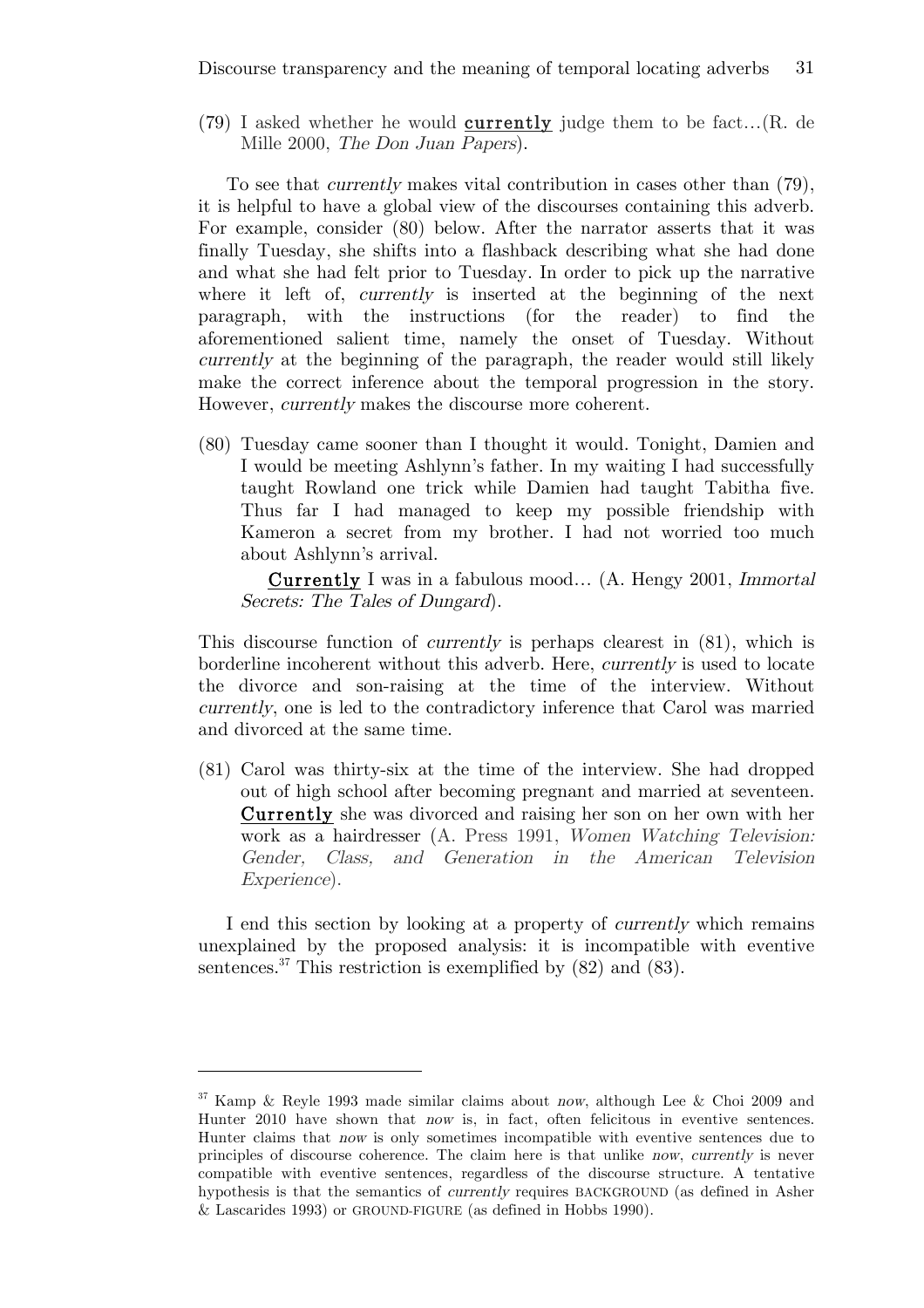(79) I asked whether he would **currently** judge them to be fact…(R. de Mille 2000, *The Don Juan Papers*).

To see that *currently* makes vital contribution in cases other than (79), it is helpful to have a global view of the discourses containing this adverb. For example, consider (80) below. After the narrator asserts that it was finally Tuesday, she shifts into a flashback describing what she had done and what she had felt prior to Tuesday. In order to pick up the narrative where it left of, *currently* is inserted at the beginning of the next paragraph, with the instructions (for the reader) to find the aforementioned salient time, namely the onset of Tuesday. Without *currently* at the beginning of the paragraph, the reader would still likely make the correct inference about the temporal progression in the story. However, *currently* makes the discourse more coherent.

(80) Tuesday came sooner than I thought it would. Tonight, Damien and I would be meeting Ashlynn's father. In my waiting I had successfully taught Rowland one trick while Damien had taught Tabitha five. Thus far I had managed to keep my possible friendship with Kameron a secret from my brother. I had not worried too much about Ashlynn's arrival.

**Currently** I was in a fabulous mood… (A. Hengy 2001, *Immortal Secrets: The Tales of Dungard*).

This discourse function of *currently* is perhaps clearest in (81), which is borderline incoherent without this adverb. Here, *currently* is used to locate the divorce and son-raising at the time of the interview. Without *currently*, one is led to the contradictory inference that Carol was married and divorced at the same time.

(81) Carol was thirty-six at the time of the interview. She had dropped out of high school after becoming pregnant and married at seventeen. **Currently** she was divorced and raising her son on her own with her work as a hairdresser (A. Press 1991, *Women Watching Television: Gender, Class, and Generation in the American Television Experience*).

I end this section by looking at a property of *currently* which remains unexplained by the proposed analysis: it is incompatible with eventive sentences.[37] This restriction is exemplified by (82) and (83).

---

[37] Kamp & Reyle 1993 made similar claims about *now*, although Lee & Choi 2009 and Hunter 2010 have shown that *now* is, in fact, often felicitous in eventive sentences. Hunter claims that *now* is only sometimes incompatible with eventive sentences due to principles of discourse coherence. The claim here is that unlike *now*, *currently* is never compatible with eventive sentences, regardless of the discourse structure. A tentative hypothesis is that the semantics of *currently* requires BACKGROUND (as defined in Asher & Lascarides 1993) or GROUND-FIGURE (as defined in Hobbs 1990).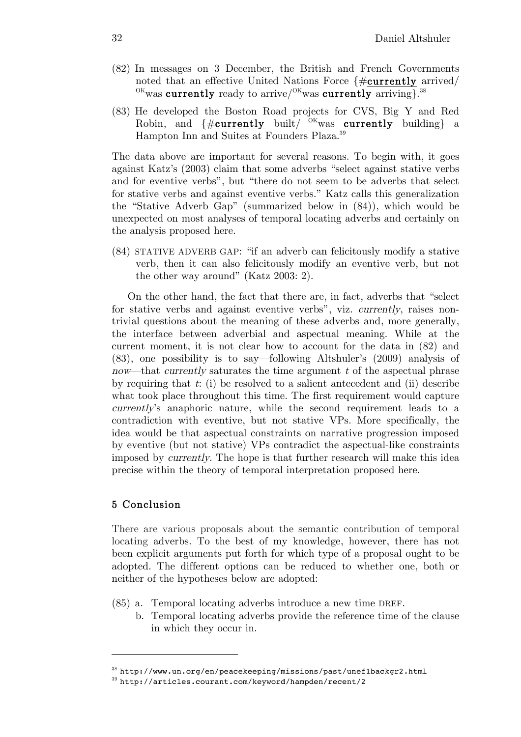(82) In messages on 3 December, the British and French Governments noted that an effective United Nations Force {#**currently** arrived/ $^{OK}$was **currently** ready to arrive/$^{OK}$was **currently** arriving}.[38]

(83) He developed the Boston Road projects for CVS, Big Y and Red Robin, and {#**currently** built/ $^{OK}$was **currently** building} a Hampton Inn and Suites at Founders Plaza.[39]

The data above are important for several reasons. To begin with, it goes against Katz's (2003) claim that some adverbs "select against stative verbs and for eventive verbs", but "there do not seem to be adverbs that select for stative verbs and against eventive verbs." Katz calls this generalization the "Stative Adverb Gap" (summarized below in (84)), which would be unexpected on most analyses of temporal locating adverbs and certainly on the analysis proposed here.

(84) STATIVE ADVERB GAP: "if an adverb can felicitously modify a stative verb, then it can also felicitously modify an eventive verb, but not the other way around" (Katz 2003: 2).

On the other hand, the fact that there are, in fact, adverbs that "select for stative verbs and against eventive verbs", viz. *currently*, raises non-trivial questions about the meaning of these adverbs and, more generally, the interface between adverbial and aspectual meaning. While at the current moment, it is not clear how to account for the data in (82) and (83), one possibility is to say—following Altshuler's (2009) analysis of *now*—that *currently* saturates the time argument $t$ of the aspectual phrase by requiring that $t$: (i) be resolved to a salient antecedent and (ii) describe what took place throughout this time. The first requirement would capture *currently*'s anaphoric nature, while the second requirement leads to a contradiction with eventive, but not stative VPs. More specifically, the idea would be that aspectual constraints on narrative progression imposed by eventive (but not stative) VPs contradict the aspectual-like constraints imposed by *currently*. The hope is that further research will make this idea precise within the theory of temporal interpretation proposed here.

## 5 Conclusion

There are various proposals about the semantic contribution of temporal locating adverbs. To the best of my knowledge, however, there has not been explicit arguments put forth for which type of a proposal ought to be adopted. The different options can be reduced to whether one, both or neither of the hypotheses below are adopted:

(85) a. Temporal locating adverbs introduce a new time DREF.
b. Temporal locating adverbs provide the reference time of the clause in which they occur in.

[38] http://www.un.org/en/peacekeeping/missions/past/unef1backgr2.html

[39] http://articles.courant.com/keyword/hampden/recent/2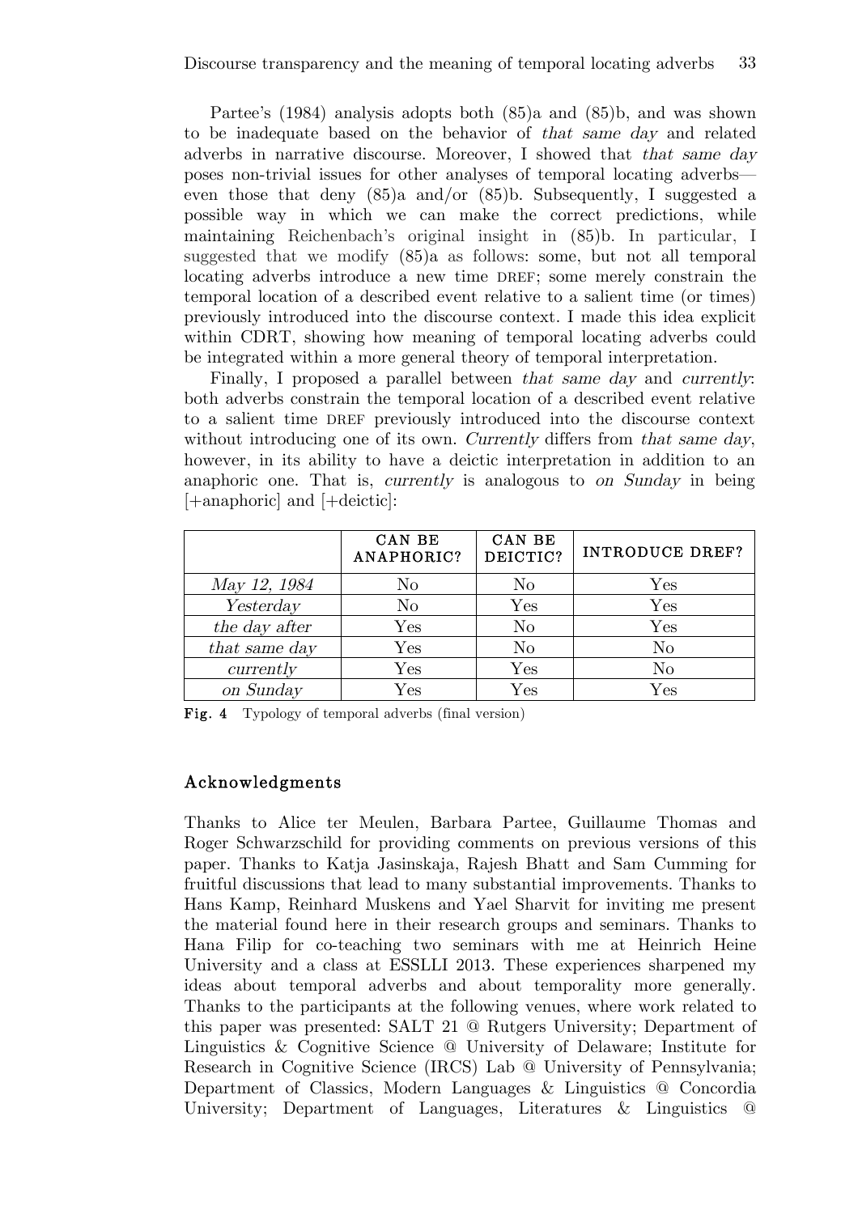Partee's (1984) analysis adopts both (85)a and (85)b, and was shown to be inadequate based on the behavior of *that same day* and related adverbs in narrative discourse. Moreover, I showed that *that same day* poses non-trivial issues for other analyses of temporal locating adverbs—even those that deny (85)a and/or (85)b. Subsequently, I suggested a possible way in which we can make the correct predictions, while maintaining Reichenbach's original insight in (85)b. In particular, I suggested that we modify (85)a as follows: some, but not all temporal locating adverbs introduce a new time DREF; some merely constrain the temporal location of a described event relative to a salient time (or times) previously introduced into the discourse context. I made this idea explicit within CDRT, showing how meaning of temporal locating adverbs could be integrated within a more general theory of temporal interpretation.

Finally, I proposed a parallel between *that same day* and *currently*: both adverbs constrain the temporal location of a described event relative to a salient time DREF previously introduced into the discourse context without introducing one of its own. *Currently* differs from *that same day*, however, in its ability to have a deictic interpretation in addition to an anaphoric one. That is, *currently* is analogous to *on Sunday* in being [+anaphoric] and [+deictic]:

| | CAN BE ANAPHORIC? | CAN BE DEICTIC? | INTRODUCE DREF? |
|---|---|---|---|
| *May 12, 1984* | No | No | Yes |
| *Yesterday* | No | Yes | Yes |
| *the day after* | Yes | No | Yes |
| *that same day* | Yes | No | No |
| *currently* | Yes | Yes | No |
| *on Sunday* | Yes | Yes | Yes |

**Fig. 4** Typology of temporal adverbs (final version)

## Acknowledgments

Thanks to Alice ter Meulen, Barbara Partee, Guillaume Thomas and Roger Schwarzschild for providing comments on previous versions of this paper. Thanks to Katja Jasinskaja, Rajesh Bhatt and Sam Cumming for fruitful discussions that lead to many substantial improvements. Thanks to Hans Kamp, Reinhard Muskens and Yael Sharvit for inviting me present the material found here in their research groups and seminars. Thanks to Hana Filip for co-teaching two seminars with me at Heinrich Heine University and a class at ESSLLI 2013. These experiences sharpened my ideas about temporal adverbs and about temporality more generally. Thanks to the participants at the following venues, where work related to this paper was presented: SALT 21 @ Rutgers University; Department of Linguistics & Cognitive Science @ University of Delaware; Institute for Research in Cognitive Science (IRCS) Lab @ University of Pennsylvania; Department of Classics, Modern Languages & Linguistics @ Concordia University; Department of Languages, Literatures & Linguistics @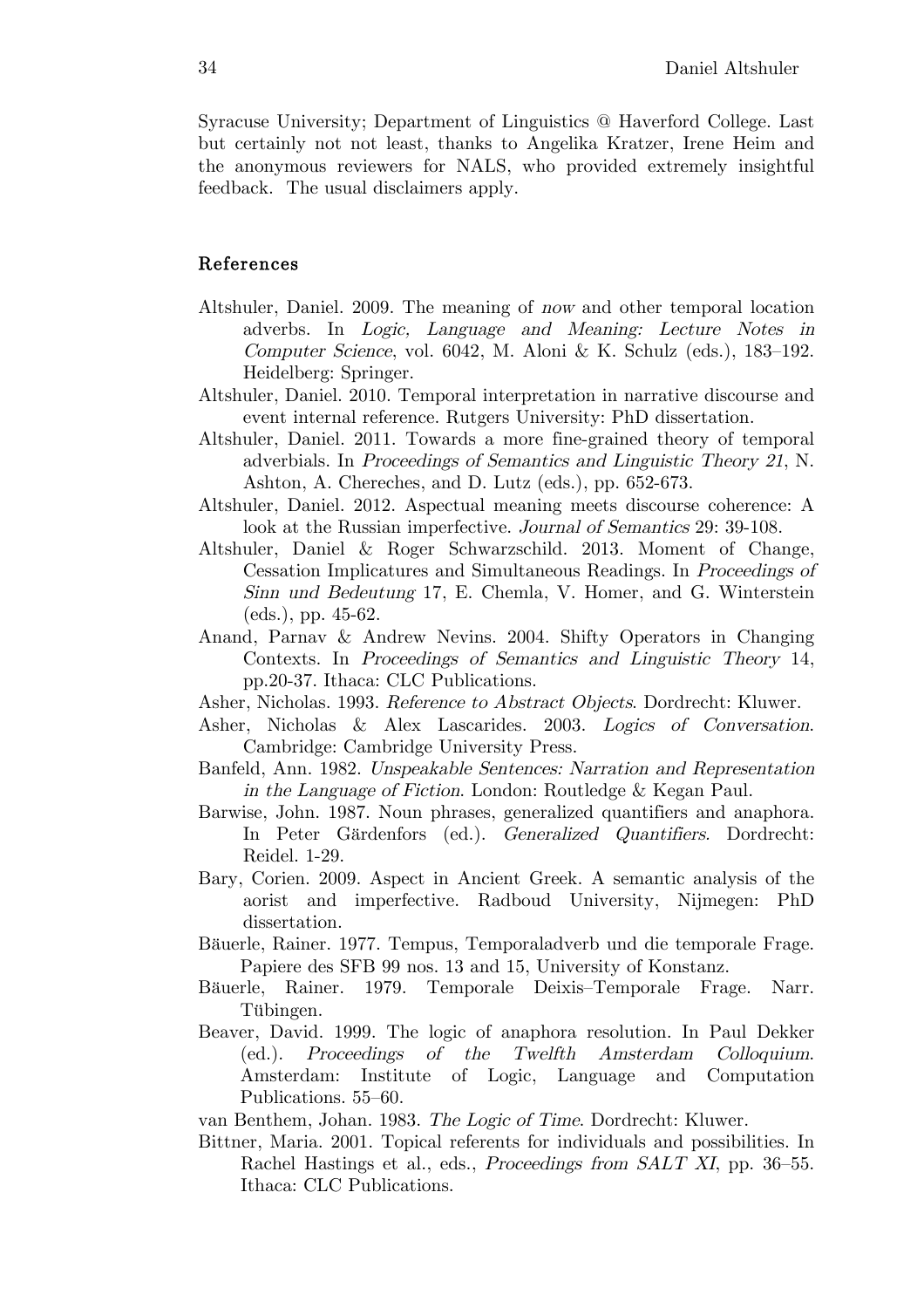Syracuse University; Department of Linguistics @ Haverford College. Last but certainly not not least, thanks to Angelika Kratzer, Irene Heim and the anonymous reviewers for NALS, who provided extremely insightful feedback. The usual disclaimers apply.

## References

Altshuler, Daniel. 2009. The meaning of *now* and other temporal location adverbs. In *Logic, Language and Meaning: Lecture Notes in Computer Science*, vol. 6042, M. Aloni & K. Schulz (eds.), 183–192. Heidelberg: Springer.

Altshuler, Daniel. 2010. Temporal interpretation in narrative discourse and event internal reference. Rutgers University: PhD dissertation.

Altshuler, Daniel. 2011. Towards a more fine-grained theory of temporal adverbials. In *Proceedings of Semantics and Linguistic Theory 21*, N. Ashton, A. Chereches, and D. Lutz (eds.), pp. 652-673.

Altshuler, Daniel. 2012. Aspectual meaning meets discourse coherence: A look at the Russian imperfective. *Journal of Semantics* 29: 39-108.

Altshuler, Daniel & Roger Schwarzschild. 2013. Moment of Change, Cessation Implicatures and Simultaneous Readings. In *Proceedings of Sinn und Bedeutung* 17, E. Chemla, V. Homer, and G. Winterstein (eds.), pp. 45-62.

Anand, Parnav & Andrew Nevins. 2004. Shifty Operators in Changing Contexts. In *Proceedings of Semantics and Linguistic Theory* 14, pp.20-37. Ithaca: CLC Publications.

Asher, Nicholas. 1993. *Reference to Abstract Objects*. Dordrecht: Kluwer.

Asher, Nicholas & Alex Lascarides. 2003. *Logics of Conversation*. Cambridge: Cambridge University Press.

Banfeld, Ann. 1982. *Unspeakable Sentences: Narration and Representation in the Language of Fiction*. London: Routledge & Kegan Paul.

Barwise, John. 1987. Noun phrases, generalized quantifiers and anaphora. In Peter Gärdenfors (ed.). *Generalized Quantifiers*. Dordrecht: Reidel. 1-29.

Bary, Corien. 2009. Aspect in Ancient Greek. A semantic analysis of the aorist and imperfective. Radboud University, Nijmegen: PhD dissertation.

Bäuerle, Rainer. 1977. Tempus, Temporaladverb und die temporale Frage. Papiere des SFB 99 nos. 13 and 15, University of Konstanz.

Bäuerle, Rainer. 1979. Temporale Deixis–Temporale Frage. Narr. Tübingen.

Beaver, David. 1999. The logic of anaphora resolution. In Paul Dekker (ed.). *Proceedings of the Twelfth Amsterdam Colloquium*. Amsterdam: Institute of Logic, Language and Computation Publications. 55–60.

van Benthem, Johan. 1983. *The Logic of Time*. Dordrecht: Kluwer.

Bittner, Maria. 2001. Topical referents for individuals and possibilities. In Rachel Hastings et al., eds., *Proceedings from SALT XI*, pp. 36–55. Ithaca: CLC Publications.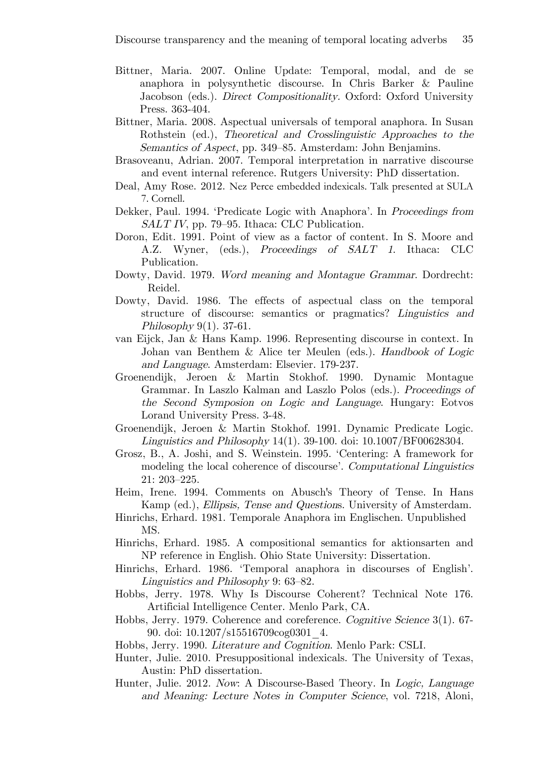Bittner, Maria. 2007. Online Update: Temporal, modal, and de se anaphora in polysynthetic discourse. In Chris Barker & Pauline Jacobson (eds.). *Direct Compositionality.* Oxford: Oxford University Press. 363-404.

Bittner, Maria. 2008. Aspectual universals of temporal anaphora. In Susan Rothstein (ed.), *Theoretical and Crosslinguistic Approaches to the Semantics of Aspect*, pp. 349–85. Amsterdam: John Benjamins.

Brasoveanu, Adrian. 2007. Temporal interpretation in narrative discourse and event internal reference. Rutgers University: PhD dissertation.

Deal, Amy Rose. 2012. Nez Perce embedded indexicals. Talk presented at SULA 7. Cornell.

Dekker, Paul. 1994. 'Predicate Logic with Anaphora'. In *Proceedings from SALT IV*, pp. 79–95. Ithaca: CLC Publication.

Doron, Edit. 1991. Point of view as a factor of content. In S. Moore and A.Z. Wyner, (eds.), *Proceedings of SALT 1.* Ithaca: CLC Publication.

Dowty, David. 1979. *Word meaning and Montague Grammar*. Dordrecht: Reidel.

Dowty, David. 1986. The effects of aspectual class on the temporal structure of discourse: semantics or pragmatics? *Linguistics and Philosophy* 9(1). 37-61.

van Eijck, Jan & Hans Kamp. 1996. Representing discourse in context. In Johan van Benthem & Alice ter Meulen (eds.). *Handbook of Logic and Language*. Amsterdam: Elsevier. 179-237.

Groenendijk, Jeroen & Martin Stokhof. 1990. Dynamic Montague Grammar. In Laszlo Kalman and Laszlo Polos (eds.). *Proceedings of the Second Symposion on Logic and Language*. Hungary: Eotvos Lorand University Press. 3-48.

Groenendijk, Jeroen & Martin Stokhof. 1991. Dynamic Predicate Logic. *Linguistics and Philosophy* 14(1). 39-100. doi: 10.1007/BF00628304.

Grosz, B., A. Joshi, and S. Weinstein. 1995. 'Centering: A framework for modeling the local coherence of discourse'. *Computational Linguistics* 21: 203–225.

Heim, Irene. 1994. Comments on Abusch's Theory of Tense. In Hans Kamp (ed.), *Ellipsis, Tense and Questions*. University of Amsterdam.

Hinrichs, Erhard. 1981. Temporale Anaphora im Englischen. Unpublished MS.

Hinrichs, Erhard. 1985. A compositional semantics for aktionsarten and NP reference in English. Ohio State University: Dissertation.

Hinrichs, Erhard. 1986. 'Temporal anaphora in discourses of English'. *Linguistics and Philosophy* 9: 63–82.

Hobbs, Jerry. 1978. Why Is Discourse Coherent? Technical Note 176. Artificial Intelligence Center. Menlo Park, CA.

Hobbs, Jerry. 1979. Coherence and coreference. *Cognitive Science* 3(1). 67-90. doi: 10.1207/s15516709cog0301_4.

Hobbs, Jerry. 1990. *Literature and Cognition*. Menlo Park: CSLI.

Hunter, Julie. 2010. Presuppositional indexicals. The University of Texas, Austin: PhD dissertation.

Hunter, Julie. 2012. *Now*: A Discourse-Based Theory. In *Logic, Language and Meaning: Lecture Notes in Computer Science*, vol. 7218, Aloni,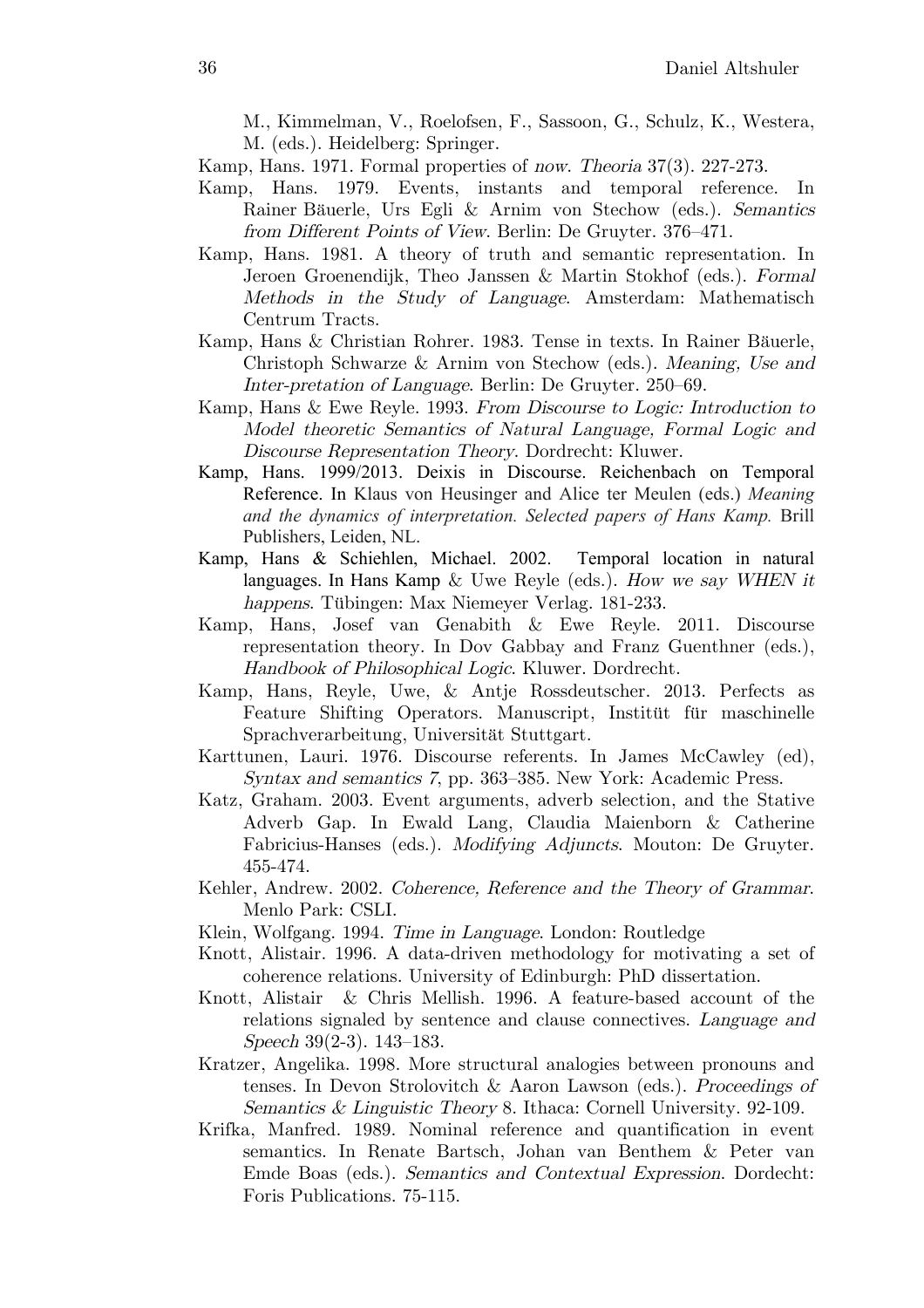M., Kimmelman, V., Roelofsen, F., Sassoon, G., Schulz, K., Westera, M. (eds.). Heidelberg: Springer.

Kamp, Hans. 1971. Formal properties of *now*. *Theoria* 37(3). 227-273.

Kamp, Hans. 1979. Events, instants and temporal reference. In Rainer Bäuerle, Urs Egli & Arnim von Stechow (eds.). *Semantics from Different Points of View*. Berlin: De Gruyter. 376–471.

Kamp, Hans. 1981. A theory of truth and semantic representation. In Jeroen Groenendijk, Theo Janssen & Martin Stokhof (eds.). *Formal Methods in the Study of Language*. Amsterdam: Mathematisch Centrum Tracts.

Kamp, Hans & Christian Rohrer. 1983. Tense in texts. In Rainer Bäuerle, Christoph Schwarze & Arnim von Stechow (eds.). *Meaning, Use and Inter-pretation of Language*. Berlin: De Gruyter. 250–69.

Kamp, Hans & Ewe Reyle. 1993. *From Discourse to Logic: Introduction to Model theoretic Semantics of Natural Language, Formal Logic and Discourse Representation Theory*. Dordrecht: Kluwer.

Kamp, Hans. 1999/2013. Deixis in Discourse. Reichenbach on Temporal Reference. In Klaus von Heusinger and Alice ter Meulen (eds.) *Meaning and the dynamics of interpretation. Selected papers of Hans Kamp.* Brill Publishers, Leiden, NL.

Kamp, Hans & Schiehlen, Michael. 2002. Temporal location in natural languages. In Hans Kamp & Uwe Reyle (eds.). *How we say WHEN it happens*. Tübingen: Max Niemeyer Verlag. 181-233.

Kamp, Hans, Josef van Genabith & Ewe Reyle. 2011. Discourse representation theory. In Dov Gabbay and Franz Guenthner (eds.), *Handbook of Philosophical Logic*. Kluwer. Dordrecht.

Kamp, Hans, Reyle, Uwe, & Antje Rossdeutscher. 2013. Perfects as Feature Shifting Operators. Manuscript, Institüt für maschinelle Sprachverarbeitung, Universität Stuttgart.

Karttunen, Lauri. 1976. Discourse referents. In James McCawley (ed), *Syntax and semantics 7*, pp. 363–385. New York: Academic Press.

Katz, Graham. 2003. Event arguments, adverb selection, and the Stative Adverb Gap. In Ewald Lang, Claudia Maienborn & Catherine Fabricius-Hanses (eds.). *Modifying Adjuncts*. Mouton: De Gruyter. 455-474.

Kehler, Andrew. 2002. *Coherence, Reference and the Theory of Grammar*. Menlo Park: CSLI.

Klein, Wolfgang. 1994. *Time in Language*. London: Routledge

Knott, Alistair. 1996. A data-driven methodology for motivating a set of coherence relations. University of Edinburgh: PhD dissertation.

Knott, Alistair & Chris Mellish. 1996. A feature-based account of the relations signaled by sentence and clause connectives. *Language and Speech* 39(2-3). 143–183.

Kratzer, Angelika. 1998. More structural analogies between pronouns and tenses. In Devon Strolovitch & Aaron Lawson (eds.). *Proceedings of Semantics & Linguistic Theory* 8. Ithaca: Cornell University. 92-109.

Krifka, Manfred. 1989. Nominal reference and quantification in event semantics. In Renate Bartsch, Johan van Benthem & Peter van Emde Boas (eds.). *Semantics and Contextual Expression*. Dordecht: Foris Publications. 75-115.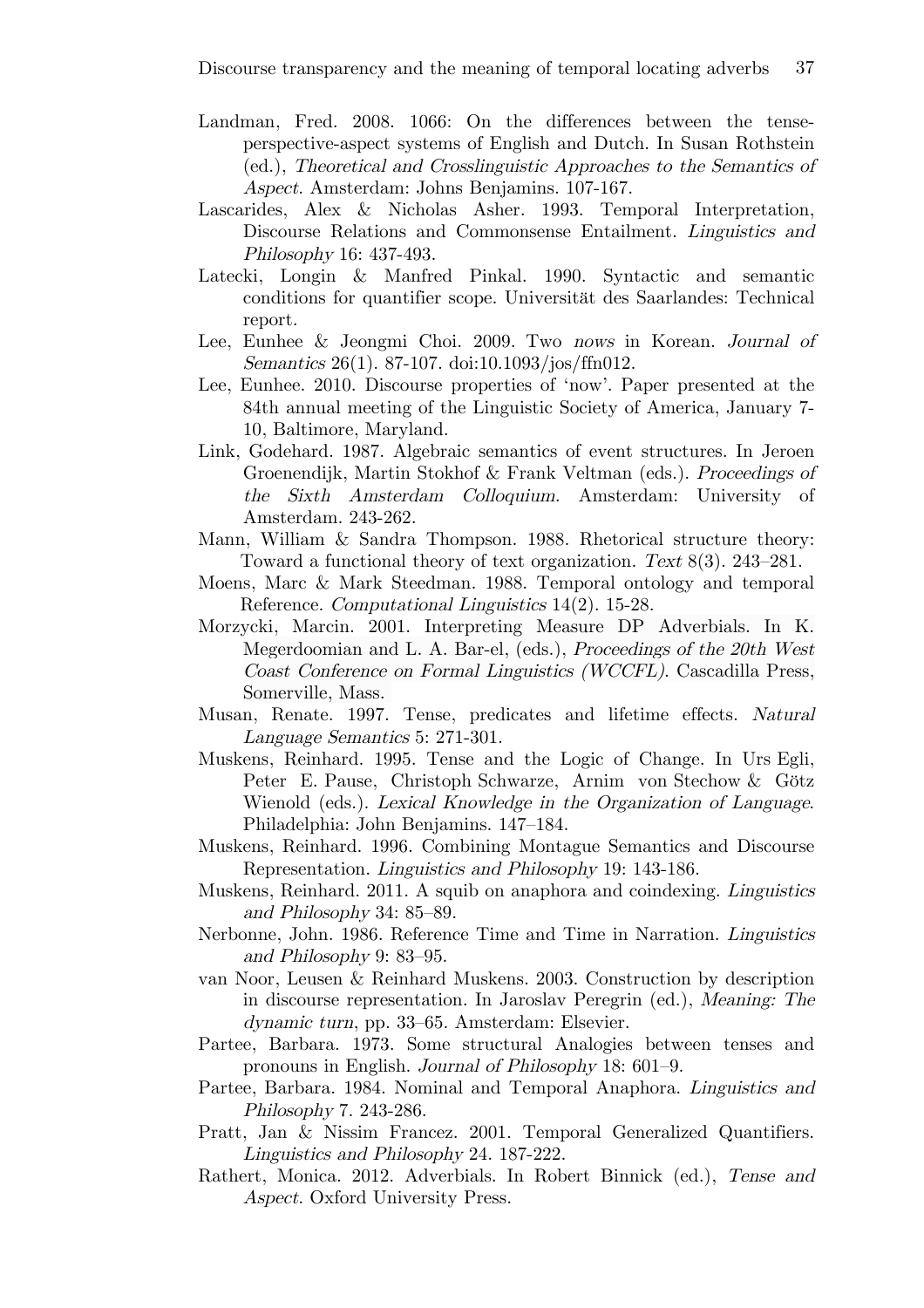Landman, Fred. 2008. 1066: On the differences between the tense-perspective-aspect systems of English and Dutch. In Susan Rothstein (ed.), *Theoretical and Crosslinguistic Approaches to the Semantics of Aspect*. Amsterdam: Johns Benjamins. 107-167.

Lascarides, Alex & Nicholas Asher. 1993. Temporal Interpretation, Discourse Relations and Commonsense Entailment. *Linguistics and Philosophy* 16: 437-493.

Latecki, Longin & Manfred Pinkal. 1990. Syntactic and semantic conditions for quantifier scope. Universität des Saarlandes: Technical report.

Lee, Eunhee & Jeongmi Choi. 2009. Two *nows* in Korean. *Journal of Semantics* 26(1). 87-107. doi:10.1093/jos/ffn012.

Lee, Eunhee. 2010. Discourse properties of 'now'. Paper presented at the 84th annual meeting of the Linguistic Society of America, January 7-10, Baltimore, Maryland.

Link, Godehard. 1987. Algebraic semantics of event structures. In Jeroen Groenendijk, Martin Stokhof & Frank Veltman (eds.). *Proceedings of the Sixth Amsterdam Colloquium*. Amsterdam: University of Amsterdam. 243-262.

Mann, William & Sandra Thompson. 1988. Rhetorical structure theory: Toward a functional theory of text organization. *Text* 8(3). 243–281.

Moens, Marc & Mark Steedman. 1988. Temporal ontology and temporal Reference. *Computational Linguistics* 14(2). 15-28.

Morzycki, Marcin. 2001. Interpreting Measure DP Adverbials. In K. Megerdoomian and L. A. Bar-el, (eds.), *Proceedings of the 20th West Coast Conference on Formal Linguistics (WCCFL)*. Cascadilla Press, Somerville, Mass.

Musan, Renate. 1997. Tense, predicates and lifetime effects. *Natural Language Semantics* 5: 271-301.

Muskens, Reinhard. 1995. Tense and the Logic of Change. In Urs Egli, Peter E. Pause, Christoph Schwarze, Arnim von Stechow & Götz Wienold (eds.). *Lexical Knowledge in the Organization of Language*. Philadelphia: John Benjamins. 147–184.

Muskens, Reinhard. 1996. Combining Montague Semantics and Discourse Representation. *Linguistics and Philosophy* 19: 143-186.

Muskens, Reinhard. 2011. A squib on anaphora and coindexing. *Linguistics and Philosophy* 34: 85–89.

Nerbonne, John. 1986. Reference Time and Time in Narration. *Linguistics and Philosophy* 9: 83–95.

van Noor, Leusen & Reinhard Muskens. 2003. Construction by description in discourse representation. In Jaroslav Peregrin (ed.), *Meaning: The dynamic turn*, pp. 33–65. Amsterdam: Elsevier.

Partee, Barbara. 1973. Some structural Analogies between tenses and pronouns in English. *Journal of Philosophy* 18: 601–9.

Partee, Barbara. 1984. Nominal and Temporal Anaphora. *Linguistics and Philosophy* 7. 243-286.

Pratt, Jan & Nissim Francez. 2001. Temporal Generalized Quantifiers. *Linguistics and Philosophy* 24. 187-222.

Rathert, Monica. 2012. Adverbials. In Robert Binnick (ed.), *Tense and Aspect*. Oxford University Press.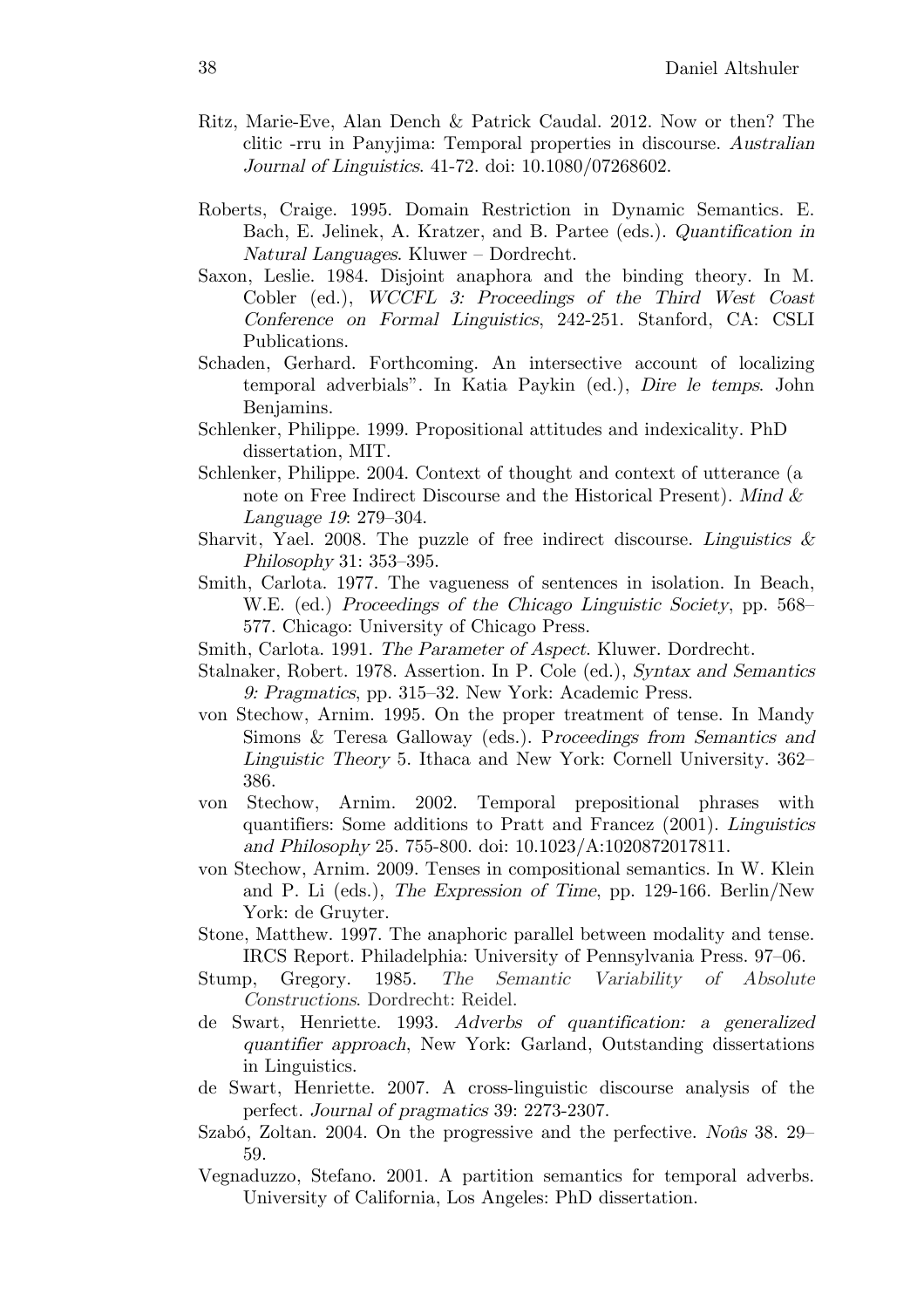Ritz, Marie-Eve, Alan Dench & Patrick Caudal. 2012. Now or then? The clitic -rru in Panyjima: Temporal properties in discourse. *Australian Journal of Linguistics*. 41-72. doi: 10.1080/07268602.

Roberts, Craige. 1995. Domain Restriction in Dynamic Semantics. E. Bach, E. Jelinek, A. Kratzer, and B. Partee (eds.). *Quantification in Natural Languages*. Kluwer – Dordrecht.

Saxon, Leslie. 1984. Disjoint anaphora and the binding theory. In M. Cobler (ed.), *WCCFL 3: Proceedings of the Third West Coast Conference on Formal Linguistics*, 242-251. Stanford, CA: CSLI Publications.

Schaden, Gerhard. Forthcoming. An intersective account of localizing temporal adverbials". In Katia Paykin (ed.), *Dire le temps*. John Benjamins.

Schlenker, Philippe. 1999. Propositional attitudes and indexicality. PhD dissertation, MIT.

Schlenker, Philippe. 2004. Context of thought and context of utterance (a note on Free Indirect Discourse and the Historical Present). *Mind & Language 19*: 279–304.

Sharvit, Yael. 2008. The puzzle of free indirect discourse. *Linguistics & Philosophy* 31: 353–395.

Smith, Carlota. 1977. The vagueness of sentences in isolation. In Beach, W.E. (ed.) *Proceedings of the Chicago Linguistic Society*, pp. 568–577. Chicago: University of Chicago Press.

Smith, Carlota. 1991. *The Parameter of Aspect*. Kluwer. Dordrecht.

Stalnaker, Robert. 1978. Assertion. In P. Cole (ed.), *Syntax and Semantics 9: Pragmatics*, pp. 315–32. New York: Academic Press.

von Stechow, Arnim. 1995. On the proper treatment of tense. In Mandy Simons & Teresa Galloway (eds.). P*roceedings from Semantics and Linguistic Theory* 5. Ithaca and New York: Cornell University. 362–386.

von Stechow, Arnim. 2002. Temporal prepositional phrases with quantifiers: Some additions to Pratt and Francez (2001). *Linguistics and Philosophy* 25. 755-800. doi: 10.1023/A:1020872017811.

von Stechow, Arnim. 2009. Tenses in compositional semantics. In W. Klein and P. Li (eds.), *The Expression of Time*, pp. 129-166. Berlin/New York: de Gruyter.

Stone, Matthew. 1997. The anaphoric parallel between modality and tense. IRCS Report. Philadelphia: University of Pennsylvania Press. 97–06.

Stump, Gregory. 1985. *The Semantic Variability of Absolute Constructions*. Dordrecht: Reidel.

de Swart, Henriette. 1993. *Adverbs of quantification: a generalized quantifier approach*, New York: Garland, Outstanding dissertations in Linguistics.

de Swart, Henriette. 2007. A cross-linguistic discourse analysis of the perfect. *Journal of pragmatics* 39: 2273-2307.

Szabó, Zoltan. 2004. On the progressive and the perfective. *Noûs* 38. 29–59.

Vegnaduzzo, Stefano. 2001. A partition semantics for temporal adverbs. University of California, Los Angeles: PhD dissertation.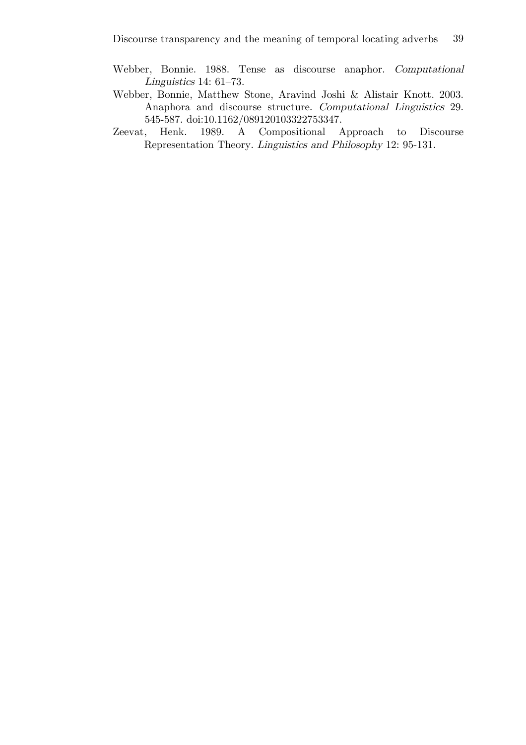Webber, Bonnie. 1988. Tense as discourse anaphor. *Computational Linguistics* 14: 61–73.

Webber, Bonnie, Matthew Stone, Aravind Joshi & Alistair Knott. 2003. Anaphora and discourse structure. *Computational Linguistics* 29. 545-587. doi:10.1162/089120103322753347.

Zeevat, Henk. 1989. A Compositional Approach to Discourse Representation Theory. *Linguistics and Philosophy* 12: 95-131.